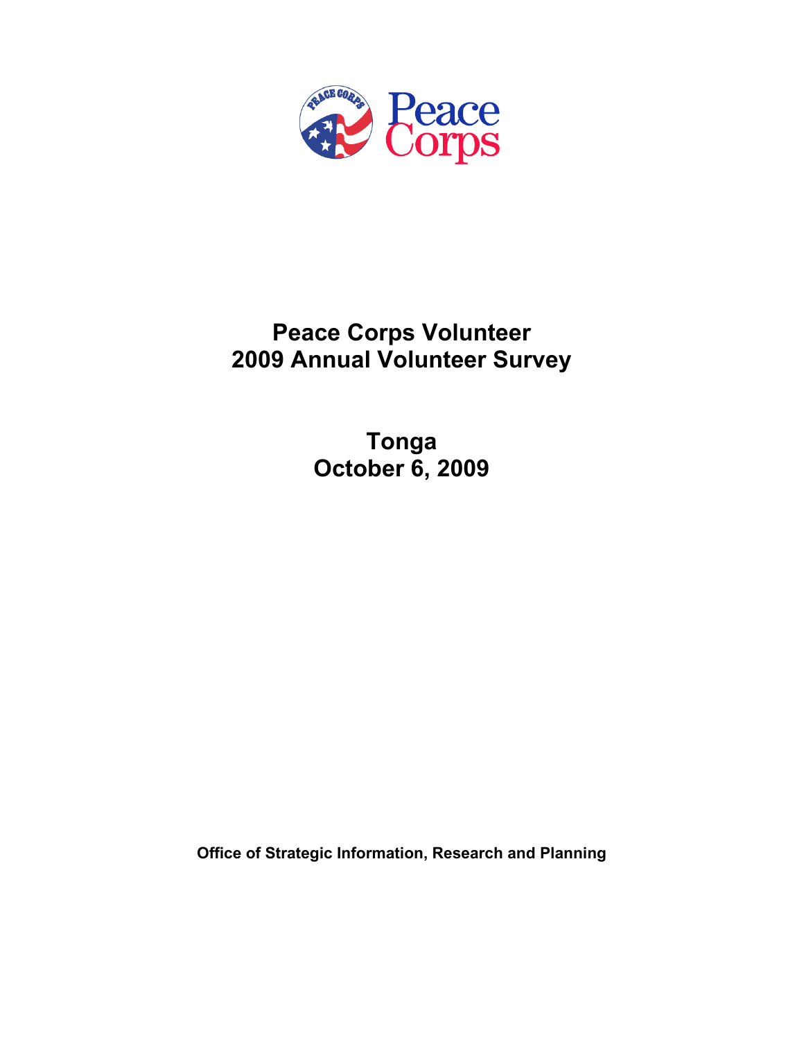# Peace Corps Volunteer
# 2009 Annual Volunteer Survey

## Tonga
## October 6, 2009

**Office of Strategic Information, Research and Planning**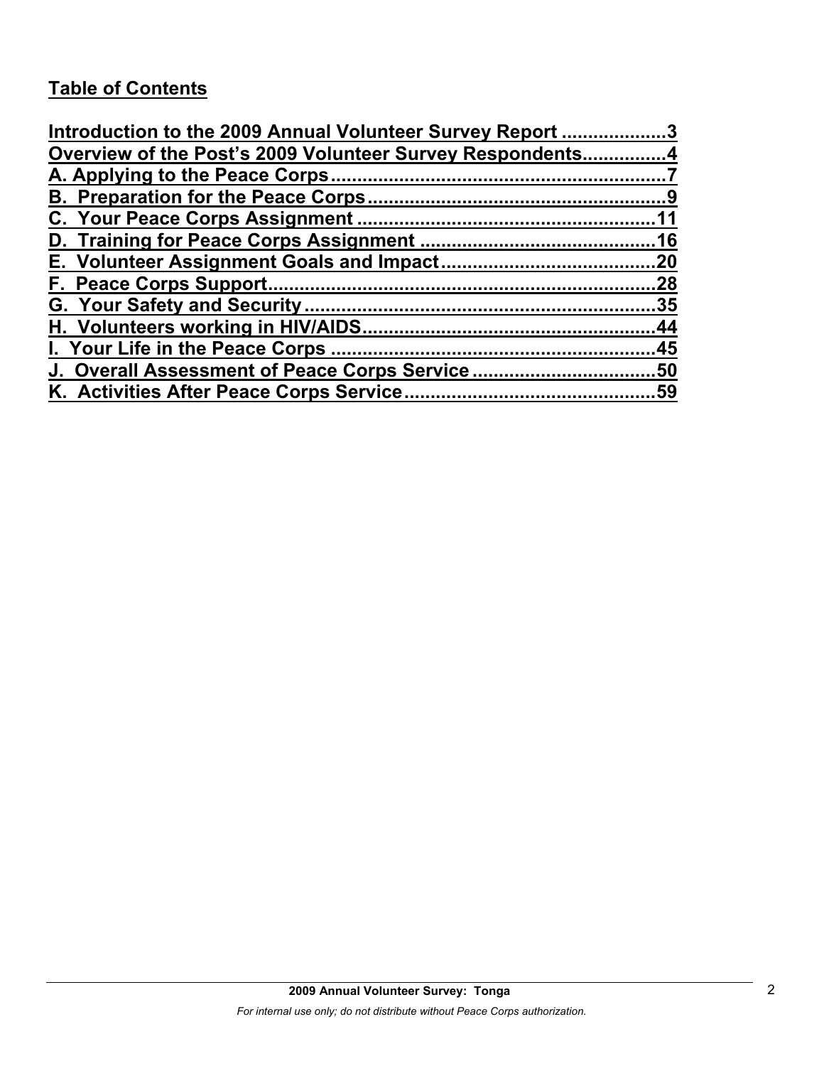## Table of Contents

Introduction to the 2009 Annual Volunteer Survey Report ....................3
Overview of the Post's 2009 Volunteer Survey Respondents................4
A. Applying to the Peace Corps................................................................7
B. Preparation for the Peace Corps.........................................................9
C. Your Peace Corps Assignment ........................................................11
D. Training for Peace Corps Assignment ............................................16
E. Volunteer Assignment Goals and Impact........................................20
F. Peace Corps Support.........................................................................28
G. Your Safety and Security...................................................................35
H. Volunteers working in HIV/AIDS.......................................................44
I. Your Life in the Peace Corps .............................................................45
J. Overall Assessment of Peace Corps Service ..................................50
K. Activities After Peace Corps Service...............................................59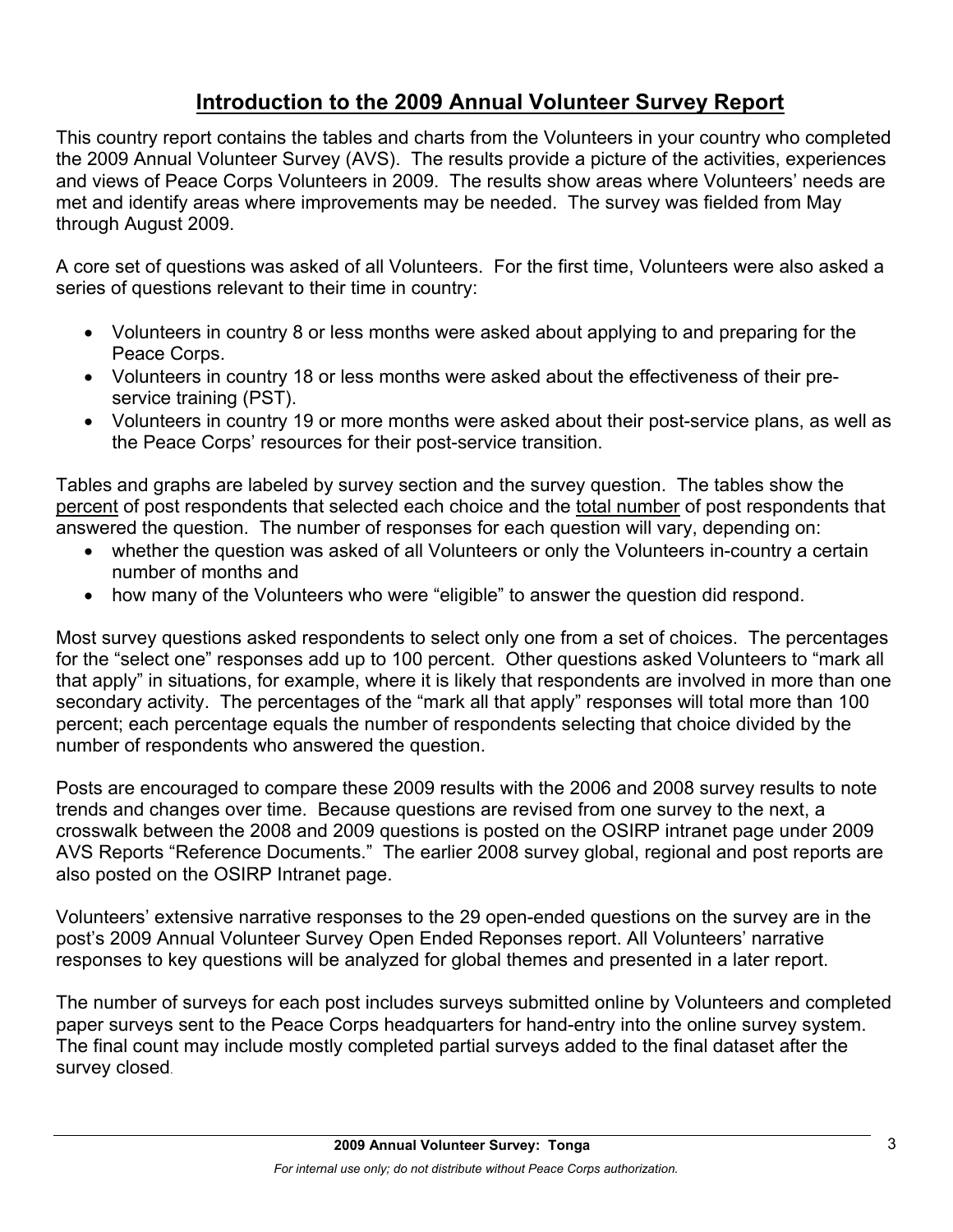# Introduction to the 2009 Annual Volunteer Survey Report

This country report contains the tables and charts from the Volunteers in your country who completed the 2009 Annual Volunteer Survey (AVS). The results provide a picture of the activities, experiences and views of Peace Corps Volunteers in 2009. The results show areas where Volunteers' needs are met and identify areas where improvements may be needed. The survey was fielded from May through August 2009.

A core set of questions was asked of all Volunteers. For the first time, Volunteers were also asked a series of questions relevant to their time in country:

- Volunteers in country 8 or less months were asked about applying to and preparing for the Peace Corps.
- Volunteers in country 18 or less months were asked about the effectiveness of their pre-service training (PST).
- Volunteers in country 19 or more months were asked about their post-service plans, as well as the Peace Corps' resources for their post-service transition.

Tables and graphs are labeled by survey section and the survey question. The tables show the percent of post respondents that selected each choice and the total number of post respondents that answered the question. The number of responses for each question will vary, depending on:

- whether the question was asked of all Volunteers or only the Volunteers in-country a certain number of months and
- how many of the Volunteers who were "eligible" to answer the question did respond.

Most survey questions asked respondents to select only one from a set of choices. The percentages for the "select one" responses add up to 100 percent. Other questions asked Volunteers to "mark all that apply" in situations, for example, where it is likely that respondents are involved in more than one secondary activity. The percentages of the "mark all that apply" responses will total more than 100 percent; each percentage equals the number of respondents selecting that choice divided by the number of respondents who answered the question.

Posts are encouraged to compare these 2009 results with the 2006 and 2008 survey results to note trends and changes over time. Because questions are revised from one survey to the next, a crosswalk between the 2008 and 2009 questions is posted on the OSIRP intranet page under 2009 AVS Reports "Reference Documents." The earlier 2008 survey global, regional and post reports are also posted on the OSIRP Intranet page.

Volunteers' extensive narrative responses to the 29 open-ended questions on the survey are in the post's 2009 Annual Volunteer Survey Open Ended Reponses report. All Volunteers' narrative responses to key questions will be analyzed for global themes and presented in a later report.

The number of surveys for each post includes surveys submitted online by Volunteers and completed paper surveys sent to the Peace Corps headquarters for hand-entry into the online survey system. The final count may include mostly completed partial surveys added to the final dataset after the survey closed.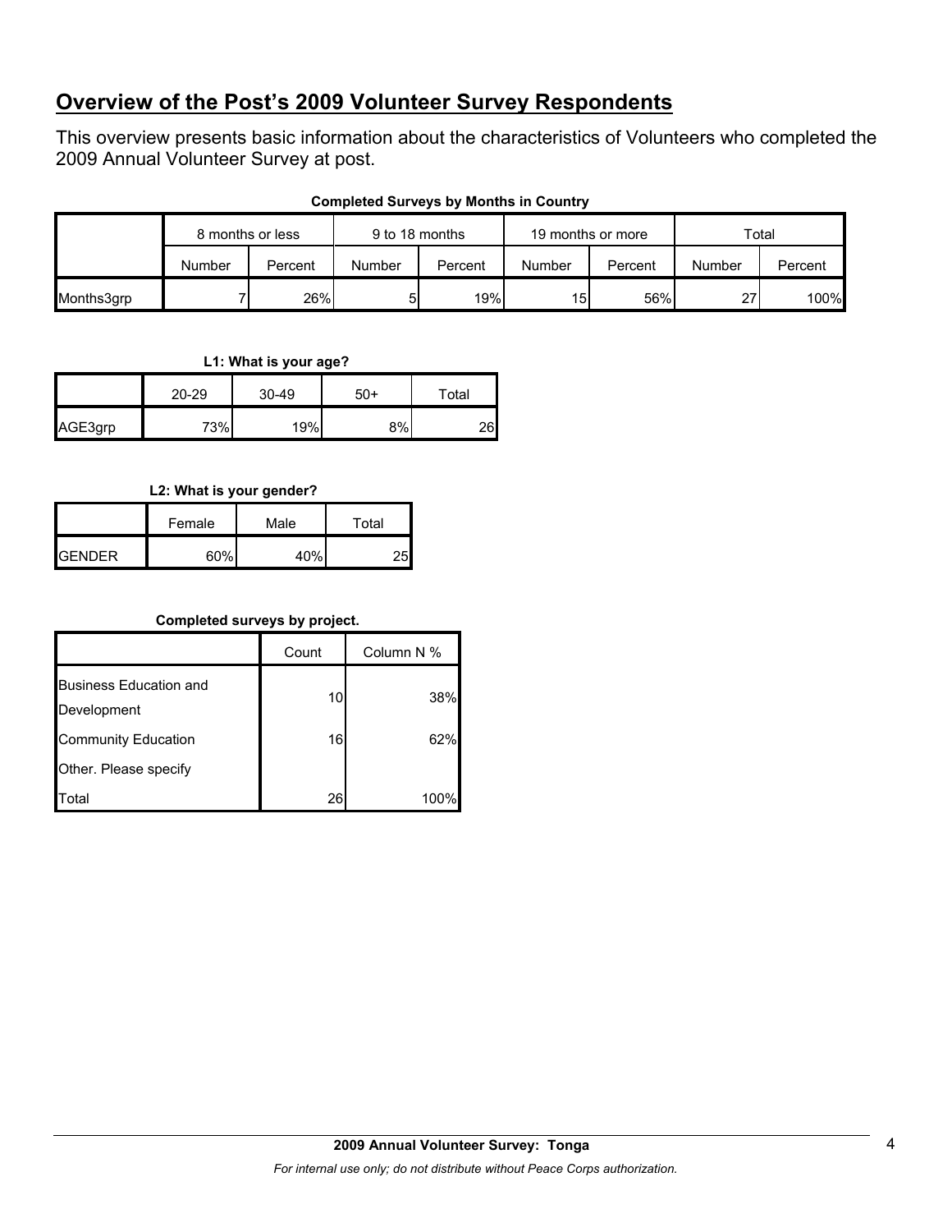## Overview of the Post's 2009 Volunteer Survey Respondents

This overview presents basic information about the characteristics of Volunteers who completed the 2009 Annual Volunteer Survey at post.

**Completed Surveys by Months in Country**

| | 8 months or less | | 9 to 18 months | | 19 months or more | | Total | |
|---|---|---|---|---|---|---|---|---|
| | Number | Percent | Number | Percent | Number | Percent | Number | Percent |
| Months3grp | 7 | 26% | 5 | 19% | 15 | 56% | 27 | 100% |

**L1: What is your age?**

| | 20-29 | 30-49 | 50+ | Total |
|---|---|---|---|---|
| AGE3grp | 73% | 19% | 8% | 26 |

**L2: What is your gender?**

| | Female | Male | Total |
|---|---|---|---|
| GENDER | 60% | 40% | 25 |

**Completed surveys by project.**

| | Count | Column N % |
|---|---|---|
| Business Education and Development | 10 | 38% |
| Community Education | 16 | 62% |
| Other. Please specify | | |
| Total | 26 | 100% |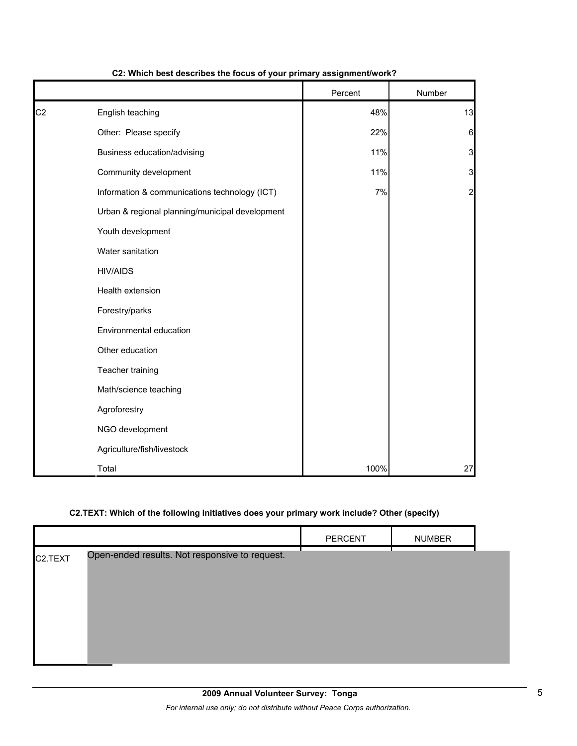**C2: Which best describes the focus of your primary assignment/work?**

| | | Percent | Number |
|---|---|---|---|
| C2 | English teaching | 48% | 13 |
| | Other: Please specify | 22% | 6 |
| | Business education/advising | 11% | 3 |
| | Community development | 11% | 3 |
| | Information & communications technology (ICT) | 7% | 2 |
| | Urban & regional planning/municipal development | | |
| | Youth development | | |
| | Water sanitation | | |
| | HIV/AIDS | | |
| | Health extension | | |
| | Forestry/parks | | |
| | Environmental education | | |
| | Other education | | |
| | Teacher training | | |
| | Math/science teaching | | |
| | Agroforestry | | |
| | NGO development | | |
| | Agriculture/fish/livestock | | |
| | Total | 100% | 27 |

**C2.TEXT: Which of the following initiatives does your primary work include? Other (specify)**

| | | PERCENT | NUMBER |
|---|---|---|---|
| C2.TEXT | Open-ended results. Not responsive to request. | | |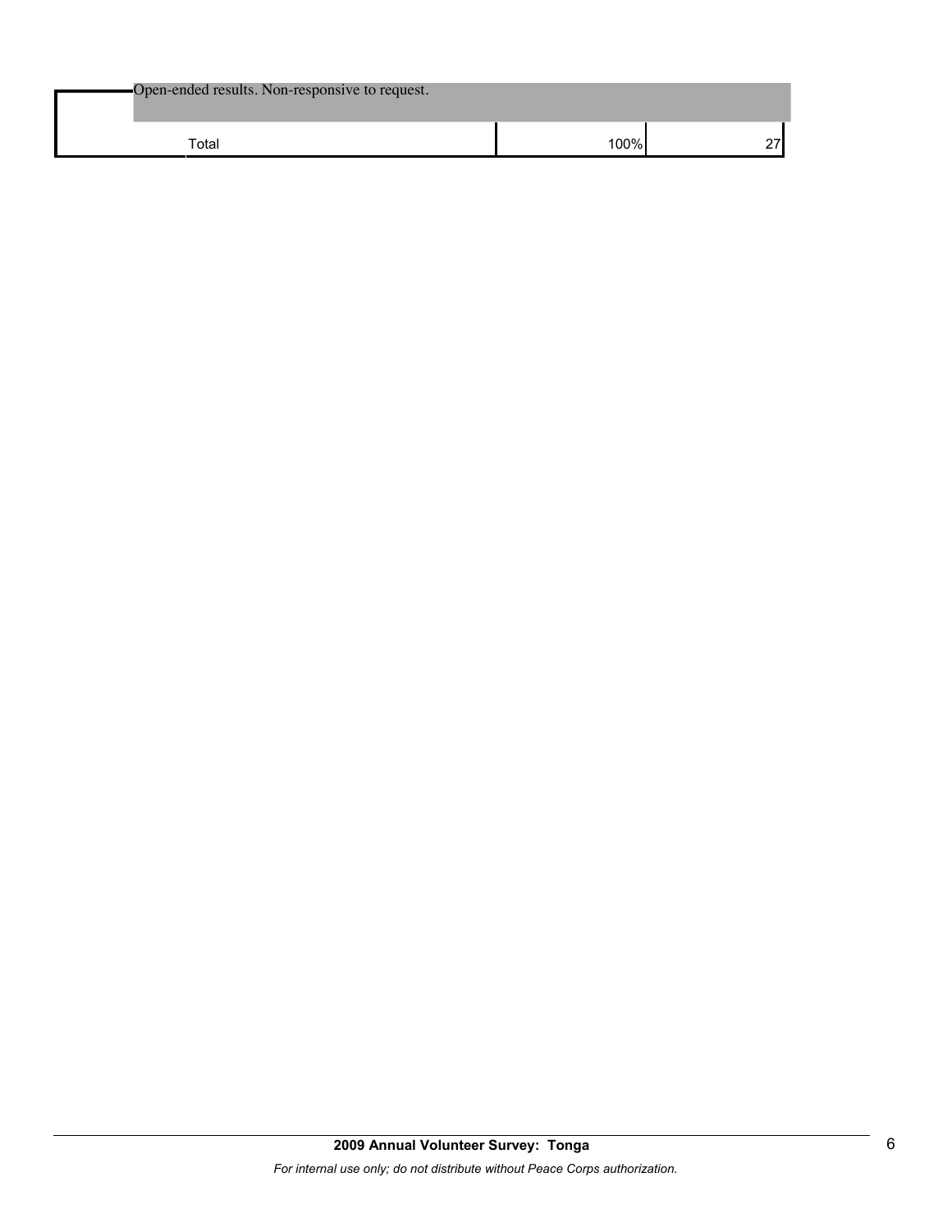| Open-ended results. Non-responsive to request. | | |
|---|---|---|
| Total | 100% | 27 |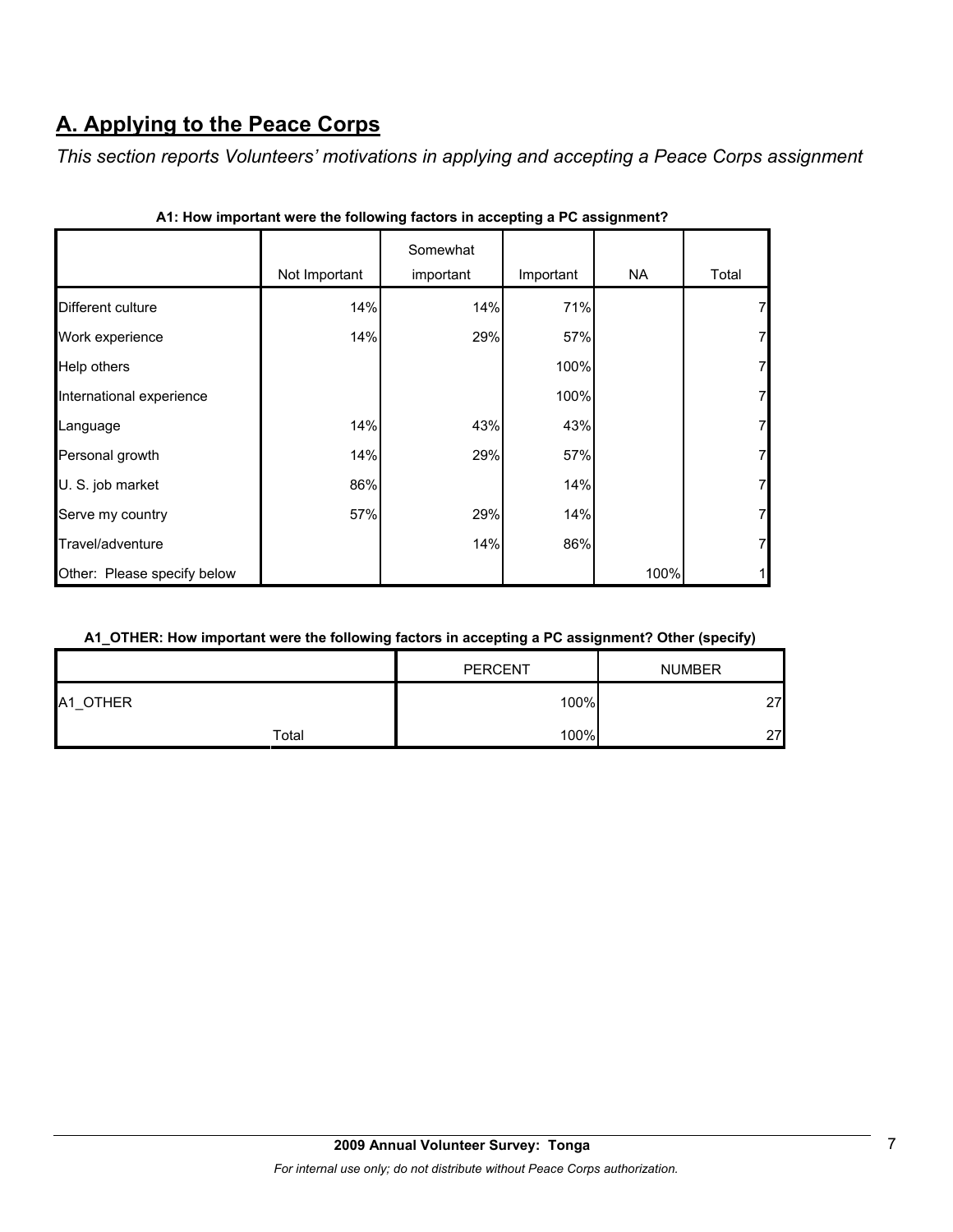# A. Applying to the Peace Corps

*This section reports Volunteers' motivations in applying and accepting a Peace Corps assignment*

**A1: How important were the following factors in accepting a PC assignment?**

| | Not Important | Somewhat important | Important | NA | Total |
|---|---|---|---|---|---|
| Different culture | 14% | 14% | 71% | | 7 |
| Work experience | 14% | 29% | 57% | | 7 |
| Help others | | | 100% | | 7 |
| International experience | | | 100% | | 7 |
| Language | 14% | 43% | 43% | | 7 |
| Personal growth | 14% | 29% | 57% | | 7 |
| U. S. job market | 86% | | 14% | | 7 |
| Serve my country | 57% | 29% | 14% | | 7 |
| Travel/adventure | | 14% | 86% | | 7 |
| Other: Please specify below | | | | 100% | 1 |

**A1_OTHER: How important were the following factors in accepting a PC assignment? Other (specify)**

| | | PERCENT | NUMBER |
|---|---|---|---|
| A1_OTHER | | 100% | 27 |
| | Total | 100% | 27 |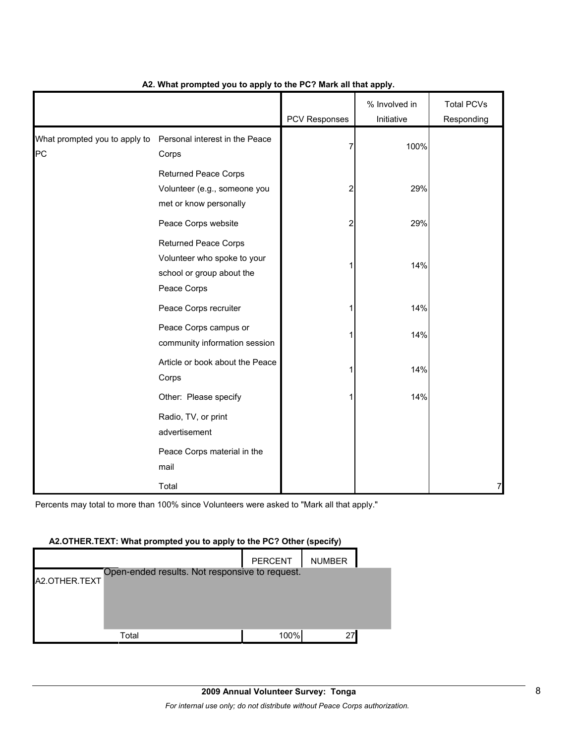**A2. What prompted you to apply to the PC? Mark all that apply.**

| | | PCV Responses | % Involved in Initiative | Total PCVs Responding |
|---|---|---|---|---|
| What prompted you to apply to PC | Personal interest in the Peace Corps | 7 | 100% | |
| | Returned Peace Corps Volunteer (e.g., someone you met or know personally | 2 | 29% | |
| | Peace Corps website | 2 | 29% | |
| | Returned Peace Corps Volunteer who spoke to your school or group about the Peace Corps | 1 | 14% | |
| | Peace Corps recruiter | 1 | 14% | |
| | Peace Corps campus or community information session | 1 | 14% | |
| | Article or book about the Peace Corps | 1 | 14% | |
| | Other: Please specify | 1 | 14% | |
| | Radio, TV, or print advertisement | | | |
| | Peace Corps material in the mail | | | |
| | Total | | | 7 |

Percents may total to more than 100% since Volunteers were asked to "Mark all that apply."

**A2.OTHER.TEXT: What prompted you to apply to the PC? Other (specify)**

| | | PERCENT | NUMBER |
|---|---|---|---|
| A2.OTHER.TEXT | Open-ended results. Not responsive to request. | | |
| | Total | 100% | 27 |

**2009 Annual Volunteer Survey: Tonga**

*For internal use only; do not distribute without Peace Corps authorization.*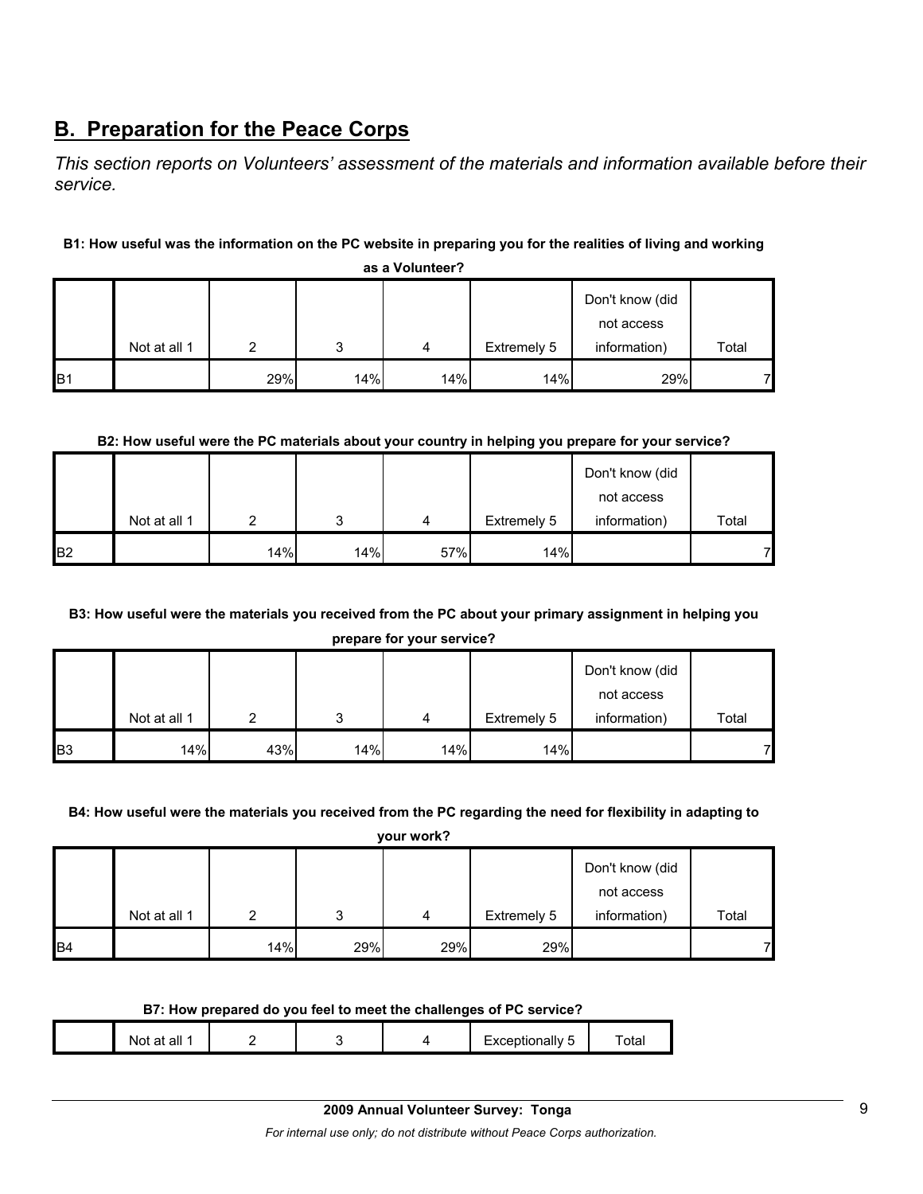## B. Preparation for the Peace Corps

*This section reports on Volunteers' assessment of the materials and information available before their service.*

**B1: How useful was the information on the PC website in preparing you for the realities of living and working as a Volunteer?**

| | Not at all 1 | 2 | 3 | 4 | Extremely 5 | Don't know (did not access information) | Total |
|---|---|---|---|---|---|---|---|
| B1 | | 29% | 14% | 14% | 14% | 29% | 7 |

**B2: How useful were the PC materials about your country in helping you prepare for your service?**

| | Not at all 1 | 2 | 3 | 4 | Extremely 5 | Don't know (did not access information) | Total |
|---|---|---|---|---|---|---|---|
| B2 | | 14% | 14% | 57% | 14% | | 7 |

**B3: How useful were the materials you received from the PC about your primary assignment in helping you prepare for your service?**

| | Not at all 1 | 2 | 3 | 4 | Extremely 5 | Don't know (did not access information) | Total |
|---|---|---|---|---|---|---|---|
| B3 | 14% | 43% | 14% | 14% | 14% | | 7 |

**B4: How useful were the materials you received from the PC regarding the need for flexibility in adapting to your work?**

| | Not at all 1 | 2 | 3 | 4 | Extremely 5 | Don't know (did not access information) | Total |
|---|---|---|---|---|---|---|---|
| B4 | | 14% | 29% | 29% | 29% | | 7 |

**B7: How prepared do you feel to meet the challenges of PC service?**

| | Not at all 1 | 2 | 3 | 4 | Exceptionally 5 | Total |
|---|---|---|---|---|---|---|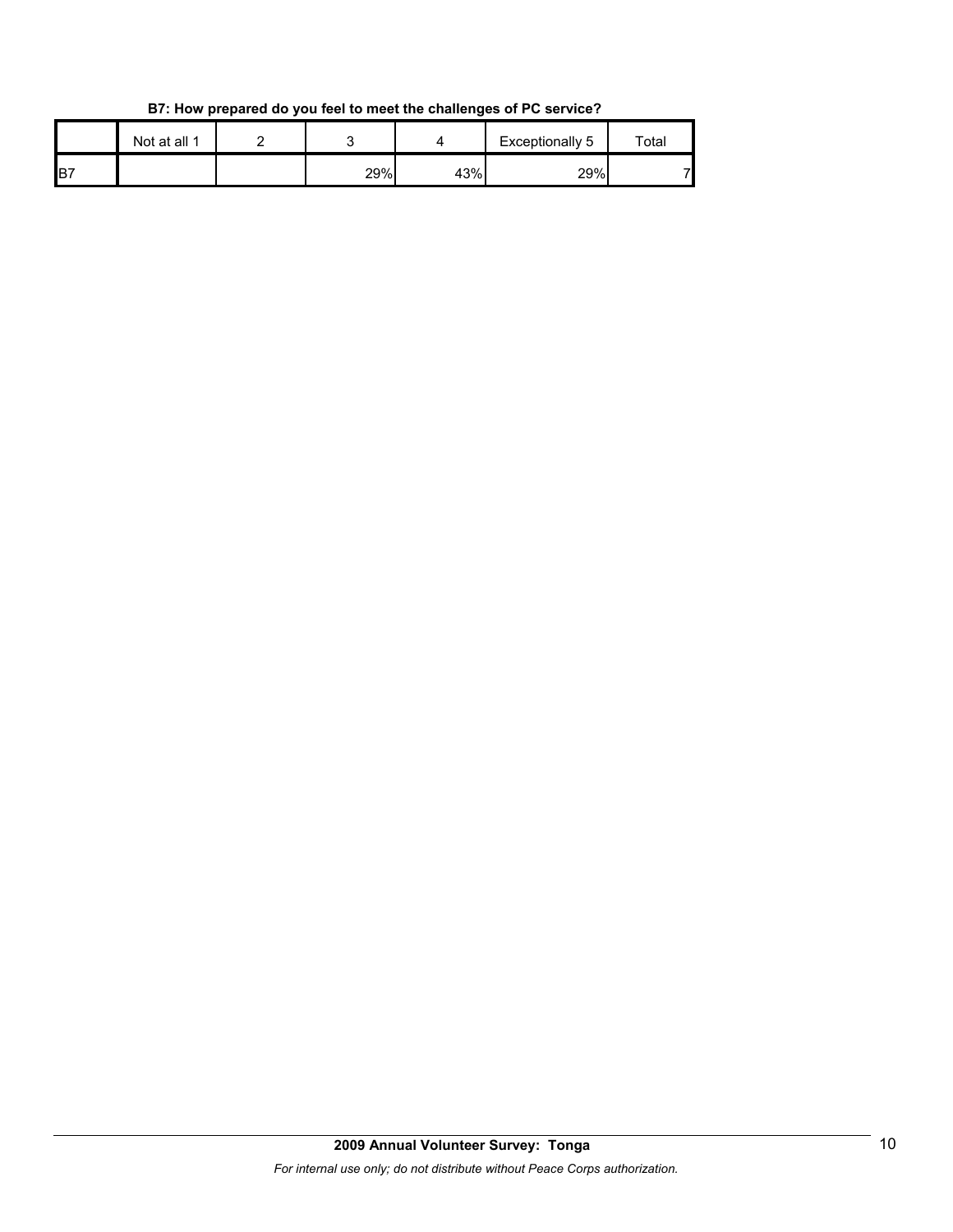**B7: How prepared do you feel to meet the challenges of PC service?**

| | Not at all 1 | 2 | 3 | 4 | Exceptionally 5 | Total |
|---|---|---|---|---|---|---|
| B7 | | | 29% | 43% | 29% | 7 |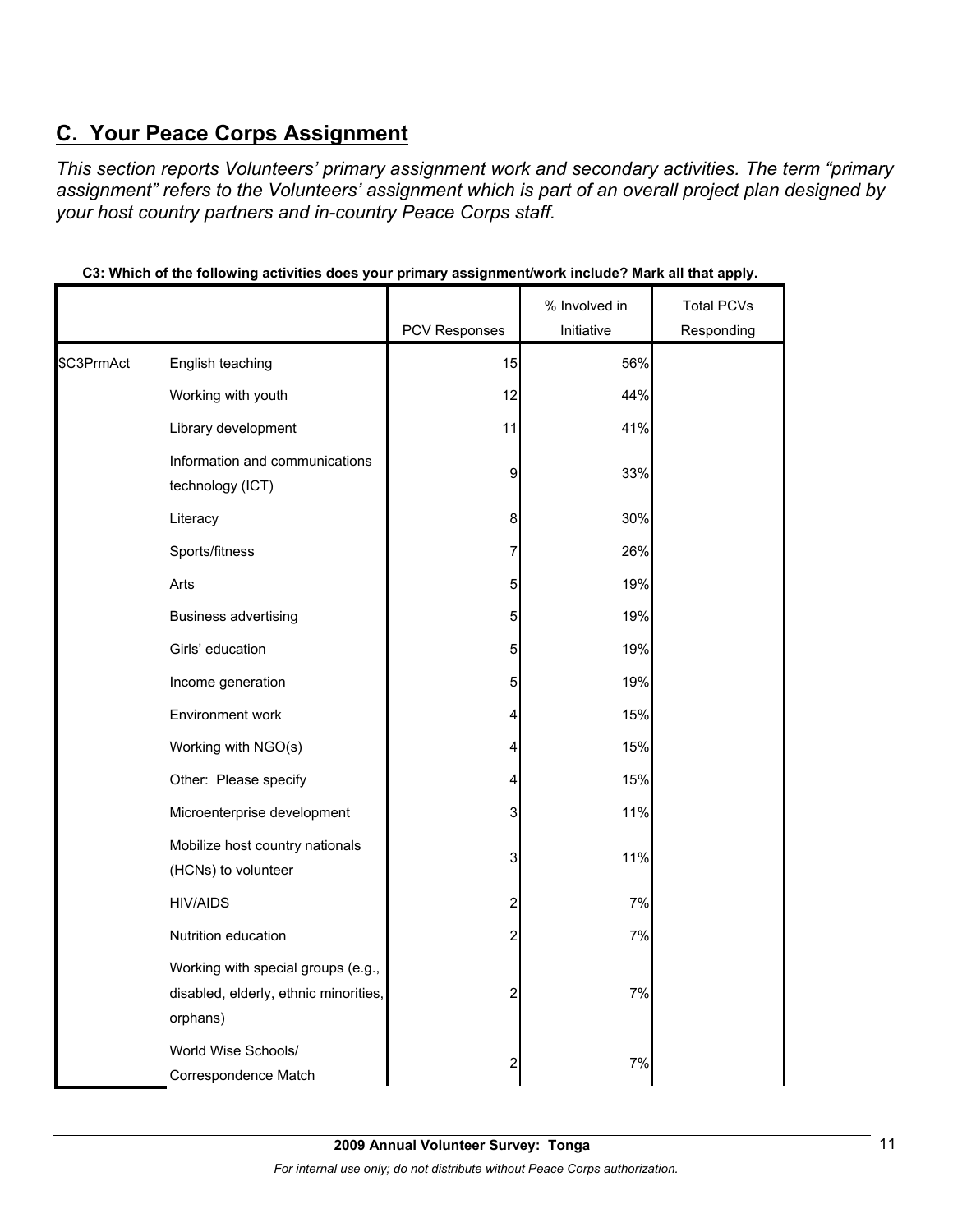## C. Your Peace Corps Assignment

*This section reports Volunteers' primary assignment work and secondary activities. The term "primary assignment" refers to the Volunteers' assignment which is part of an overall project plan designed by your host country partners and in-country Peace Corps staff.*

**C3: Which of the following activities does your primary assignment/work include? Mark all that apply.**

| | | PCV Responses | % Involved in Initiative | Total PCVs Responding |
|---|---|---|---|---|
| $C3PrmAct | English teaching | 15 | 56% | |
| | Working with youth | 12 | 44% | |
| | Library development | 11 | 41% | |
| | Information and communications technology (ICT) | 9 | 33% | |
| | Literacy | 8 | 30% | |
| | Sports/fitness | 7 | 26% | |
| | Arts | 5 | 19% | |
| | Business advertising | 5 | 19% | |
| | Girls' education | 5 | 19% | |
| | Income generation | 5 | 19% | |
| | Environment work | 4 | 15% | |
| | Working with NGO(s) | 4 | 15% | |
| | Other: Please specify | 4 | 15% | |
| | Microenterprise development | 3 | 11% | |
| | Mobilize host country nationals (HCNs) to volunteer | 3 | 11% | |
| | HIV/AIDS | 2 | 7% | |
| | Nutrition education | 2 | 7% | |
| | Working with special groups (e.g., disabled, elderly, ethnic minorities, orphans) | 2 | 7% | |
| | World Wise Schools/ Correspondence Match | 2 | 7% | |

**2009 Annual Volunteer Survey: Tonga**

*For internal use only; do not distribute without Peace Corps authorization.*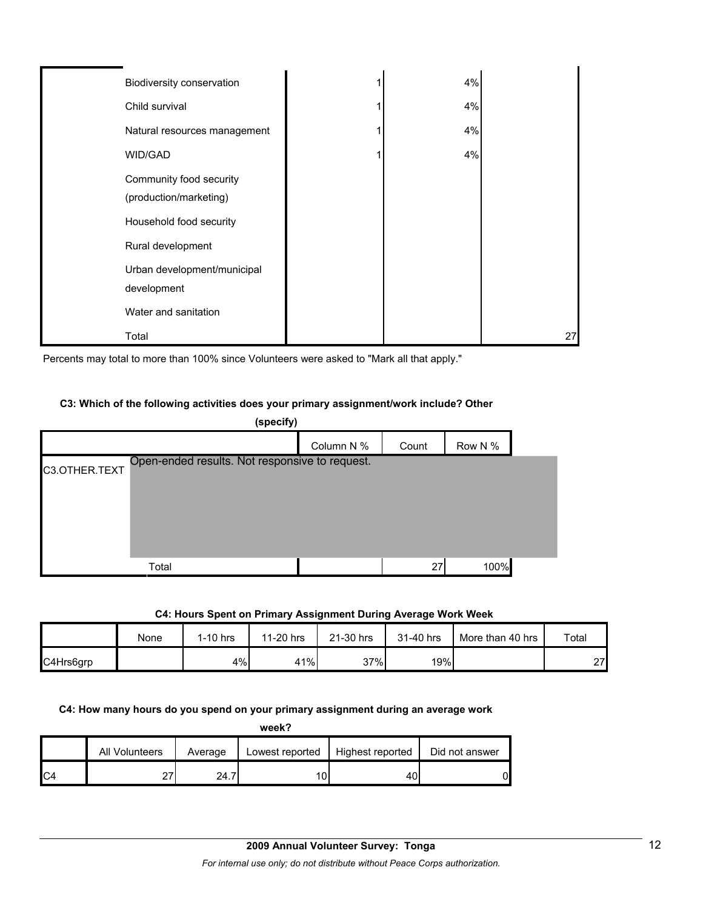| | Column 1 | Column 2 | Column 3 |
|---|---|---|---|
| Biodiversity conservation | 1 | 4% | |
| Child survival | 1 | 4% | |
| Natural resources management | 1 | 4% | |
| WID/GAD | 1 | 4% | |
| Community food security (production/marketing) | | | |
| Household food security | | | |
| Rural development | | | |
| Urban development/municipal development | | | |
| Water and sanitation | | | |
| Total | | | 27 |

Percents may total to more than 100% since Volunteers were asked to "Mark all that apply."

**C3: Which of the following activities does your primary assignment/work include? Other (specify)**

| | Column N % | Count | Row N % |
|---|---|---|---|
| C3.OTHER.TEXT | Open-ended results. Not responsive to request. | | |
| Total | | 27 | 100% |

**C4: Hours Spent on Primary Assignment During Average Work Week**

| | None | 1-10 hrs | 11-20 hrs | 21-30 hrs | 31-40 hrs | More than 40 hrs | Total |
|---|---|---|---|---|---|---|---|
| C4Hrs6grp | | 4% | 41% | 37% | 19% | | 27 |

**C4: How many hours do you spend on your primary assignment during an average work week?**

| | All Volunteers | Average | Lowest reported | Highest reported | Did not answer |
|---|---|---|---|---|---|
| C4 | 27 | 24.7 | 10 | 40 | 0 |

**2009 Annual Volunteer Survey: Tonga**

*For internal use only; do not distribute without Peace Corps authorization.*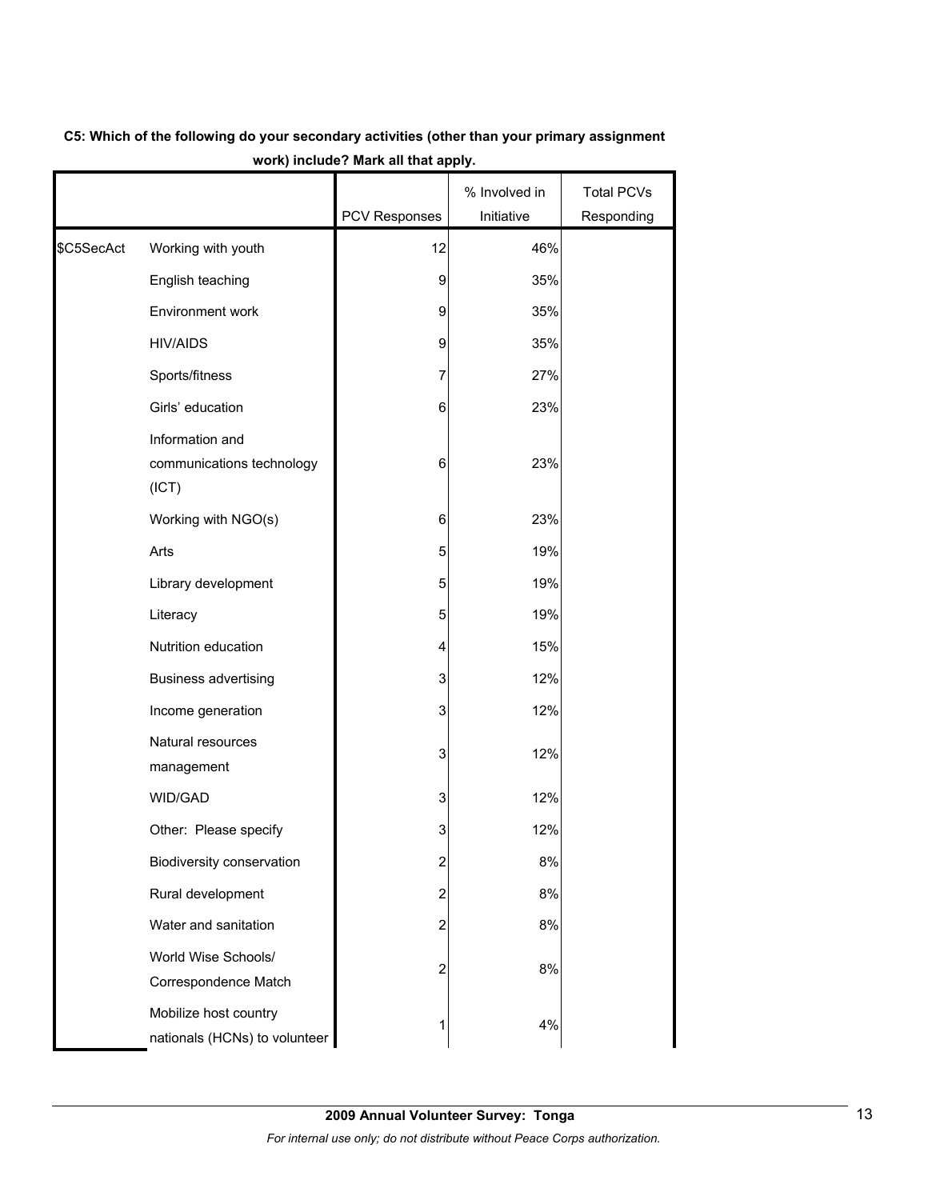**C5: Which of the following do your secondary activities (other than your primary assignment work) include? Mark all that apply.**

| | | PCV Responses | % Involved in Initiative | Total PCVs Responding |
|---|---|---|---|---|
| $C5SecAct | Working with youth | 12 | 46% | |
| | English teaching | 9 | 35% | |
| | Environment work | 9 | 35% | |
| | HIV/AIDS | 9 | 35% | |
| | Sports/fitness | 7 | 27% | |
| | Girls' education | 6 | 23% | |
| | Information and communications technology (ICT) | 6 | 23% | |
| | Working with NGO(s) | 6 | 23% | |
| | Arts | 5 | 19% | |
| | Library development | 5 | 19% | |
| | Literacy | 5 | 19% | |
| | Nutrition education | 4 | 15% | |
| | Business advertising | 3 | 12% | |
| | Income generation | 3 | 12% | |
| | Natural resources management | 3 | 12% | |
| | WID/GAD | 3 | 12% | |
| | Other: Please specify | 3 | 12% | |
| | Biodiversity conservation | 2 | 8% | |
| | Rural development | 2 | 8% | |
| | Water and sanitation | 2 | 8% | |
| | World Wise Schools/ Correspondence Match | 2 | 8% | |
| | Mobilize host country nationals (HCNs) to volunteer | 1 | 4% | |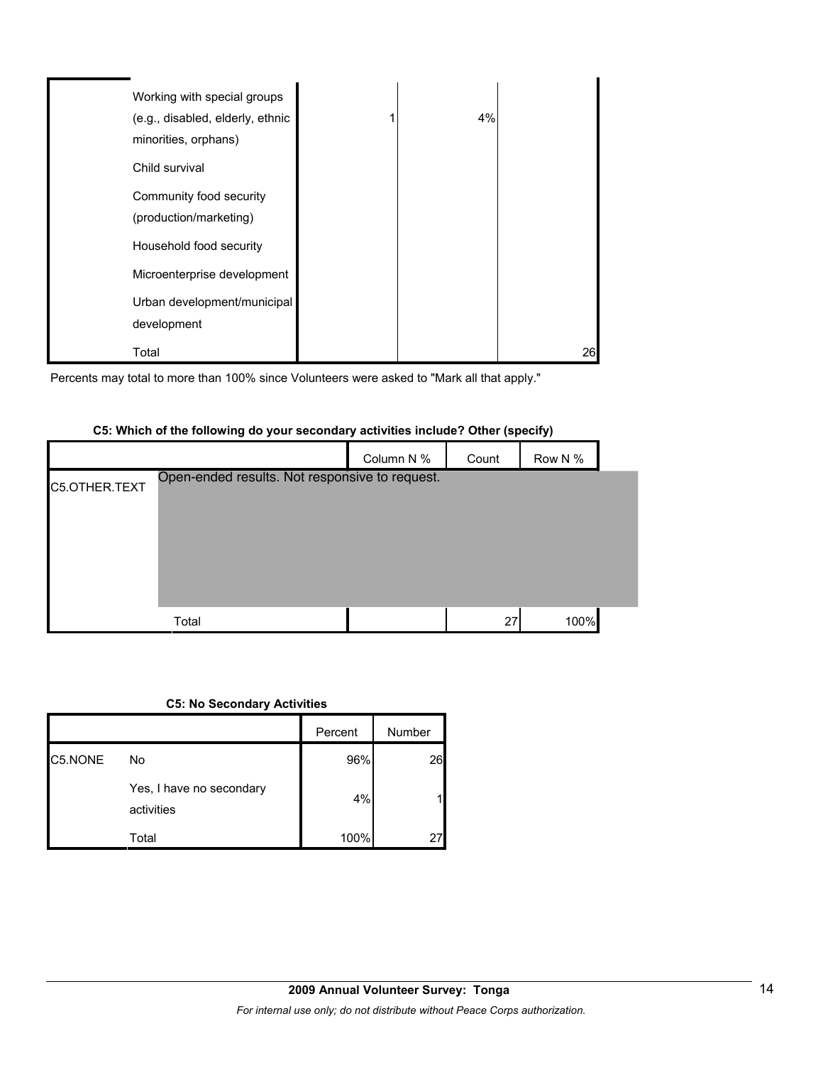| | | | |
|---|---|---|---|
| Working with special groups (e.g., disabled, elderly, ethnic minorities, orphans) | 1 | 4% | |
| Child survival | | | |
| Community food security (production/marketing) | | | |
| Household food security | | | |
| Microenterprise development | | | |
| Urban development/municipal development | | | |
| Total | | | 26 |

Percents may total to more than 100% since Volunteers were asked to "Mark all that apply."

**C5: Which of the following do your secondary activities include? Other (specify)**

| | | Column N % | Count | Row N % |
|---|---|---|---|---|
| C5.OTHER.TEXT | Open-ended results. Not responsive to request. | | | |
| | Total | | 27 | 100% |

**C5: No Secondary Activities**

| | | Percent | Number |
|---|---|---|---|
| C5.NONE | No | 96% | 26 |
| | Yes, I have no secondary activities | 4% | 1 |
| | Total | 100% | 27 |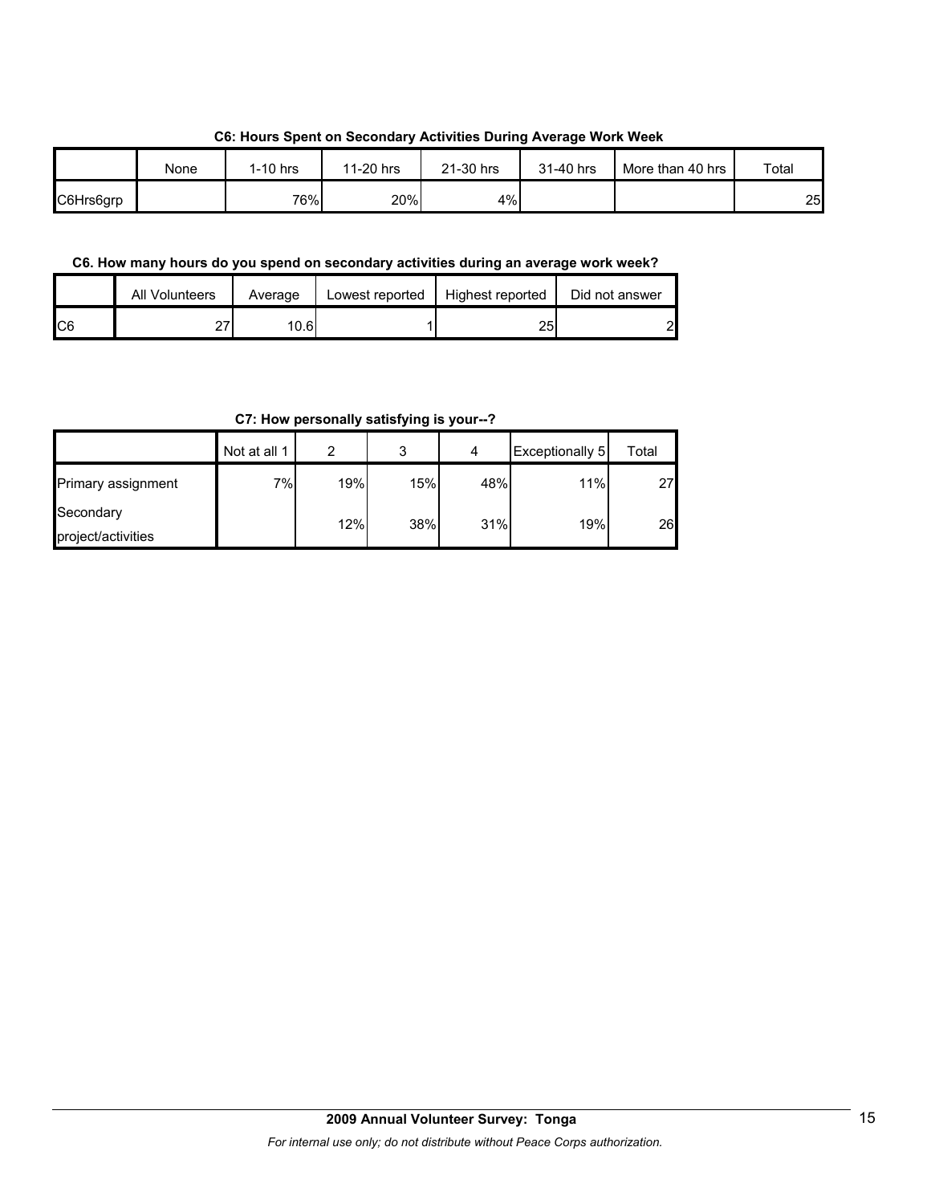**C6: Hours Spent on Secondary Activities During Average Work Week**

| | None | 1-10 hrs | 11-20 hrs | 21-30 hrs | 31-40 hrs | More than 40 hrs | Total |
|---|---|---|---|---|---|---|---|
| C6Hrs6grp | | 76% | 20% | 4% | | | 25 |

**C6. How many hours do you spend on secondary activities during an average work week?**

| | All Volunteers | Average | Lowest reported | Highest reported | Did not answer |
|---|---|---|---|---|---|
| C6 | 27 | 10.6 | 1 | 25 | 2 |

**C7: How personally satisfying is your--?**

| | Not at all 1 | 2 | 3 | 4 | Exceptionally 5 | Total |
|---|---|---|---|---|---|---|
| Primary assignment | 7% | 19% | 15% | 48% | 11% | 27 |
| Secondary project/activities | | 12% | 38% | 31% | 19% | 26 |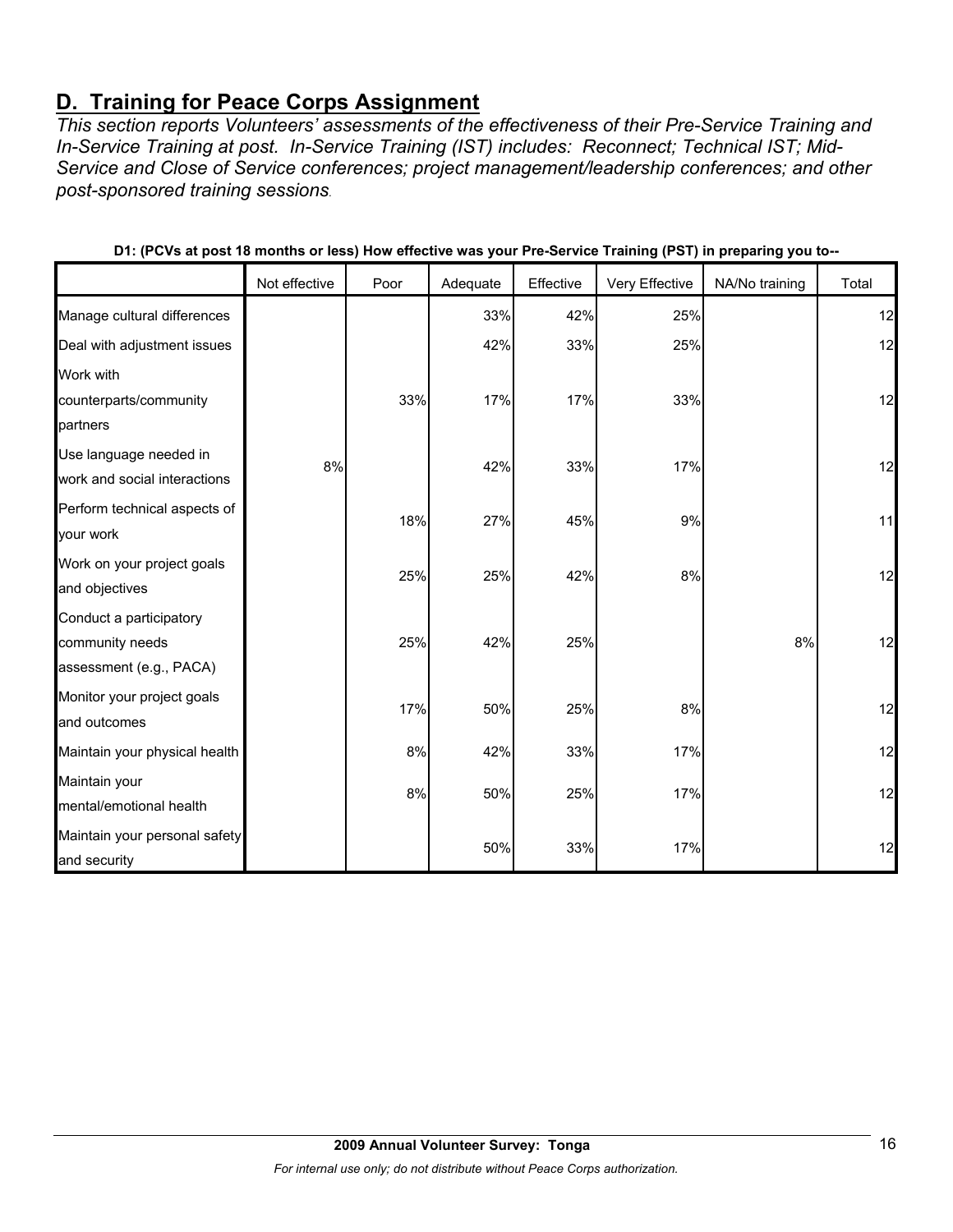## D. Training for Peace Corps Assignment

*This section reports Volunteers' assessments of the effectiveness of their Pre-Service Training and In-Service Training at post. In-Service Training (IST) includes: Reconnect; Technical IST; Mid-Service and Close of Service conferences; project management/leadership conferences; and other post-sponsored training sessions.*

**D1: (PCVs at post 18 months or less) How effective was your Pre-Service Training (PST) in preparing you to--**

| | Not effective | Poor | Adequate | Effective | Very Effective | NA/No training | Total |
|---|---|---|---|---|---|---|---|
| Manage cultural differences | | | 33% | 42% | 25% | | 12 |
| Deal with adjustment issues | | | 42% | 33% | 25% | | 12 |
| Work with counterparts/community partners | | 33% | 17% | 17% | 33% | | 12 |
| Use language needed in work and social interactions | 8% | | 42% | 33% | 17% | | 12 |
| Perform technical aspects of your work | | 18% | 27% | 45% | 9% | | 11 |
| Work on your project goals and objectives | | 25% | 25% | 42% | 8% | | 12 |
| Conduct a participatory community needs assessment (e.g., PACA) | | 25% | 42% | 25% | | 8% | 12 |
| Monitor your project goals and outcomes | | 17% | 50% | 25% | 8% | | 12 |
| Maintain your physical health | | 8% | 42% | 33% | 17% | | 12 |
| Maintain your mental/emotional health | | 8% | 50% | 25% | 17% | | 12 |
| Maintain your personal safety and security | | | 50% | 33% | 17% | | 12 |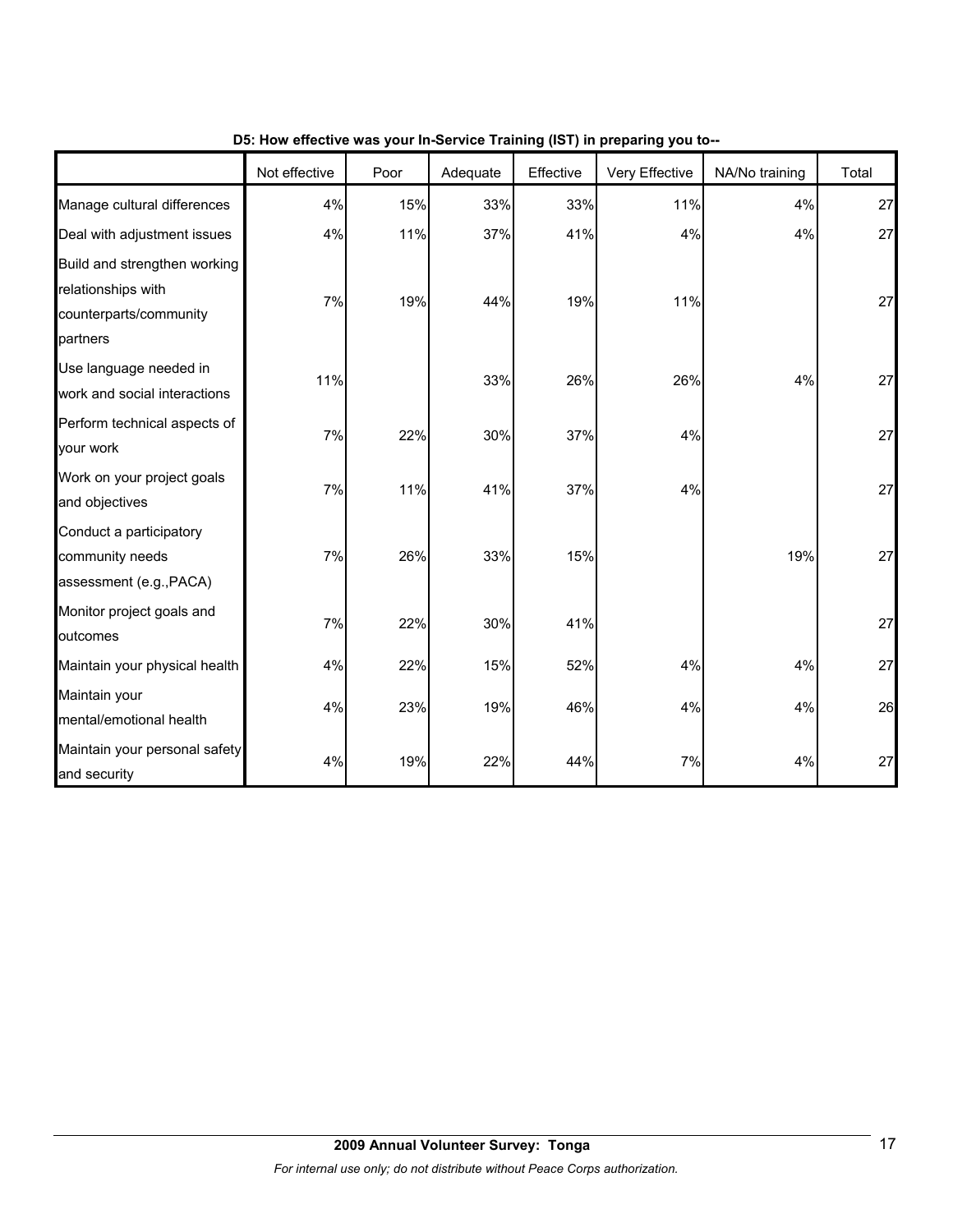**D5: How effective was your In-Service Training (IST) in preparing you to--**

| | Not effective | Poor | Adequate | Effective | Very Effective | NA/No training | Total |
|---|---|---|---|---|---|---|---|
| Manage cultural differences | 4% | 15% | 33% | 33% | 11% | 4% | 27 |
| Deal with adjustment issues | 4% | 11% | 37% | 41% | 4% | 4% | 27 |
| Build and strengthen working relationships with counterparts/community partners | 7% | 19% | 44% | 19% | 11% | | 27 |
| Use language needed in work and social interactions | 11% | | 33% | 26% | 26% | 4% | 27 |
| Perform technical aspects of your work | 7% | 22% | 30% | 37% | 4% | | 27 |
| Work on your project goals and objectives | 7% | 11% | 41% | 37% | 4% | | 27 |
| Conduct a participatory community needs assessment (e.g.,PACA) | 7% | 26% | 33% | 15% | | 19% | 27 |
| Monitor project goals and outcomes | 7% | 22% | 30% | 41% | | | 27 |
| Maintain your physical health | 4% | 22% | 15% | 52% | 4% | 4% | 27 |
| Maintain your mental/emotional health | 4% | 23% | 19% | 46% | 4% | 4% | 26 |
| Maintain your personal safety and security | 4% | 19% | 22% | 44% | 7% | 4% | 27 |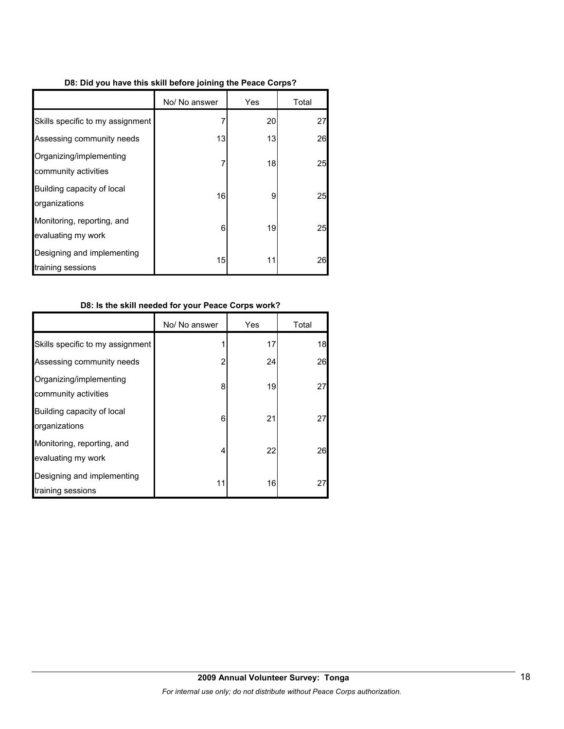**D8: Did you have this skill before joining the Peace Corps?**

| | No/ No answer | Yes | Total |
|---|---|---|---|
| Skills specific to my assignment | 7 | 20 | 27 |
| Assessing community needs | 13 | 13 | 26 |
| Organizing/implementing community activities | 7 | 18 | 25 |
| Building capacity of local organizations | 16 | 9 | 25 |
| Monitoring, reporting, and evaluating my work | 6 | 19 | 25 |
| Designing and implementing training sessions | 15 | 11 | 26 |

**D8: Is the skill needed for your Peace Corps work?**

| | No/ No answer | Yes | Total |
|---|---|---|---|
| Skills specific to my assignment | 1 | 17 | 18 |
| Assessing community needs | 2 | 24 | 26 |
| Organizing/implementing community activities | 8 | 19 | 27 |
| Building capacity of local organizations | 6 | 21 | 27 |
| Monitoring, reporting, and evaluating my work | 4 | 22 | 26 |
| Designing and implementing training sessions | 11 | 16 | 27 |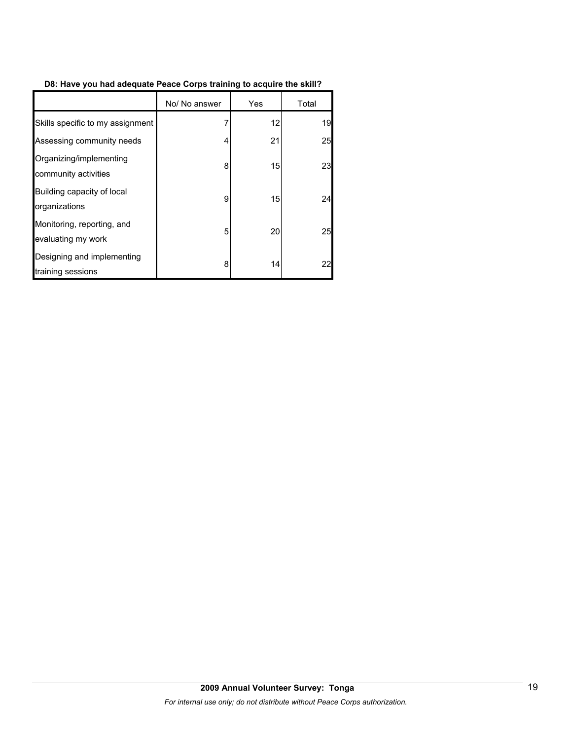**D8: Have you had adequate Peace Corps training to acquire the skill?**

| | No/ No answer | Yes | Total |
|---|---|---|---|
| Skills specific to my assignment | 7 | 12 | 19 |
| Assessing community needs | 4 | 21 | 25 |
| Organizing/implementing community activities | 8 | 15 | 23 |
| Building capacity of local organizations | 9 | 15 | 24 |
| Monitoring, reporting, and evaluating my work | 5 | 20 | 25 |
| Designing and implementing training sessions | 8 | 14 | 22 |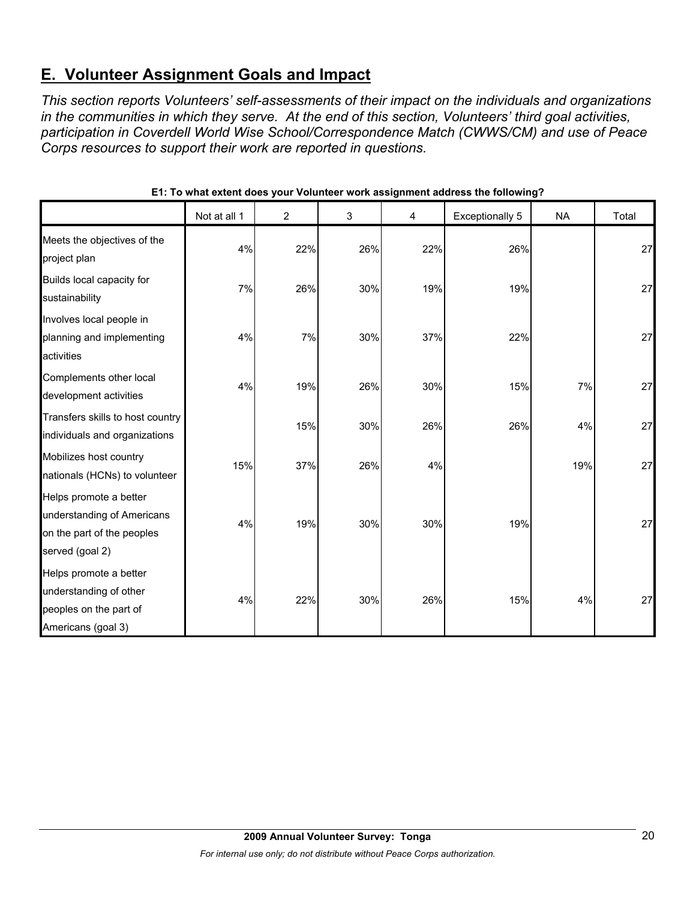## E. Volunteer Assignment Goals and Impact

*This section reports Volunteers' self-assessments of their impact on the individuals and organizations in the communities in which they serve. At the end of this section, Volunteers' third goal activities, participation in Coverdell World Wise School/Correspondence Match (CWWS/CM) and use of Peace Corps resources to support their work are reported in questions.*

**E1: To what extent does your Volunteer work assignment address the following?**

| | Not at all 1 | 2 | 3 | 4 | Exceptionally 5 | NA | Total |
|---|---|---|---|---|---|---|---|
| Meets the objectives of the project plan | 4% | 22% | 26% | 22% | 26% | | 27 |
| Builds local capacity for sustainability | 7% | 26% | 30% | 19% | 19% | | 27 |
| Involves local people in planning and implementing activities | 4% | 7% | 30% | 37% | 22% | | 27 |
| Complements other local development activities | 4% | 19% | 26% | 30% | 15% | 7% | 27 |
| Transfers skills to host country individuals and organizations | | 15% | 30% | 26% | 26% | 4% | 27 |
| Mobilizes host country nationals (HCNs) to volunteer | 15% | 37% | 26% | 4% | | 19% | 27 |
| Helps promote a better understanding of Americans on the part of the peoples served (goal 2) | 4% | 19% | 30% | 30% | 19% | | 27 |
| Helps promote a better understanding of other peoples on the part of Americans (goal 3) | 4% | 22% | 30% | 26% | 15% | 4% | 27 |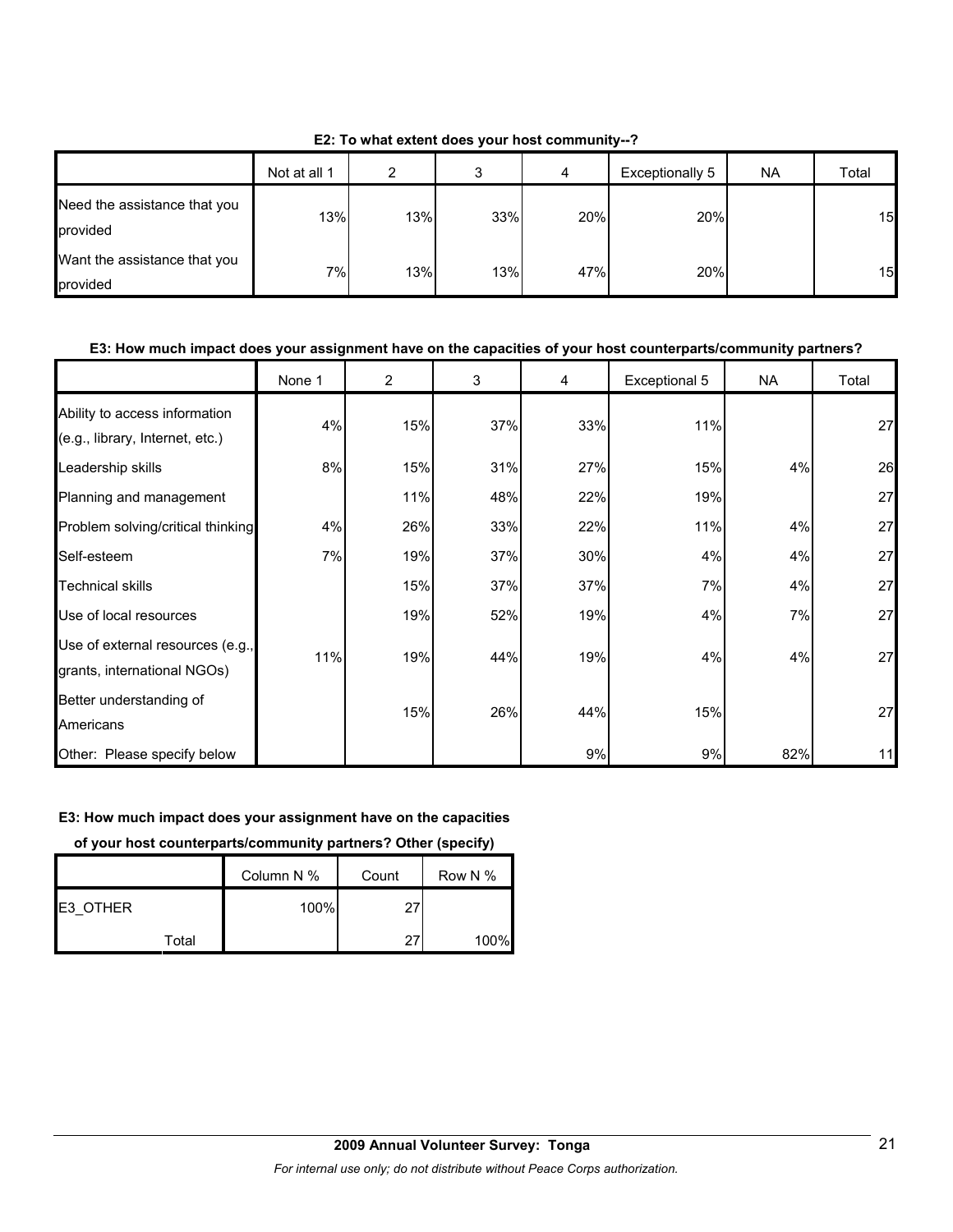**E2: To what extent does your host community--?**

| | Not at all 1 | 2 | 3 | 4 | Exceptionally 5 | NA | Total |
|---|---|---|---|---|---|---|---|
| Need the assistance that you provided | 13% | 13% | 33% | 20% | 20% | | 15 |
| Want the assistance that you provided | 7% | 13% | 13% | 47% | 20% | | 15 |

**E3: How much impact does your assignment have on the capacities of your host counterparts/community partners?**

| | None 1 | 2 | 3 | 4 | Exceptional 5 | NA | Total |
|---|---|---|---|---|---|---|---|
| Ability to access information (e.g., library, Internet, etc.) | 4% | 15% | 37% | 33% | 11% | | 27 |
| Leadership skills | 8% | 15% | 31% | 27% | 15% | 4% | 26 |
| Planning and management | | 11% | 48% | 22% | 19% | | 27 |
| Problem solving/critical thinking | 4% | 26% | 33% | 22% | 11% | 4% | 27 |
| Self-esteem | 7% | 19% | 37% | 30% | 4% | 4% | 27 |
| Technical skills | | 15% | 37% | 37% | 7% | 4% | 27 |
| Use of local resources | | 19% | 52% | 19% | 4% | 7% | 27 |
| Use of external resources (e.g., grants, international NGOs) | 11% | 19% | 44% | 19% | 4% | 4% | 27 |
| Better understanding of Americans | | 15% | 26% | 44% | 15% | | 27 |
| Other: Please specify below | | | | 9% | 9% | 82% | 11 |

**E3: How much impact does your assignment have on the capacities of your host counterparts/community partners? Other (specify)**

| | | Column N % | Count | Row N % |
|---|---|---|---|---|
| E3_OTHER | | 100% | 27 | |
| | Total | | 27 | 100% |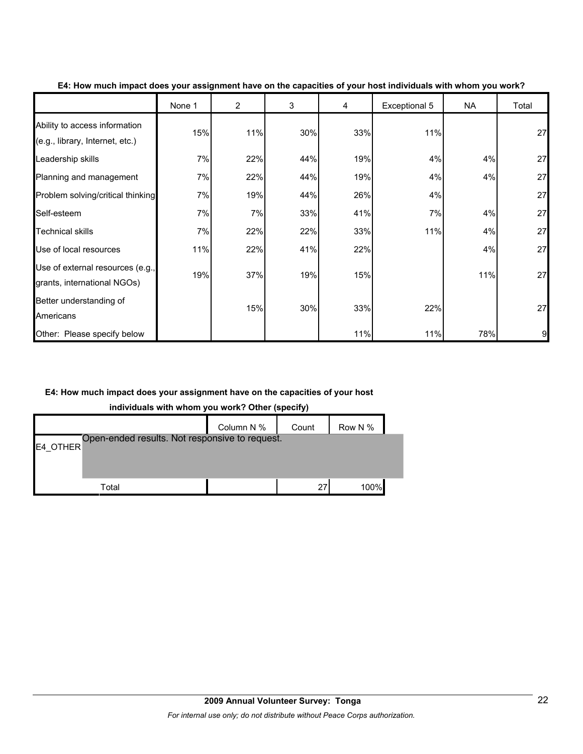**E4: How much impact does your assignment have on the capacities of your host individuals with whom you work?**

| | None 1 | 2 | 3 | 4 | Exceptional 5 | NA | Total |
|---|---|---|---|---|---|---|---|
| Ability to access information (e.g., library, Internet, etc.) | 15% | 11% | 30% | 33% | 11% | | 27 |
| Leadership skills | 7% | 22% | 44% | 19% | 4% | 4% | 27 |
| Planning and management | 7% | 22% | 44% | 19% | 4% | 4% | 27 |
| Problem solving/critical thinking | 7% | 19% | 44% | 26% | 4% | | 27 |
| Self-esteem | 7% | 7% | 33% | 41% | 7% | 4% | 27 |
| Technical skills | 7% | 22% | 22% | 33% | 11% | 4% | 27 |
| Use of local resources | 11% | 22% | 41% | 22% | | 4% | 27 |
| Use of external resources (e.g., grants, international NGOs) | 19% | 37% | 19% | 15% | | 11% | 27 |
| Better understanding of Americans | | 15% | 30% | 33% | 22% | | 27 |
| Other: Please specify below | | | | 11% | 11% | 78% | 9 |

**E4: How much impact does your assignment have on the capacities of your host individuals with whom you work? Other (specify)**

| | | Column N % | Count | Row N % |
|---|---|---|---|---|
| E4_OTHER | Open-ended results. Not responsive to request. | | | |
| | Total | | 27 | 100% |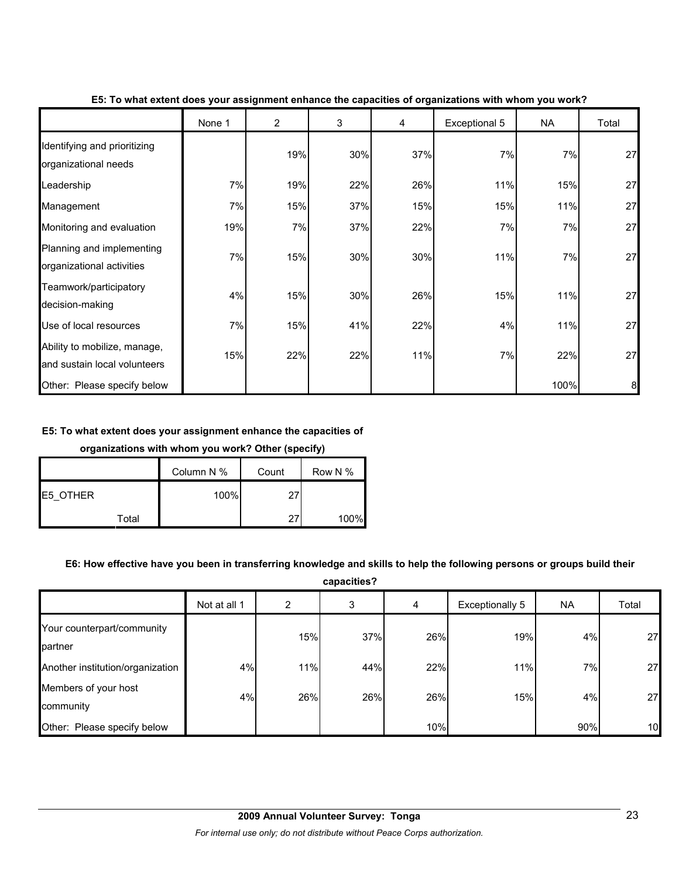**E5: To what extent does your assignment enhance the capacities of organizations with whom you work?**

| | None 1 | 2 | 3 | 4 | Exceptional 5 | NA | Total |
|---|---|---|---|---|---|---|---|
| Identifying and prioritizing organizational needs | | 19% | 30% | 37% | 7% | 7% | 27 |
| Leadership | 7% | 19% | 22% | 26% | 11% | 15% | 27 |
| Management | 7% | 15% | 37% | 15% | 15% | 11% | 27 |
| Monitoring and evaluation | 19% | 7% | 37% | 22% | 7% | 7% | 27 |
| Planning and implementing organizational activities | 7% | 15% | 30% | 30% | 11% | 7% | 27 |
| Teamwork/participatory decision-making | 4% | 15% | 30% | 26% | 15% | 11% | 27 |
| Use of local resources | 7% | 15% | 41% | 22% | 4% | 11% | 27 |
| Ability to mobilize, manage, and sustain local volunteers | 15% | 22% | 22% | 11% | 7% | 22% | 27 |
| Other: Please specify below | | | | | | 100% | 8 |

**E5: To what extent does your assignment enhance the capacities of organizations with whom you work? Other (specify)**

| | | Column N % | Count | Row N % |
|---|---|---|---|---|
| E5_OTHER | | 100% | 27 | |
| | Total | | 27 | 100% |

**E6: How effective have you been in transferring knowledge and skills to help the following persons or groups build their capacities?**

| | Not at all 1 | 2 | 3 | 4 | Exceptionally 5 | NA | Total |
|---|---|---|---|---|---|---|---|
| Your counterpart/community partner | | 15% | 37% | 26% | 19% | 4% | 27 |
| Another institution/organization | 4% | 11% | 44% | 22% | 11% | 7% | 27 |
| Members of your host community | 4% | 26% | 26% | 26% | 15% | 4% | 27 |
| Other: Please specify below | | | | 10% | | 90% | 10 |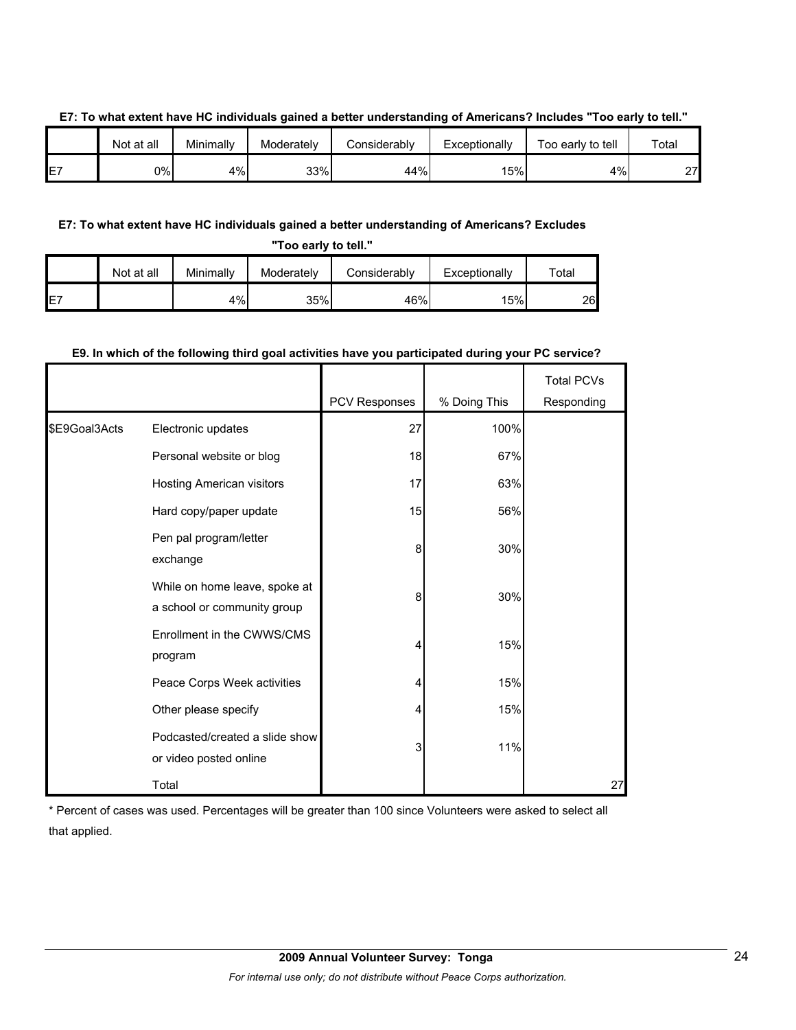**E7: To what extent have HC individuals gained a better understanding of Americans? Includes "Too early to tell."**

| | Not at all | Minimally | Moderately | Considerably | Exceptionally | Too early to tell | Total |
|---|---|---|---|---|---|---|---|
| E7 | 0% | 4% | 33% | 44% | 15% | 4% | 27 |

**E7: To what extent have HC individuals gained a better understanding of Americans? Excludes "Too early to tell."**

| | Not at all | Minimally | Moderately | Considerably | Exceptionally | Total |
|---|---|---|---|---|---|---|
| E7 | | 4% | 35% | 46% | 15% | 26 |

**E9. In which of the following third goal activities have you participated during your PC service?**

| | | PCV Responses | % Doing This | Total PCVs Responding |
|---|---|---|---|---|
| $E9Goal3Acts | Electronic updates | 27 | 100% | |
| | Personal website or blog | 18 | 67% | |
| | Hosting American visitors | 17 | 63% | |
| | Hard copy/paper update | 15 | 56% | |
| | Pen pal program/letter exchange | 8 | 30% | |
| | While on home leave, spoke at a school or community group | 8 | 30% | |
| | Enrollment in the CWWS/CMS program | 4 | 15% | |
| | Peace Corps Week activities | 4 | 15% | |
| | Other please specify | 4 | 15% | |
| | Podcasted/created a slide show or video posted online | 3 | 11% | |
| | Total | | | 27 |

* Percent of cases was used. Percentages will be greater than 100 since Volunteers were asked to select all that applied.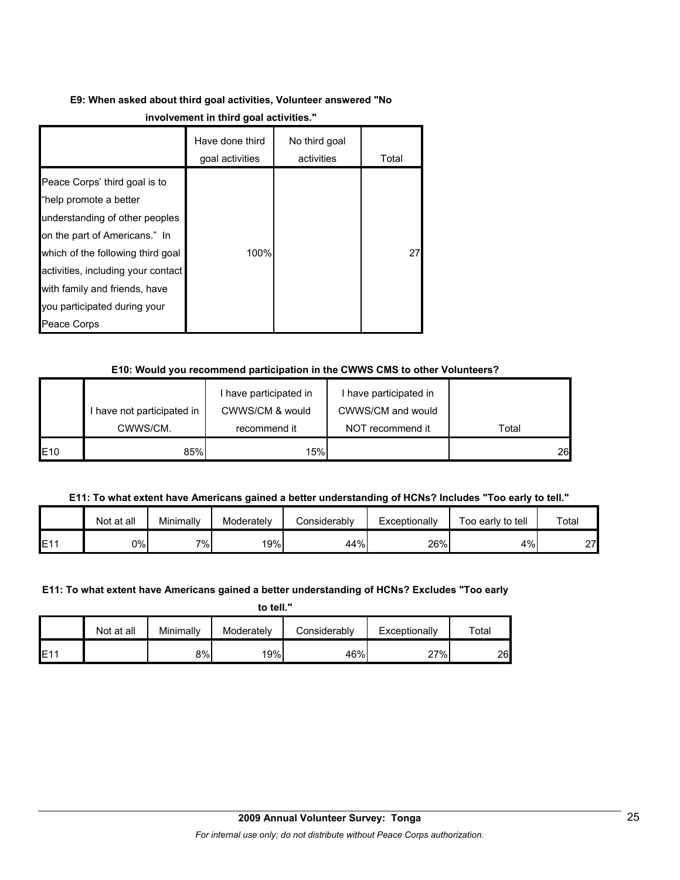**E9: When asked about third goal activities, Volunteer answered "No involvement in third goal activities."**

| | Have done third goal activities | No third goal activities | Total |
|---|---|---|---|
| Peace Corps' third goal is to "help promote a better understanding of other peoples on the part of Americans." In which of the following third goal activities, including your contact with family and friends, have you participated during your Peace Corps | 100% | | 27 |

**E10: Would you recommend participation in the CWWS CMS to other Volunteers?**

| | I have not participated in CWWS/CM. | I have participated in CWWS/CM & would recommend it | I have participated in CWWS/CM and would NOT recommend it | Total |
|---|---|---|---|---|
| E10 | 85% | 15% | | 26 |

**E11: To what extent have Americans gained a better understanding of HCNs? Includes "Too early to tell."**

| | Not at all | Minimally | Moderately | Considerably | Exceptionally | Too early to tell | Total |
|---|---|---|---|---|---|---|---|
| E11 | 0% | 7% | 19% | 44% | 26% | 4% | 27 |

**E11: To what extent have Americans gained a better understanding of HCNs? Excludes "Too early to tell."**

| | Not at all | Minimally | Moderately | Considerably | Exceptionally | Total |
|---|---|---|---|---|---|---|
| E11 | | 8% | 19% | 46% | 27% | 26 |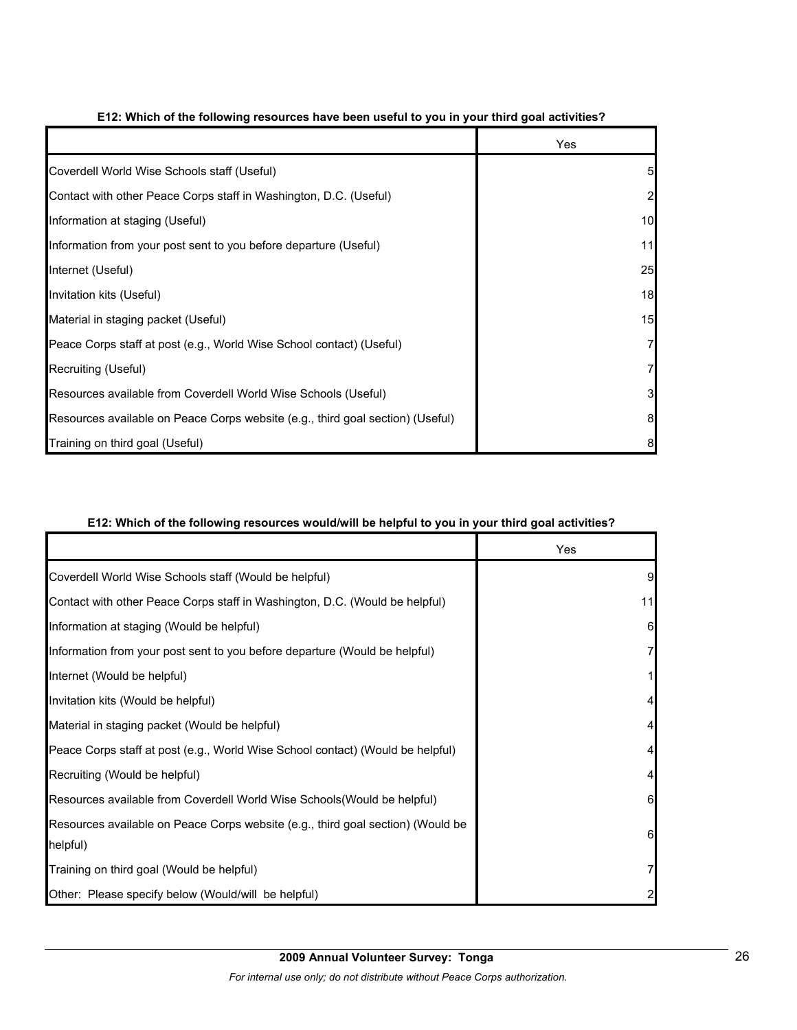**E12: Which of the following resources have been useful to you in your third goal activities?**

| | Yes |
|---|---|
| Coverdell World Wise Schools staff (Useful) | 5 |
| Contact with other Peace Corps staff in Washington, D.C. (Useful) | 2 |
| Information at staging (Useful) | 10 |
| Information from your post sent to you before departure (Useful) | 11 |
| Internet (Useful) | 25 |
| Invitation kits (Useful) | 18 |
| Material in staging packet (Useful) | 15 |
| Peace Corps staff at post (e.g., World Wise School contact) (Useful) | 7 |
| Recruiting (Useful) | 7 |
| Resources available from Coverdell World Wise Schools (Useful) | 3 |
| Resources available on Peace Corps website (e.g., third goal section) (Useful) | 8 |
| Training on third goal (Useful) | 8 |

**E12: Which of the following resources would/will be helpful to you in your third goal activities?**

| | Yes |
|---|---|
| Coverdell World Wise Schools staff (Would be helpful) | 9 |
| Contact with other Peace Corps staff in Washington, D.C. (Would be helpful) | 11 |
| Information at staging (Would be helpful) | 6 |
| Information from your post sent to you before departure (Would be helpful) | 7 |
| Internet (Would be helpful) | 1 |
| Invitation kits (Would be helpful) | 4 |
| Material in staging packet (Would be helpful) | 4 |
| Peace Corps staff at post (e.g., World Wise School contact) (Would be helpful) | 4 |
| Recruiting (Would be helpful) | 4 |
| Resources available from Coverdell World Wise Schools(Would be helpful) | 6 |
| Resources available on Peace Corps website (e.g., third goal section) (Would be helpful) | 6 |
| Training on third goal (Would be helpful) | 7 |
| Other: Please specify below (Would/will be helpful) | 2 |

**2009 Annual Volunteer Survey: Tonga**

*For internal use only; do not distribute without Peace Corps authorization.*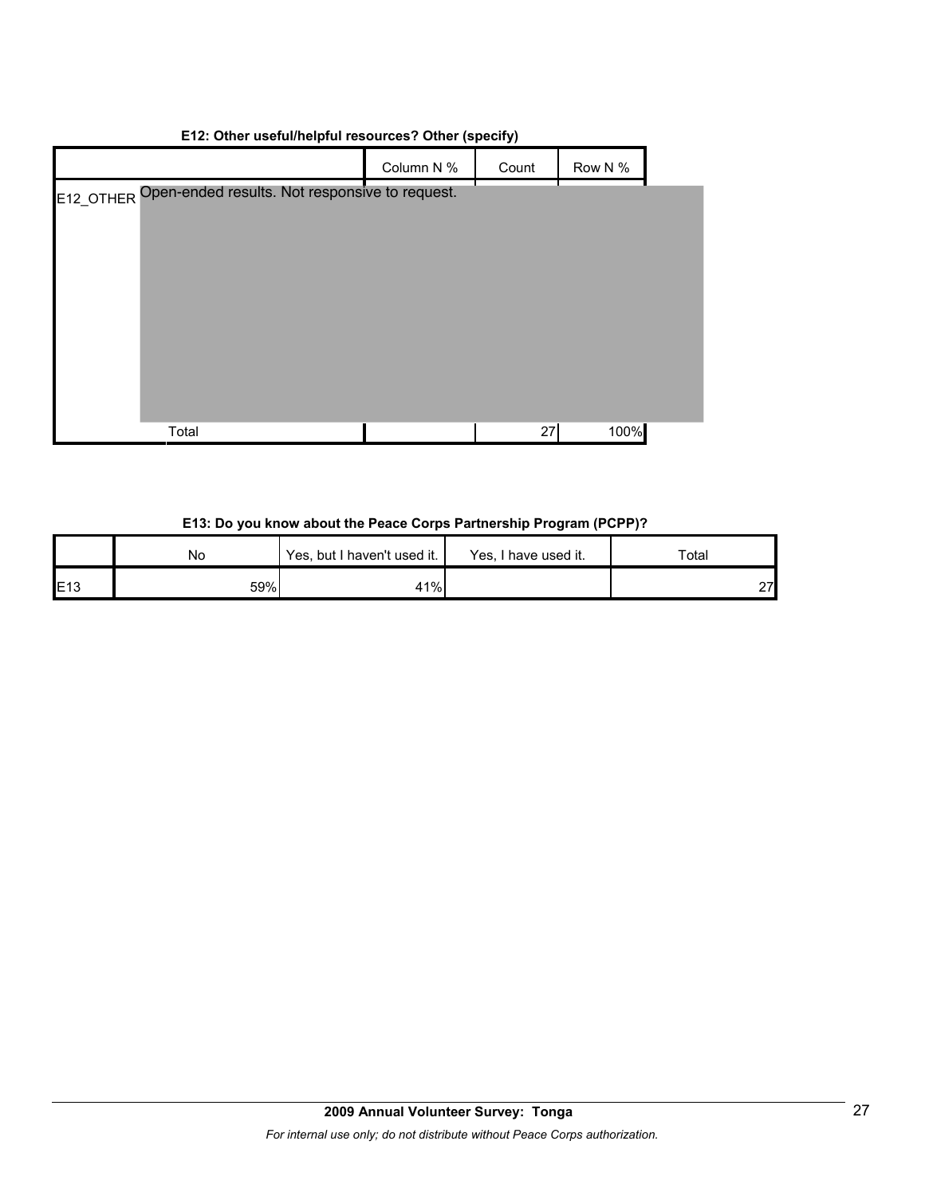**E12: Other useful/helpful resources? Other (specify)**

| | | Column N % | Count | Row N % |
|---|---|---|---|---|
| E12_OTHER | Open-ended results. Not responsive to request. | | | |
| | Total | | 27 | 100% |

**E13: Do you know about the Peace Corps Partnership Program (PCPP)?**

| | No | Yes, but I haven't used it. | Yes, I have used it. | Total |
|---|---|---|---|---|
| E13 | 59% | 41% | | 27 |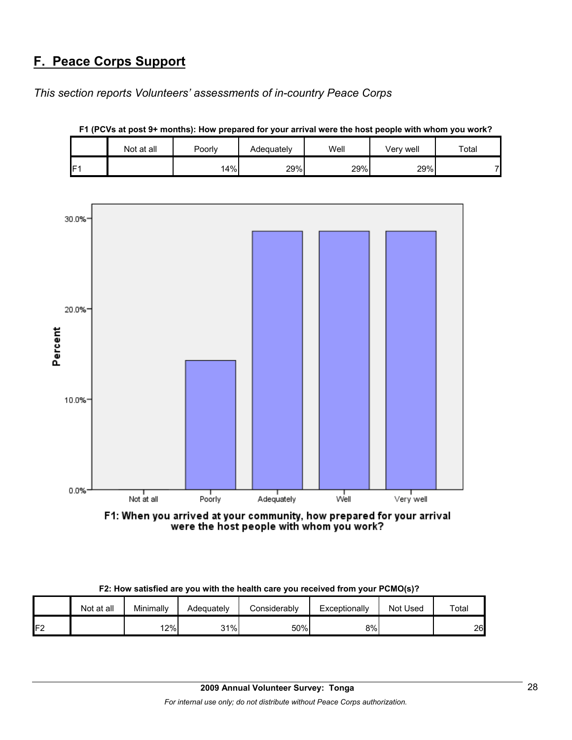## F. Peace Corps Support

*This section reports Volunteers' assessments of in-country Peace Corps*

**F1 (PCVs at post 9+ months): How prepared for your arrival were the host people with whom you work?**

| | Not at all | Poorly | Adequately | Well | Very well | Total |
|---|---|---|---|---|---|---|
| F1 | | 14% | 29% | 29% | 29% | 7 |

F1: When you arrived at your community, how prepared for your arrival were the host people with whom you work?

**F2: How satisfied are you with the health care you received from your PCMO(s)?**

| | Not at all | Minimally | Adequately | Considerably | Exceptionally | Not Used | Total |
|---|---|---|---|---|---|---|---|
| F2 | | 12% | 31% | 50% | 8% | | 26 |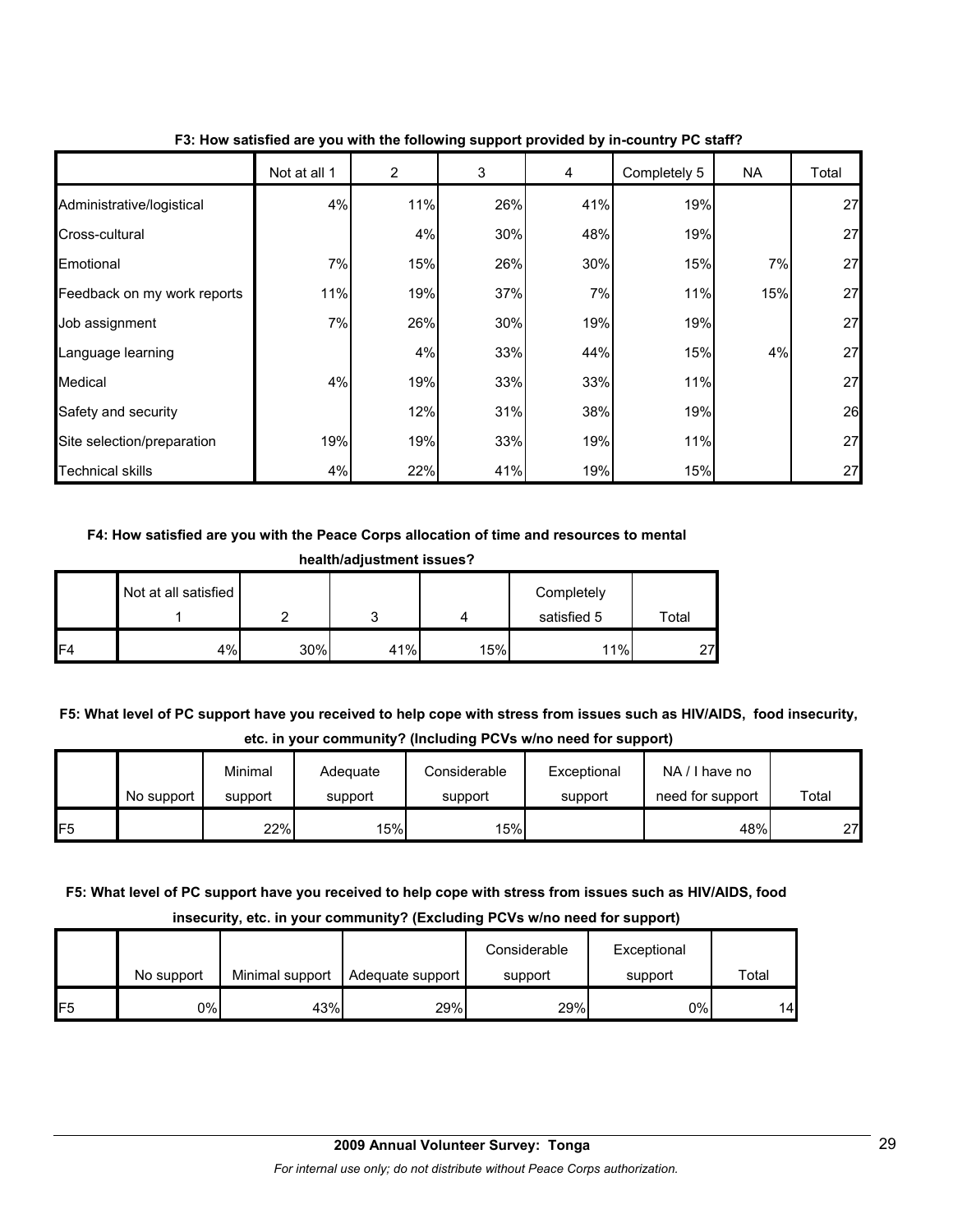**F3: How satisfied are you with the following support provided by in-country PC staff?**

| | Not at all 1 | 2 | 3 | 4 | Completely 5 | NA | Total |
|---|---|---|---|---|---|---|---|
| Administrative/logistical | 4% | 11% | 26% | 41% | 19% | | 27 |
| Cross-cultural | | 4% | 30% | 48% | 19% | | 27 |
| Emotional | 7% | 15% | 26% | 30% | 15% | 7% | 27 |
| Feedback on my work reports | 11% | 19% | 37% | 7% | 11% | 15% | 27 |
| Job assignment | 7% | 26% | 30% | 19% | 19% | | 27 |
| Language learning | | 4% | 33% | 44% | 15% | 4% | 27 |
| Medical | 4% | 19% | 33% | 33% | 11% | | 27 |
| Safety and security | | 12% | 31% | 38% | 19% | | 26 |
| Site selection/preparation | 19% | 19% | 33% | 19% | 11% | | 27 |
| Technical skills | 4% | 22% | 41% | 19% | 15% | | 27 |

**F4: How satisfied are you with the Peace Corps allocation of time and resources to mental health/adjustment issues?**

| | Not at all satisfied 1 | 2 | 3 | 4 | Completely satisfied 5 | Total |
|---|---|---|---|---|---|---|
| F4 | 4% | 30% | 41% | 15% | 11% | 27 |

**F5: What level of PC support have you received to help cope with stress from issues such as HIV/AIDS, food insecurity, etc. in your community? (Including PCVs w/no need for support)**

| | No support | Minimal support | Adequate support | Considerable support | Exceptional support | NA / I have no need for support | Total |
|---|---|---|---|---|---|---|---|
| F5 | | 22% | 15% | 15% | | 48% | 27 |

**F5: What level of PC support have you received to help cope with stress from issues such as HIV/AIDS, food insecurity, etc. in your community? (Excluding PCVs w/no need for support)**

| | No support | Minimal support | Adequate support | Considerable support | Exceptional support | Total |
|---|---|---|---|---|---|---|
| F5 | 0% | 43% | 29% | 29% | 0% | 14 |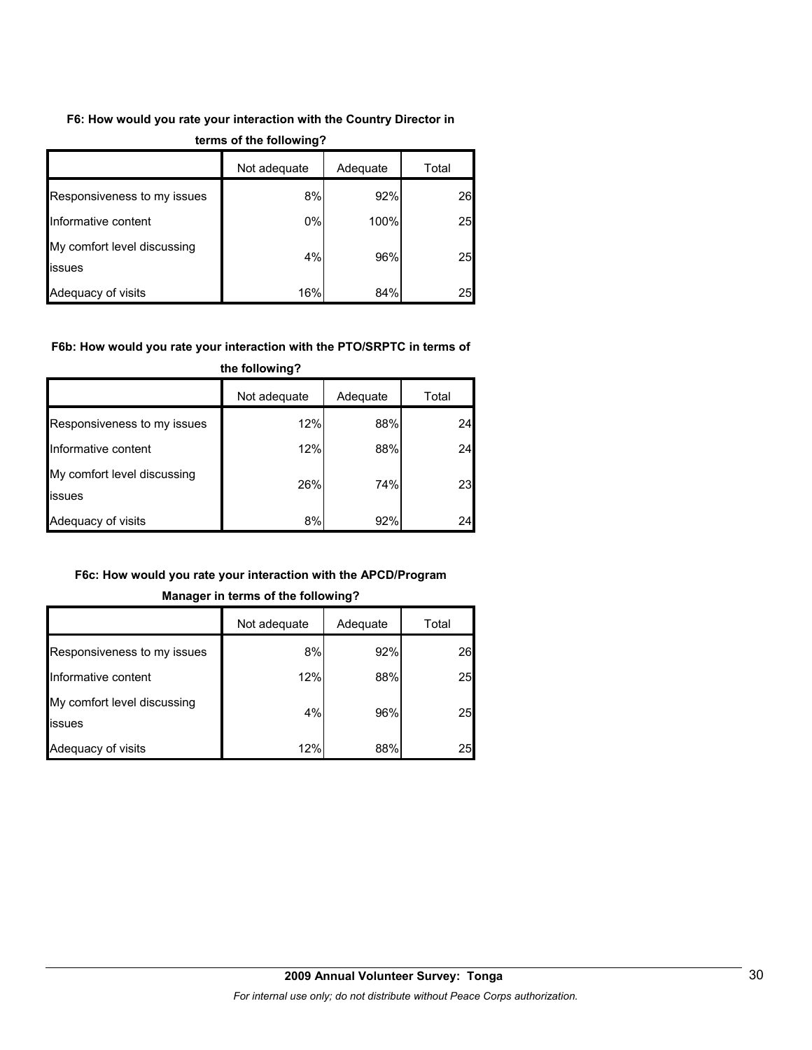**F6: How would you rate your interaction with the Country Director in terms of the following?**

| | Not adequate | Adequate | Total |
|---|---|---|---|
| Responsiveness to my issues | 8% | 92% | 26 |
| Informative content | 0% | 100% | 25 |
| My comfort level discussing issues | 4% | 96% | 25 |
| Adequacy of visits | 16% | 84% | 25 |

**F6b: How would you rate your interaction with the PTO/SRPTC in terms of the following?**

| | Not adequate | Adequate | Total |
|---|---|---|---|
| Responsiveness to my issues | 12% | 88% | 24 |
| Informative content | 12% | 88% | 24 |
| My comfort level discussing issues | 26% | 74% | 23 |
| Adequacy of visits | 8% | 92% | 24 |

**F6c: How would you rate your interaction with the APCD/Program Manager in terms of the following?**

| | Not adequate | Adequate | Total |
|---|---|---|---|
| Responsiveness to my issues | 8% | 92% | 26 |
| Informative content | 12% | 88% | 25 |
| My comfort level discussing issues | 4% | 96% | 25 |
| Adequacy of visits | 12% | 88% | 25 |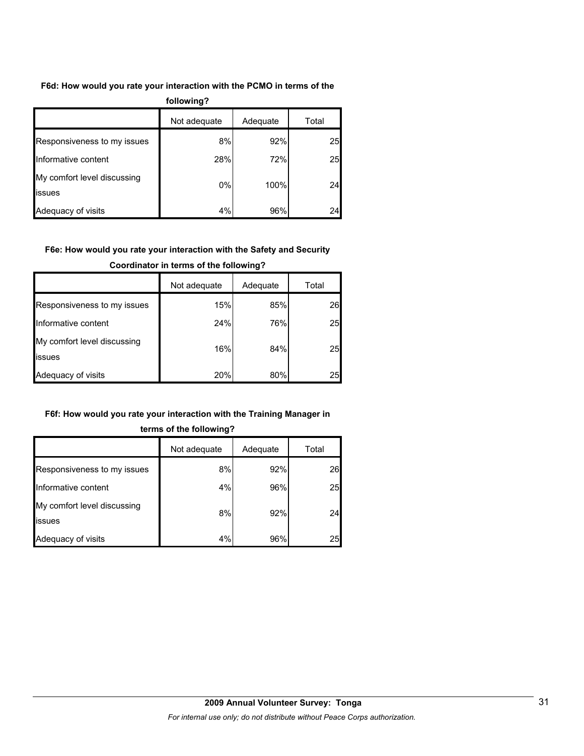**F6d: How would you rate your interaction with the PCMO in terms of the following?**

| | Not adequate | Adequate | Total |
|---|---|---|---|
| Responsiveness to my issues | 8% | 92% | 25 |
| Informative content | 28% | 72% | 25 |
| My comfort level discussing issues | 0% | 100% | 24 |
| Adequacy of visits | 4% | 96% | 24 |

**F6e: How would you rate your interaction with the Safety and Security Coordinator in terms of the following?**

| | Not adequate | Adequate | Total |
|---|---|---|---|
| Responsiveness to my issues | 15% | 85% | 26 |
| Informative content | 24% | 76% | 25 |
| My comfort level discussing issues | 16% | 84% | 25 |
| Adequacy of visits | 20% | 80% | 25 |

**F6f: How would you rate your interaction with the Training Manager in terms of the following?**

| | Not adequate | Adequate | Total |
|---|---|---|---|
| Responsiveness to my issues | 8% | 92% | 26 |
| Informative content | 4% | 96% | 25 |
| My comfort level discussing issues | 8% | 92% | 24 |
| Adequacy of visits | 4% | 96% | 25 |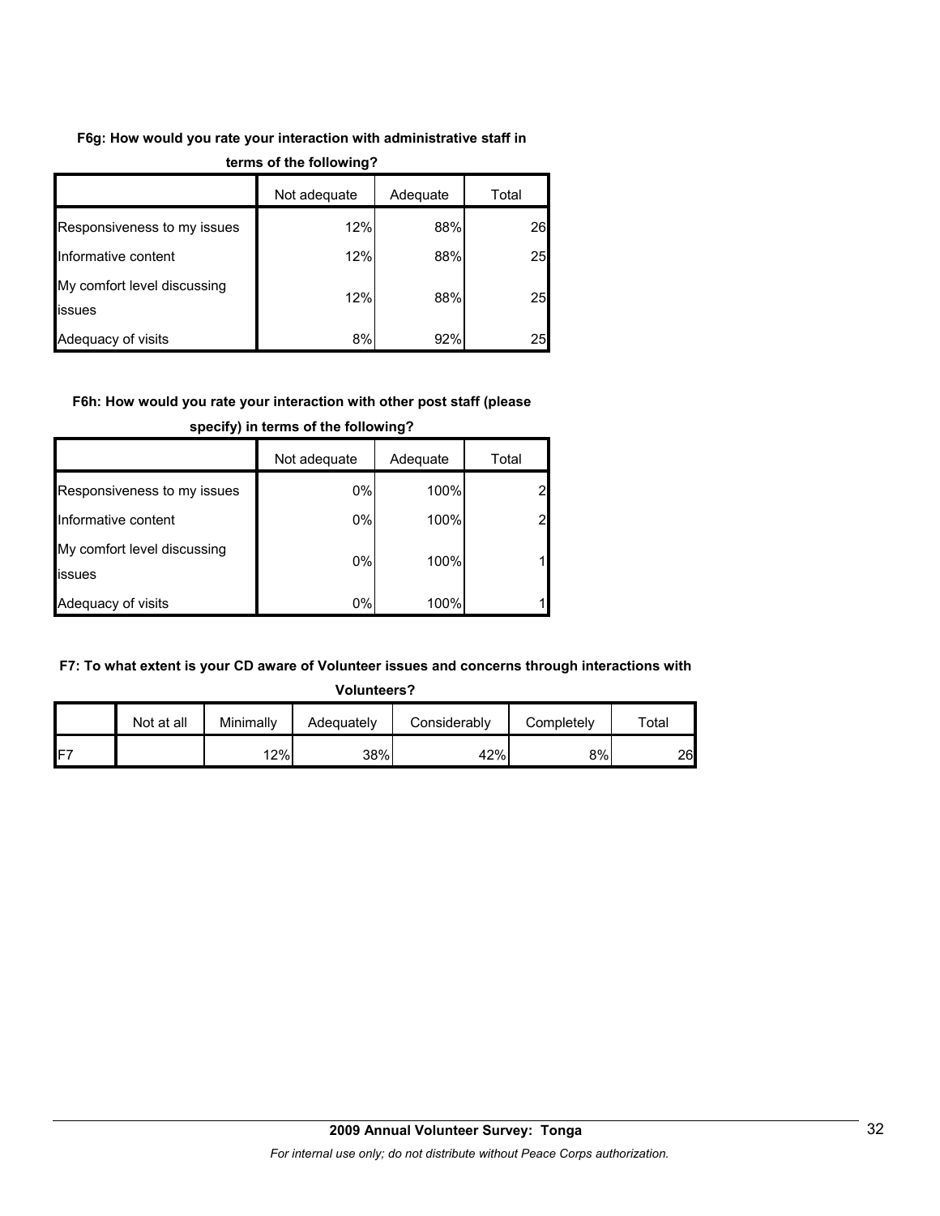**F6g: How would you rate your interaction with administrative staff in terms of the following?**

| | Not adequate | Adequate | Total |
|---|---|---|---|
| Responsiveness to my issues | 12% | 88% | 26 |
| Informative content | 12% | 88% | 25 |
| My comfort level discussing issues | 12% | 88% | 25 |
| Adequacy of visits | 8% | 92% | 25 |

**F6h: How would you rate your interaction with other post staff (please specify) in terms of the following?**

| | Not adequate | Adequate | Total |
|---|---|---|---|
| Responsiveness to my issues | 0% | 100% | 2 |
| Informative content | 0% | 100% | 2 |
| My comfort level discussing issues | 0% | 100% | 1 |
| Adequacy of visits | 0% | 100% | 1 |

**F7: To what extent is your CD aware of Volunteer issues and concerns through interactions with Volunteers?**

| | Not at all | Minimally | Adequately | Considerably | Completely | Total |
|---|---|---|---|---|---|---|
| F7 | | 12% | 38% | 42% | 8% | 26 |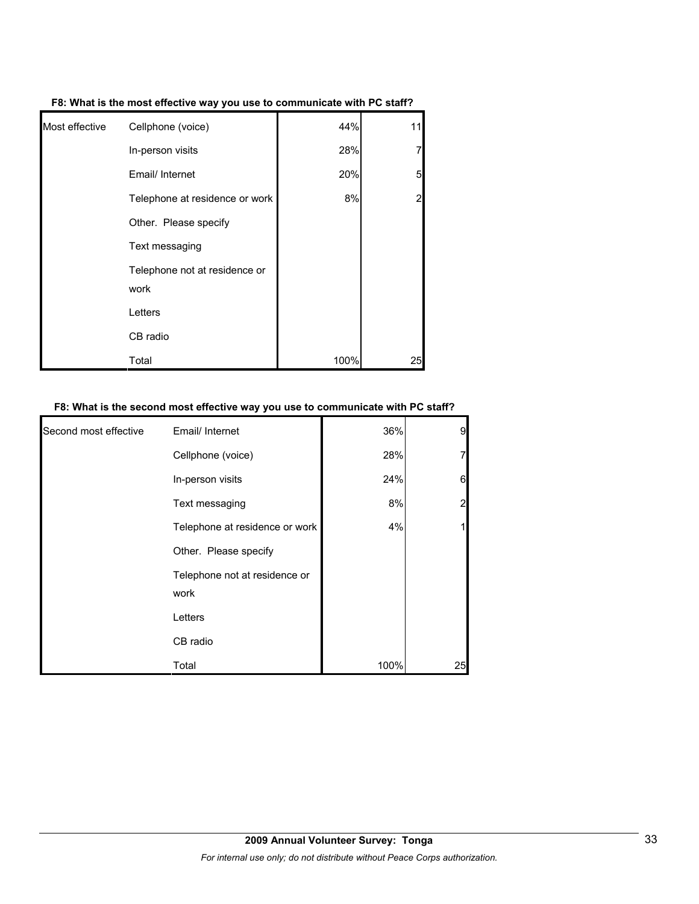**F8: What is the most effective way you use to communicate with PC staff?**

| | | | |
|---|---|---|---|
| Most effective | Cellphone (voice) | 44% | 11 |
| | In-person visits | 28% | 7 |
| | Email/ Internet | 20% | 5 |
| | Telephone at residence or work | 8% | 2 |
| | Other. Please specify | | |
| | Text messaging | | |
| | Telephone not at residence or work | | |
| | Letters | | |
| | CB radio | | |
| | Total | 100% | 25 |

**F8: What is the second most effective way you use to communicate with PC staff?**

| | | | |
|---|---|---|---|
| Second most effective | Email/ Internet | 36% | 9 |
| | Cellphone (voice) | 28% | 7 |
| | In-person visits | 24% | 6 |
| | Text messaging | 8% | 2 |
| | Telephone at residence or work | 4% | 1 |
| | Other. Please specify | | |
| | Telephone not at residence or work | | |
| | Letters | | |
| | CB radio | | |
| | Total | 100% | 25 |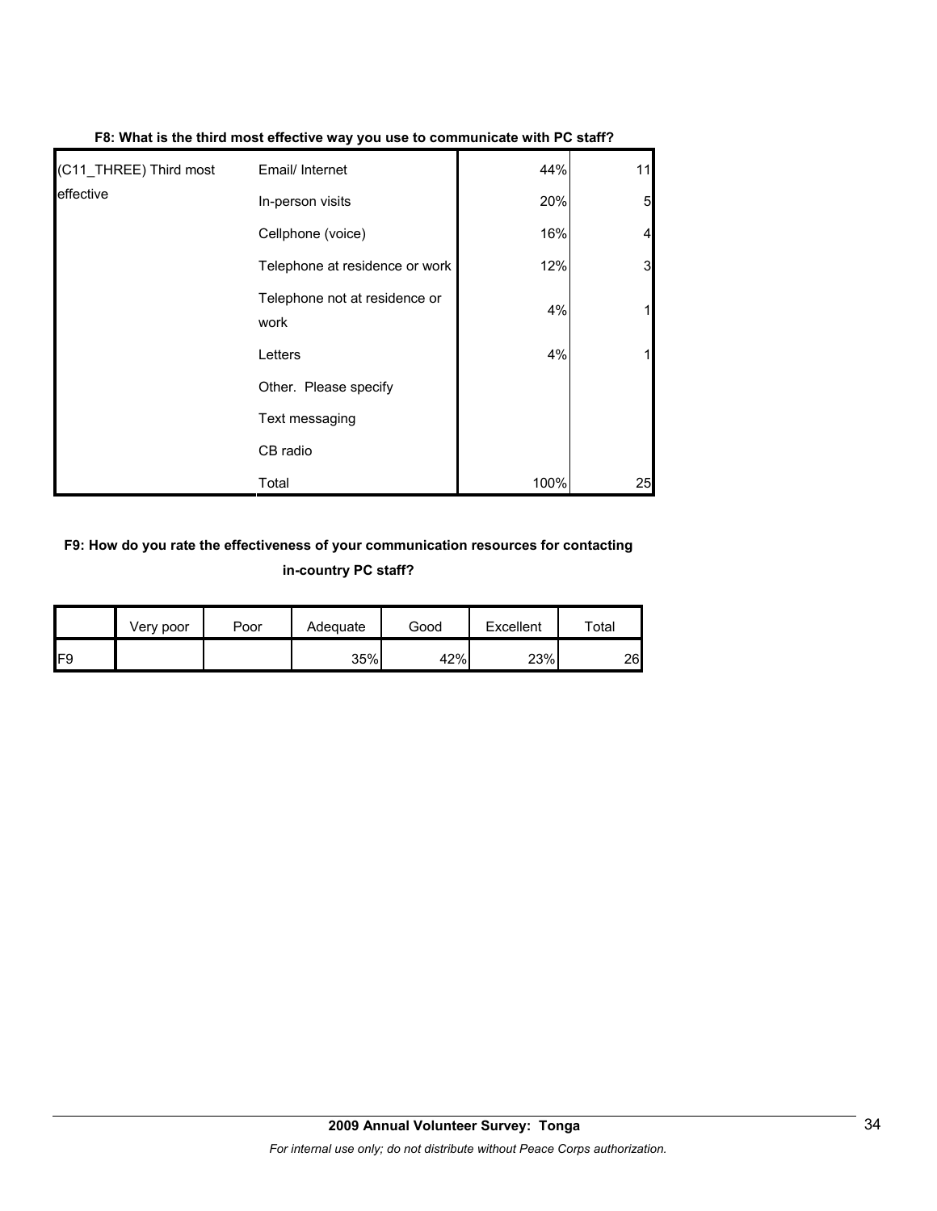**F8: What is the third most effective way you use to communicate with PC staff?**

| | | | |
|---|---|---|---|
| (C11_THREE) Third most effective | Email/ Internet | 44% | 11 |
| | In-person visits | 20% | 5 |
| | Cellphone (voice) | 16% | 4 |
| | Telephone at residence or work | 12% | 3 |
| | Telephone not at residence or work | 4% | 1 |
| | Letters | 4% | 1 |
| | Other. Please specify | | |
| | Text messaging | | |
| | CB radio | | |
| | Total | 100% | 25 |

**F9: How do you rate the effectiveness of your communication resources for contacting in-country PC staff?**

| | Very poor | Poor | Adequate | Good | Excellent | Total |
|---|---|---|---|---|---|---|
| F9 | | | 35% | 42% | 23% | 26 |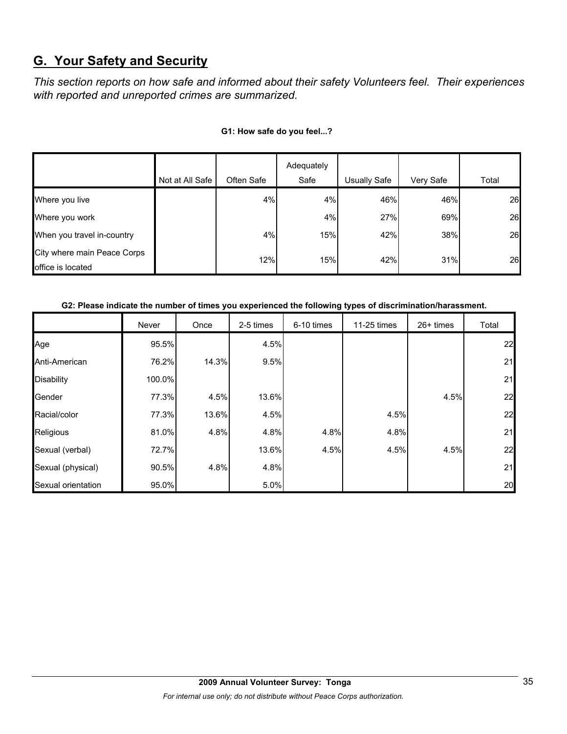## G. Your Safety and Security

*This section reports on how safe and informed about their safety Volunteers feel. Their experiences with reported and unreported crimes are summarized.*

**G1: How safe do you feel...?**

| | Not at All Safe | Often Safe | Adequately Safe | Usually Safe | Very Safe | Total |
|---|---|---|---|---|---|---|
| Where you live | | 4% | 4% | 46% | 46% | 26 |
| Where you work | | | 4% | 27% | 69% | 26 |
| When you travel in-country | | 4% | 15% | 42% | 38% | 26 |
| City where main Peace Corps office is located | | 12% | 15% | 42% | 31% | 26 |

**G2: Please indicate the number of times you experienced the following types of discrimination/harassment.**

| | Never | Once | 2-5 times | 6-10 times | 11-25 times | 26+ times | Total |
|---|---|---|---|---|---|---|---|
| Age | 95.5% | | 4.5% | | | | 22 |
| Anti-American | 76.2% | 14.3% | 9.5% | | | | 21 |
| Disability | 100.0% | | | | | | 21 |
| Gender | 77.3% | 4.5% | 13.6% | | | 4.5% | 22 |
| Racial/color | 77.3% | 13.6% | 4.5% | | 4.5% | | 22 |
| Religious | 81.0% | 4.8% | 4.8% | 4.8% | 4.8% | | 21 |
| Sexual (verbal) | 72.7% | | 13.6% | 4.5% | 4.5% | 4.5% | 22 |
| Sexual (physical) | 90.5% | 4.8% | 4.8% | | | | 21 |
| Sexual orientation | 95.0% | | 5.0% | | | | 20 |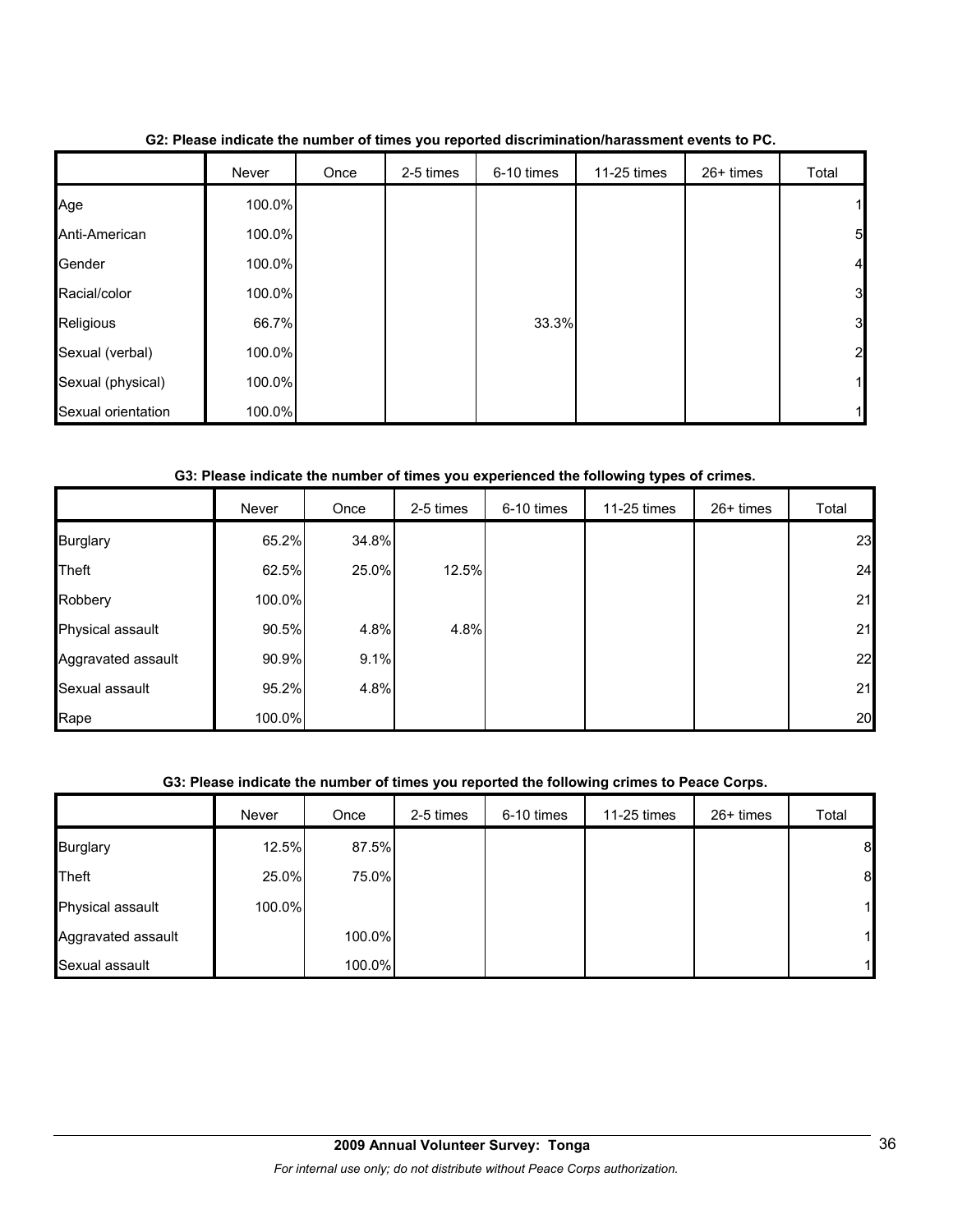**G2: Please indicate the number of times you reported discrimination/harassment events to PC.**

| | Never | Once | 2-5 times | 6-10 times | 11-25 times | 26+ times | Total |
|---|---|---|---|---|---|---|---|
| Age | 100.0% | | | | | | 1 |
| Anti-American | 100.0% | | | | | | 5 |
| Gender | 100.0% | | | | | | 4 |
| Racial/color | 100.0% | | | | | | 3 |
| Religious | 66.7% | | | 33.3% | | | 3 |
| Sexual (verbal) | 100.0% | | | | | | 2 |
| Sexual (physical) | 100.0% | | | | | | 1 |
| Sexual orientation | 100.0% | | | | | | 1 |

**G3: Please indicate the number of times you experienced the following types of crimes.**

| | Never | Once | 2-5 times | 6-10 times | 11-25 times | 26+ times | Total |
|---|---|---|---|---|---|---|---|
| Burglary | 65.2% | 34.8% | | | | | 23 |
| Theft | 62.5% | 25.0% | 12.5% | | | | 24 |
| Robbery | 100.0% | | | | | | 21 |
| Physical assault | 90.5% | 4.8% | 4.8% | | | | 21 |
| Aggravated assault | 90.9% | 9.1% | | | | | 22 |
| Sexual assault | 95.2% | 4.8% | | | | | 21 |
| Rape | 100.0% | | | | | | 20 |

**G3: Please indicate the number of times you reported the following crimes to Peace Corps.**

| | Never | Once | 2-5 times | 6-10 times | 11-25 times | 26+ times | Total |
|---|---|---|---|---|---|---|---|
| Burglary | 12.5% | 87.5% | | | | | 8 |
| Theft | 25.0% | 75.0% | | | | | 8 |
| Physical assault | 100.0% | | | | | | 1 |
| Aggravated assault | | 100.0% | | | | | 1 |
| Sexual assault | | 100.0% | | | | | 1 |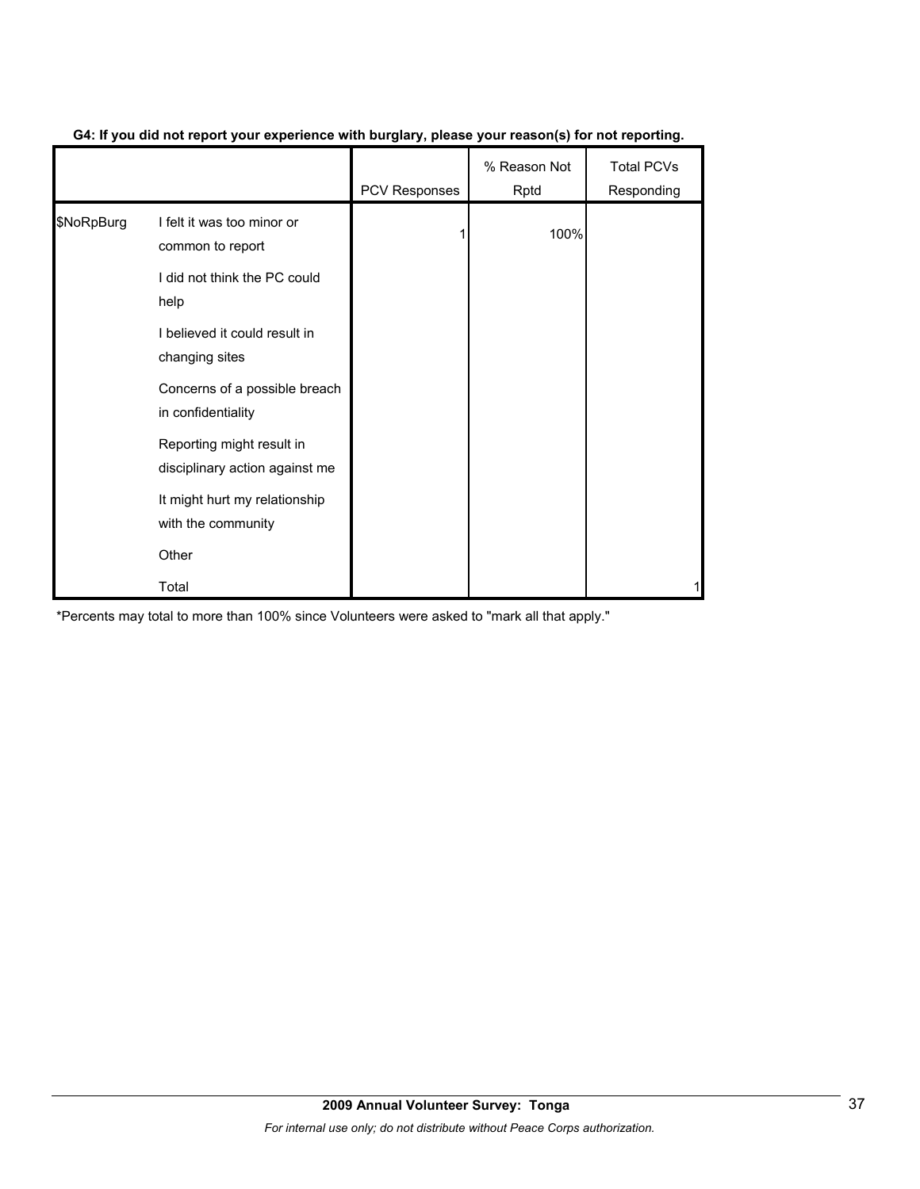**G4: If you did not report your experience with burglary, please your reason(s) for not reporting.**

| | | PCV Responses | % Reason Not Rptd | Total PCVs Responding |
|---|---|---|---|---|
| $NoRpBurg | I felt it was too minor or common to report | 1 | 100% | |
| | I did not think the PC could help | | | |
| | I believed it could result in changing sites | | | |
| | Concerns of a possible breach in confidentiality | | | |
| | Reporting might result in disciplinary action against me | | | |
| | It might hurt my relationship with the community | | | |
| | Other | | | |
| | Total | | | 1 |

*Percents may total to more than 100% since Volunteers were asked to "mark all that apply."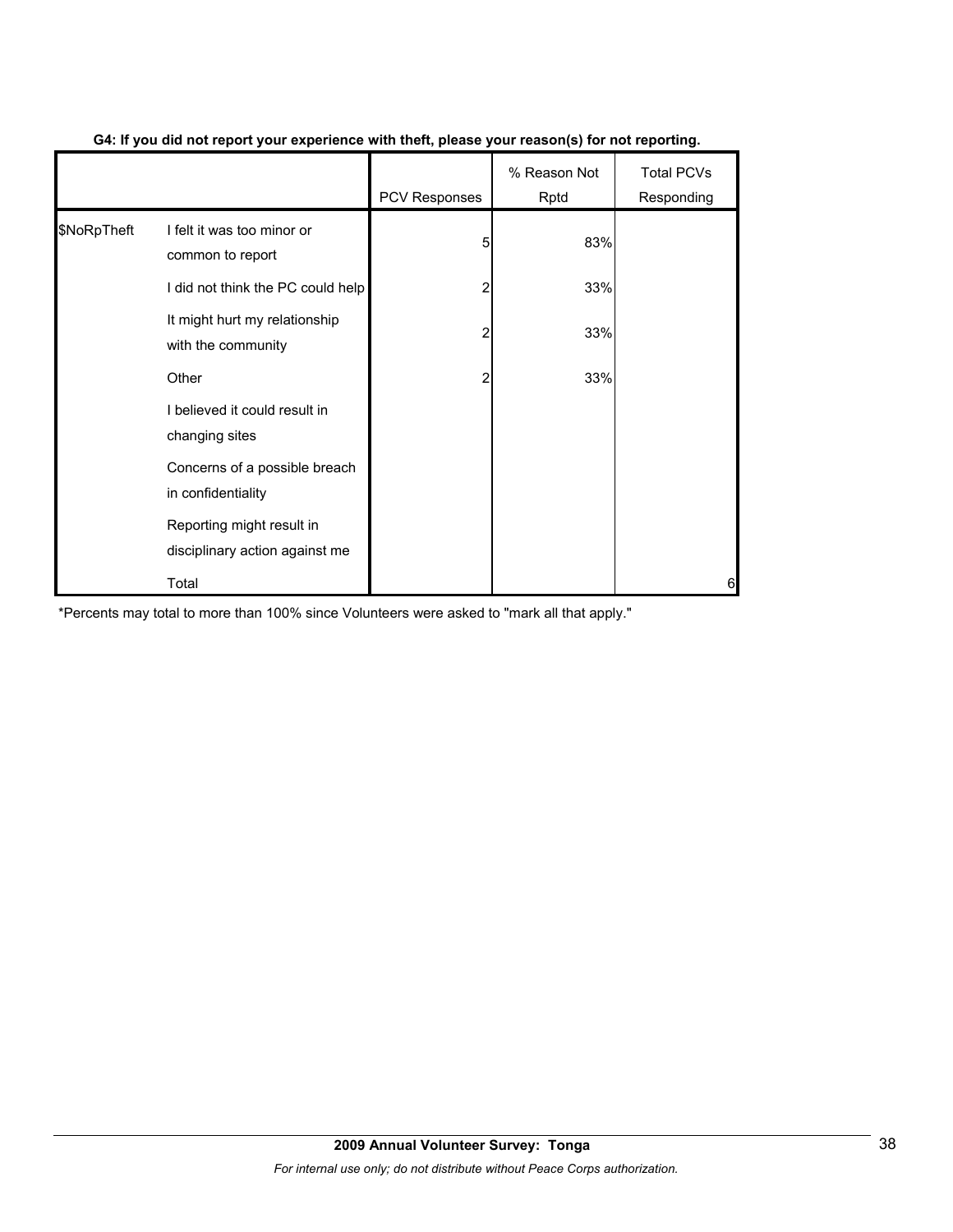**G4: If you did not report your experience with theft, please your reason(s) for not reporting.**

| | | PCV Responses | % Reason Not Rptd | Total PCVs Responding |
|---|---|---|---|---|
| $NoRpTheft | I felt it was too minor or common to report | 5 | 83% | |
| | I did not think the PC could help | 2 | 33% | |
| | It might hurt my relationship with the community | 2 | 33% | |
| | Other | 2 | 33% | |
| | I believed it could result in changing sites | | | |
| | Concerns of a possible breach in confidentiality | | | |
| | Reporting might result in disciplinary action against me | | | |
| | Total | | | 6 |

*Percents may total to more than 100% since Volunteers were asked to "mark all that apply."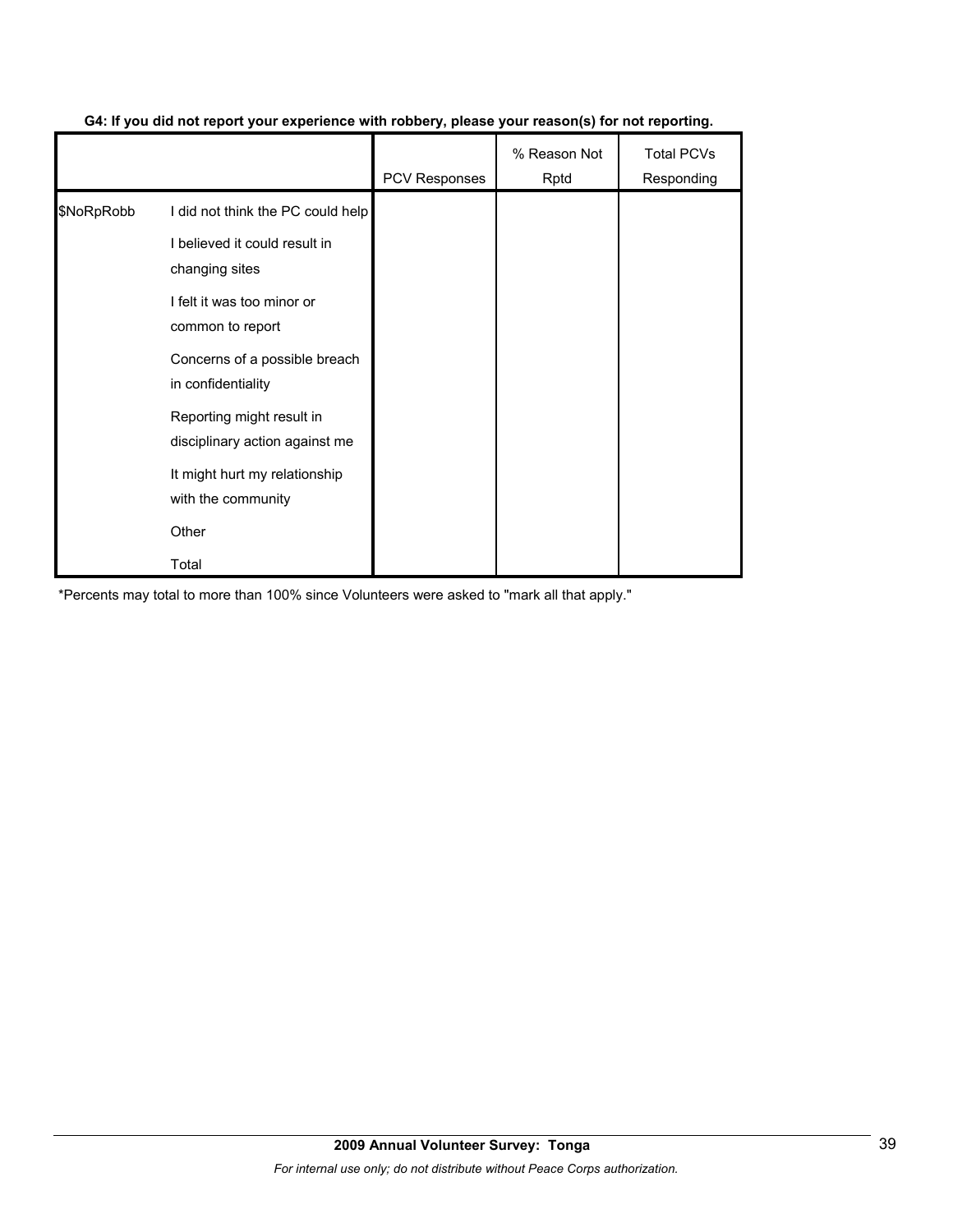**G4: If you did not report your experience with robbery, please your reason(s) for not reporting.**

| | | PCV Responses | % Reason Not Rptd | Total PCVs Responding |
|---|---|---|---|---|
| $NoRpRobb | I did not think the PC could help | | | |
| | I believed it could result in changing sites | | | |
| | I felt it was too minor or common to report | | | |
| | Concerns of a possible breach in confidentiality | | | |
| | Reporting might result in disciplinary action against me | | | |
| | It might hurt my relationship with the community | | | |
| | Other | | | |
| | Total | | | |

*Percents may total to more than 100% since Volunteers were asked to "mark all that apply."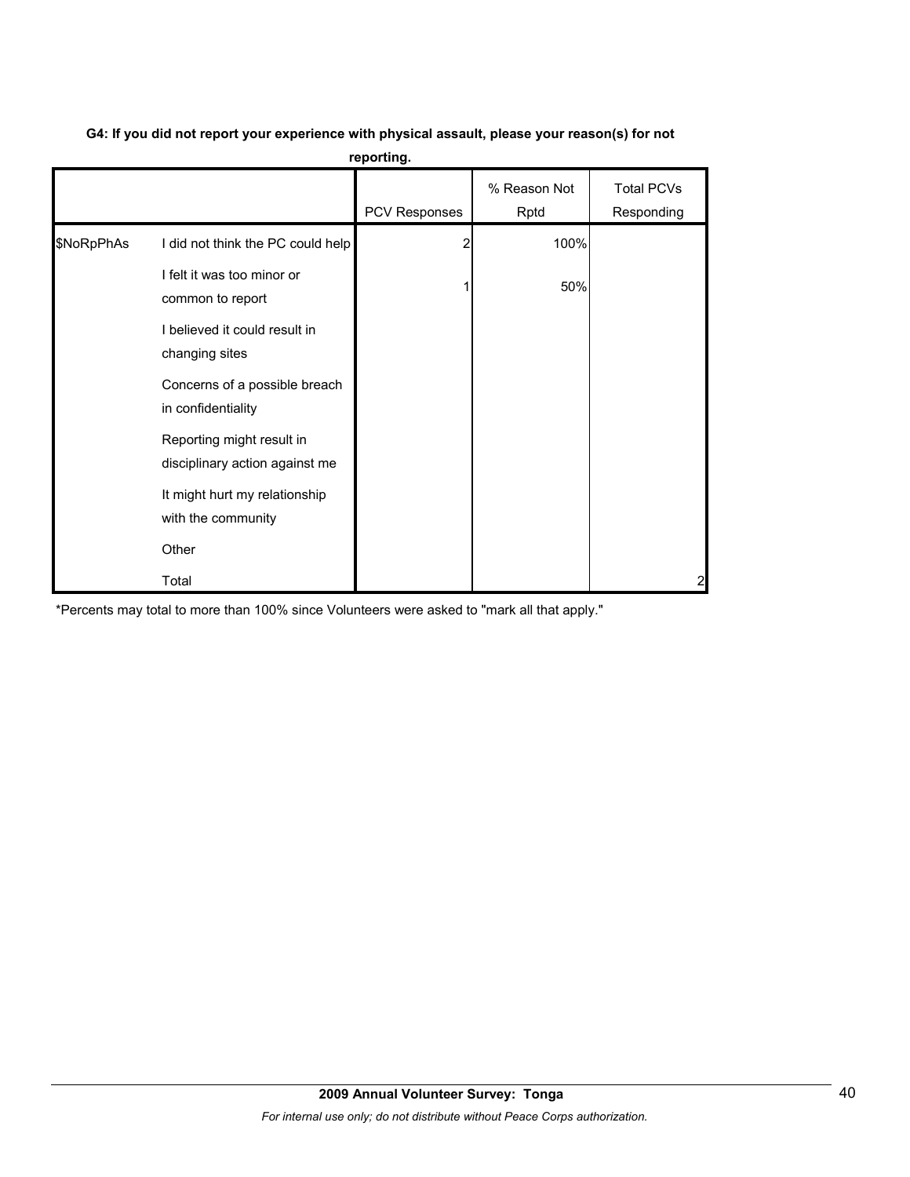**G4: If you did not report your experience with physical assault, please your reason(s) for not reporting.**

| | | PCV Responses | % Reason Not Rptd | Total PCVs Responding |
|---|---|---|---|---|
| $NoRpPhAs | I did not think the PC could help | 2 | 100% | |
| | I felt it was too minor or common to report | 1 | 50% | |
| | I believed it could result in changing sites | | | |
| | Concerns of a possible breach in confidentiality | | | |
| | Reporting might result in disciplinary action against me | | | |
| | It might hurt my relationship with the community | | | |
| | Other | | | |
| | Total | | | 2 |

*Percents may total to more than 100% since Volunteers were asked to "mark all that apply."

**2009 Annual Volunteer Survey: Tonga**

*For internal use only; do not distribute without Peace Corps authorization.*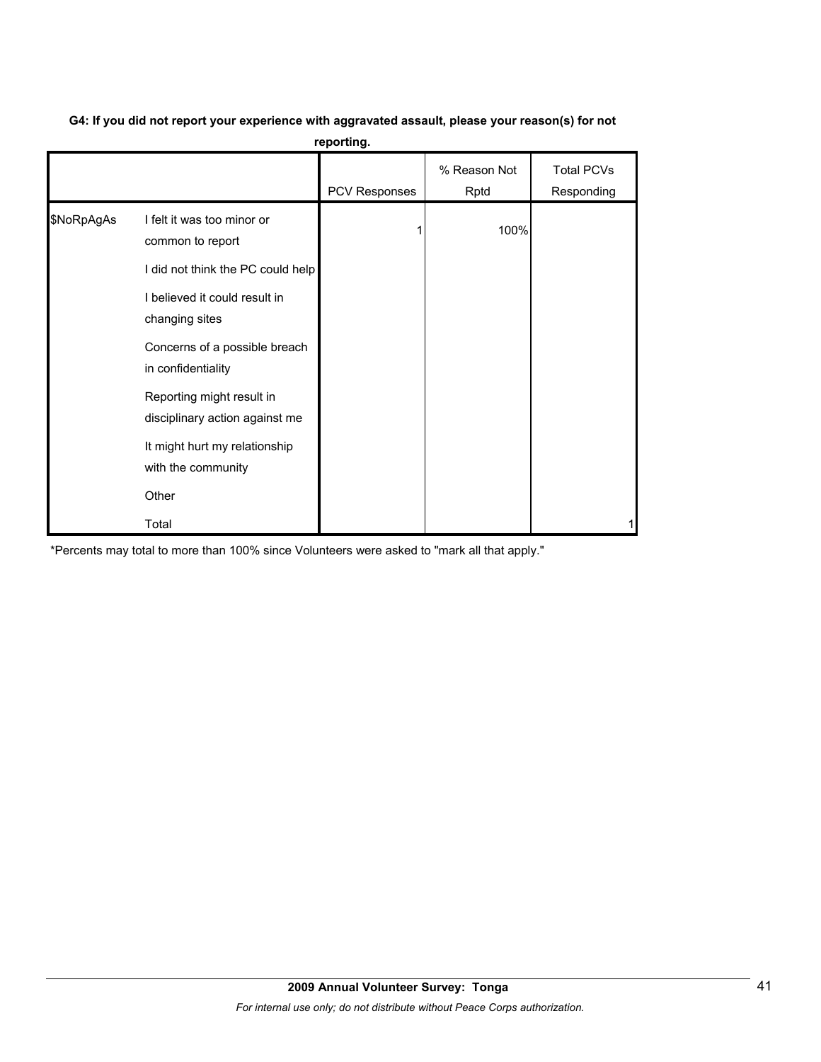**G4: If you did not report your experience with aggravated assault, please your reason(s) for not reporting.**

| | | PCV Responses | % Reason Not Rptd | Total PCVs Responding |
|---|---|---|---|---|
| $NoRpAgAs | I felt it was too minor or common to report | 1 | 100% | |
| | I did not think the PC could help | | | |
| | I believed it could result in changing sites | | | |
| | Concerns of a possible breach in confidentiality | | | |
| | Reporting might result in disciplinary action against me | | | |
| | It might hurt my relationship with the community | | | |
| | Other | | | |
| | Total | | | 1 |

*Percents may total to more than 100% since Volunteers were asked to "mark all that apply."

**2009 Annual Volunteer Survey: Tonga**

*For internal use only; do not distribute without Peace Corps authorization.*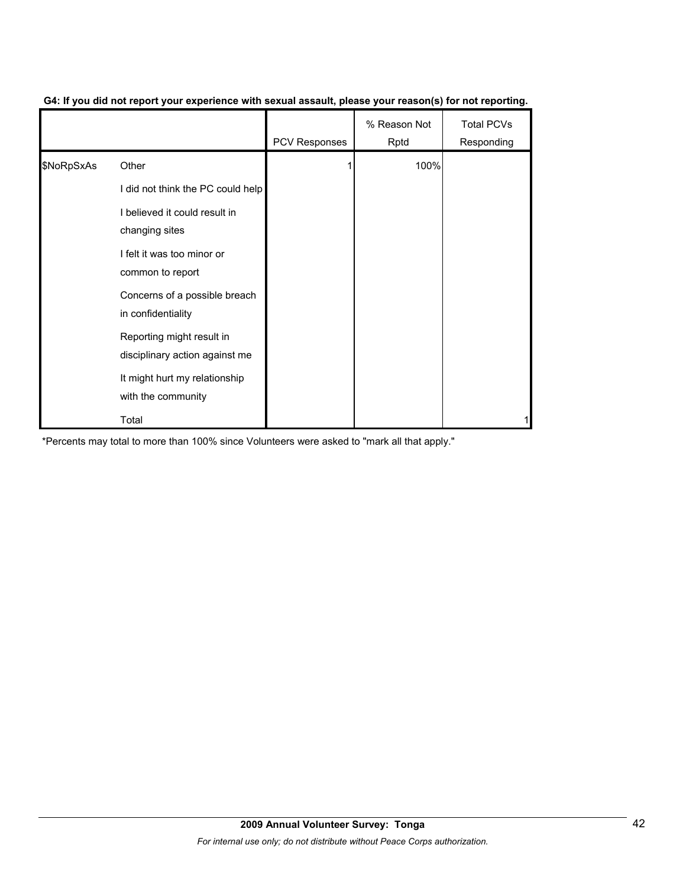**G4: If you did not report your experience with sexual assault, please your reason(s) for not reporting.**

| | | PCV Responses | % Reason Not Rptd | Total PCVs Responding |
|---|---|---|---|---|
| $NoRpSxAs | Other | 1 | 100% | |
| | I did not think the PC could help | | | |
| | I believed it could result in changing sites | | | |
| | I felt it was too minor or common to report | | | |
| | Concerns of a possible breach in confidentiality | | | |
| | Reporting might result in disciplinary action against me | | | |
| | It might hurt my relationship with the community | | | |
| | Total | | | 1 |

*Percents may total to more than 100% since Volunteers were asked to "mark all that apply."

**2009 Annual Volunteer Survey: Tonga**

*For internal use only; do not distribute without Peace Corps authorization.*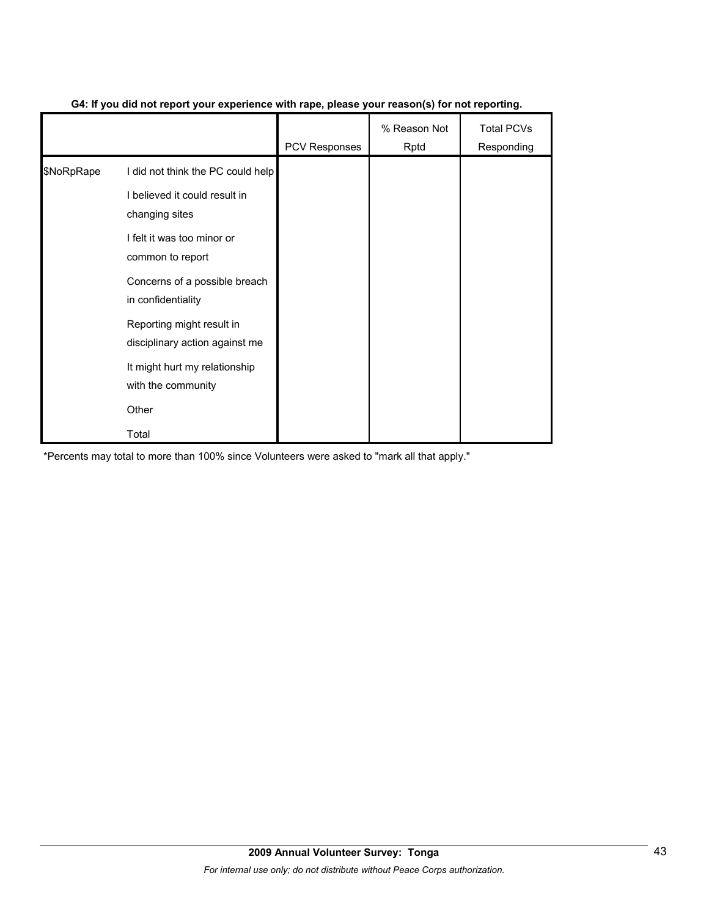**G4: If you did not report your experience with rape, please your reason(s) for not reporting.**

| | | PCV Responses | % Reason Not Rptd | Total PCVs Responding |
|---|---|---|---|---|
| $NoRpRape | I did not think the PC could help | | | |
| | I believed it could result in changing sites | | | |
| | I felt it was too minor or common to report | | | |
| | Concerns of a possible breach in confidentiality | | | |
| | Reporting might result in disciplinary action against me | | | |
| | It might hurt my relationship with the community | | | |
| | Other | | | |
| | Total | | | |

*Percents may total to more than 100% since Volunteers were asked to "mark all that apply."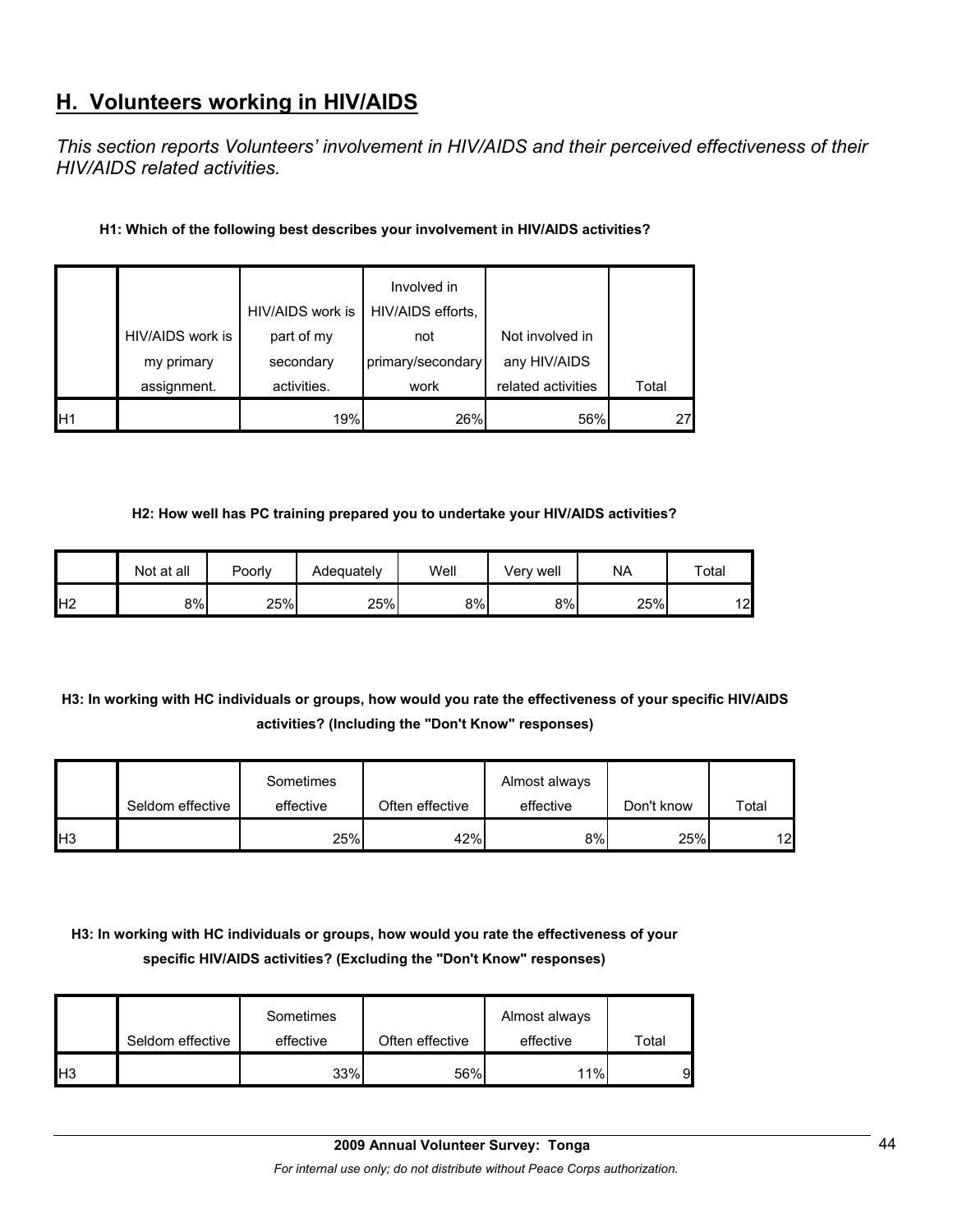## H. Volunteers working in HIV/AIDS

*This section reports Volunteers' involvement in HIV/AIDS and their perceived effectiveness of their HIV/AIDS related activities.*

**H1: Which of the following best describes your involvement in HIV/AIDS activities?**

| | HIV/AIDS work is my primary assignment. | HIV/AIDS work is part of my secondary activities. | Involved in HIV/AIDS efforts, not primary/secondary work | Not involved in any HIV/AIDS related activities | Total |
|---|---|---|---|---|---|
| H1 | | 19% | 26% | 56% | 27 |

**H2: How well has PC training prepared you to undertake your HIV/AIDS activities?**

| | Not at all | Poorly | Adequately | Well | Very well | NA | Total |
|---|---|---|---|---|---|---|---|
| H2 | 8% | 25% | 25% | 8% | 8% | 25% | 12 |

**H3: In working with HC individuals or groups, how would you rate the effectiveness of your specific HIV/AIDS activities? (Including the "Don't Know" responses)**

| | Seldom effective | Sometimes effective | Often effective | Almost always effective | Don't know | Total |
|---|---|---|---|---|---|---|
| H3 | | 25% | 42% | 8% | 25% | 12 |

**H3: In working with HC individuals or groups, how would you rate the effectiveness of your specific HIV/AIDS activities? (Excluding the "Don't Know" responses)**

| | Seldom effective | Sometimes effective | Often effective | Almost always effective | Total |
|---|---|---|---|---|---|
| H3 | | 33% | 56% | 11% | 9 |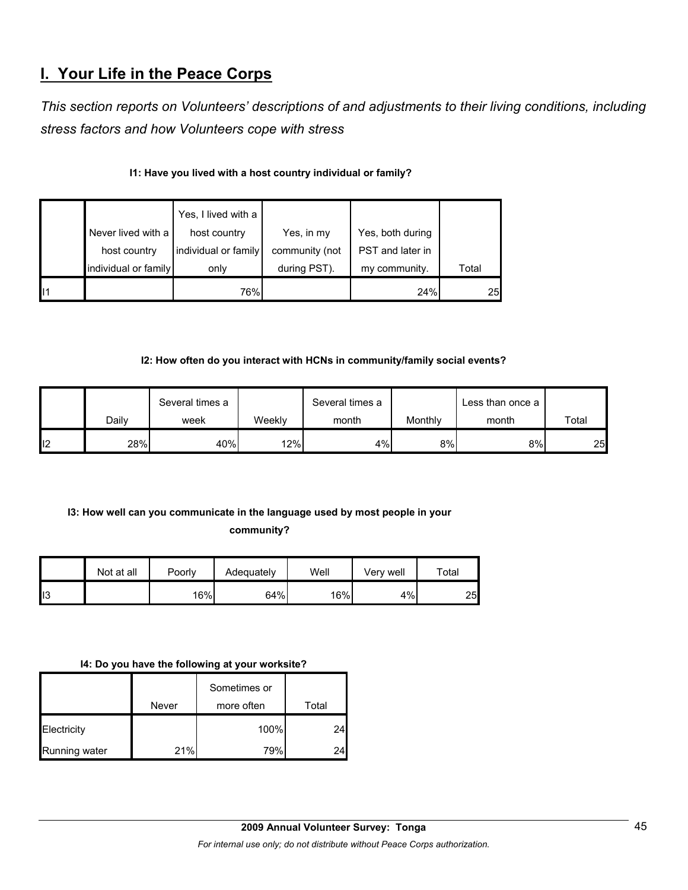## I. Your Life in the Peace Corps

*This section reports on Volunteers' descriptions of and adjustments to their living conditions, including stress factors and how Volunteers cope with stress*

**I1: Have you lived with a host country individual or family?**

| | Never lived with a host country individual or family | Yes, I lived with a host country individual or family only | Yes, in my community (not during PST). | Yes, both during PST and later in my community. | Total |
|---|---|---|---|---|---|
| I1 | | 76% | | 24% | 25 |

**I2: How often do you interact with HCNs in community/family social events?**

| | Daily | Several times a week | Weekly | Several times a month | Monthly | Less than once a month | Total |
|---|---|---|---|---|---|---|---|
| I2 | 28% | 40% | 12% | 4% | 8% | 8% | 25 |

**I3: How well can you communicate in the language used by most people in your community?**

| | Not at all | Poorly | Adequately | Well | Very well | Total |
|---|---|---|---|---|---|---|
| I3 | | 16% | 64% | 16% | 4% | 25 |

**I4: Do you have the following at your worksite?**

| | Never | Sometimes or more often | Total |
|---|---|---|---|
| Electricity | | 100% | 24 |
| Running water | 21% | 79% | 24 |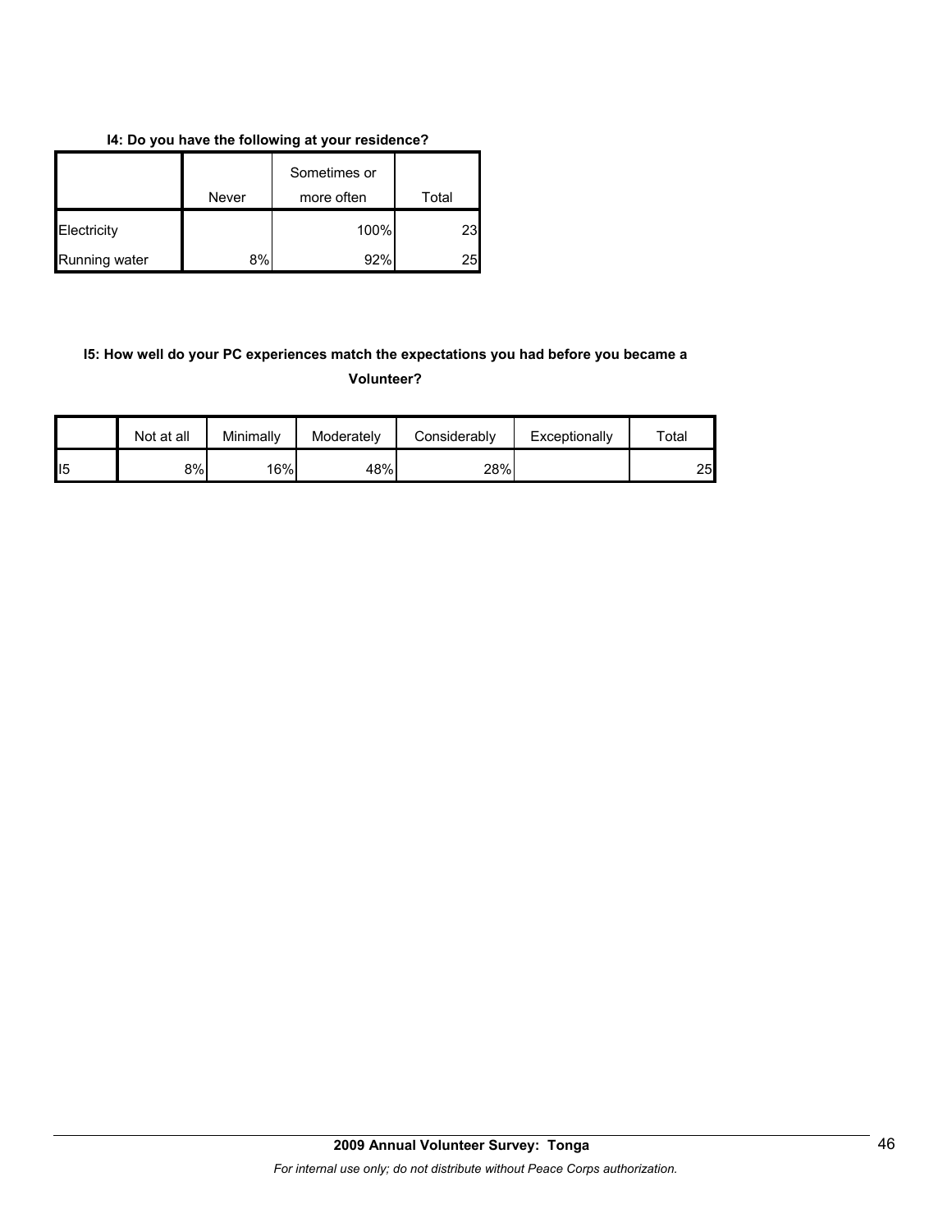**I4: Do you have the following at your residence?**

| | Never | Sometimes or more often | Total |
|---|---|---|---|
| Electricity | | 100% | 23 |
| Running water | 8% | 92% | 25 |

**I5: How well do your PC experiences match the expectations you had before you became a Volunteer?**

| | Not at all | Minimally | Moderately | Considerably | Exceptionally | Total |
|---|---|---|---|---|---|---|
| I5 | 8% | 16% | 48% | 28% | | 25 |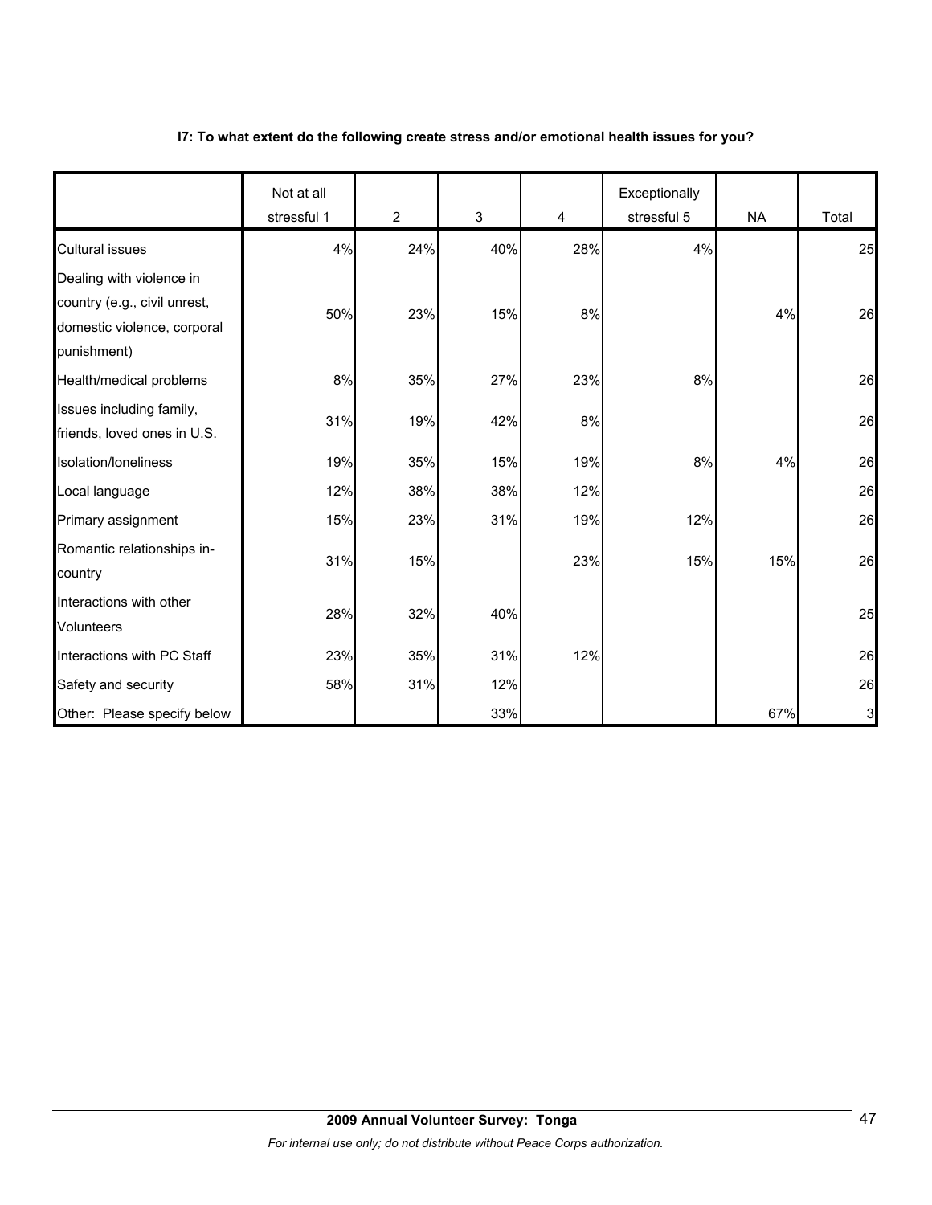**I7: To what extent do the following create stress and/or emotional health issues for you?**

| | Not at all stressful 1 | 2 | 3 | 4 | Exceptionally stressful 5 | NA | Total |
|---|---|---|---|---|---|---|---|
| Cultural issues | 4% | 24% | 40% | 28% | 4% | | 25 |
| Dealing with violence in country (e.g., civil unrest, domestic violence, corporal punishment) | 50% | 23% | 15% | 8% | | 4% | 26 |
| Health/medical problems | 8% | 35% | 27% | 23% | 8% | | 26 |
| Issues including family, friends, loved ones in U.S. | 31% | 19% | 42% | 8% | | | 26 |
| Isolation/loneliness | 19% | 35% | 15% | 19% | 8% | 4% | 26 |
| Local language | 12% | 38% | 38% | 12% | | | 26 |
| Primary assignment | 15% | 23% | 31% | 19% | 12% | | 26 |
| Romantic relationships in-country | 31% | 15% | | 23% | 15% | 15% | 26 |
| Interactions with other Volunteers | 28% | 32% | 40% | | | | 25 |
| Interactions with PC Staff | 23% | 35% | 31% | 12% | | | 26 |
| Safety and security | 58% | 31% | 12% | | | | 26 |
| Other: Please specify below | | | 33% | | | 67% | 3 |

**2009 Annual Volunteer Survey: Tonga**

*For internal use only; do not distribute without Peace Corps authorization.*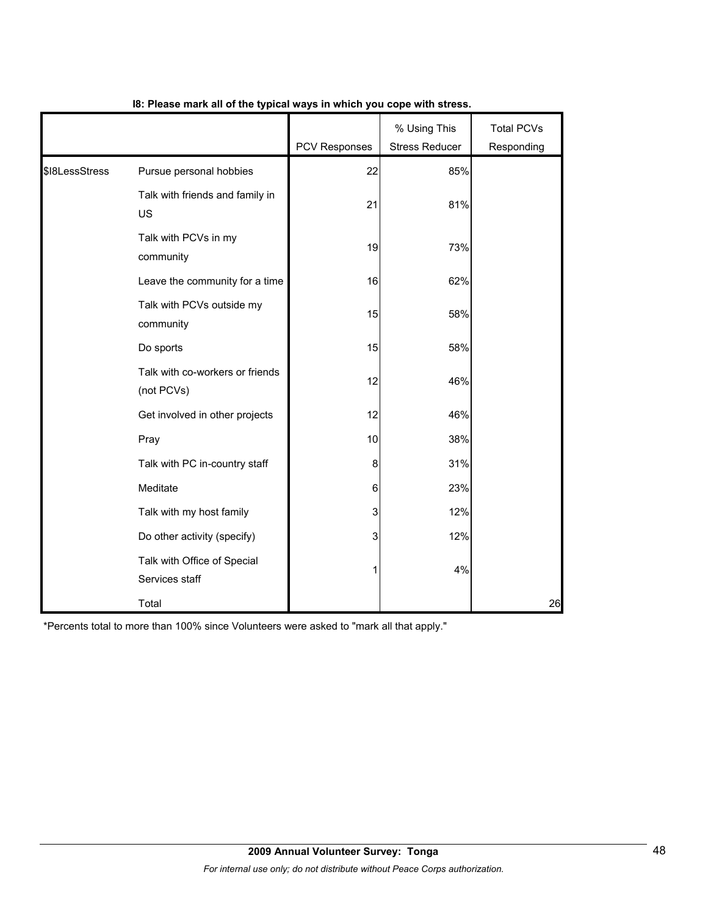**I8: Please mark all of the typical ways in which you cope with stress.**

| | | PCV Responses | % Using This Stress Reducer | Total PCVs Responding |
|---|---|---|---|---|
| $I8LessStress | Pursue personal hobbies | 22 | 85% | |
| | Talk with friends and family in US | 21 | 81% | |
| | Talk with PCVs in my community | 19 | 73% | |
| | Leave the community for a time | 16 | 62% | |
| | Talk with PCVs outside my community | 15 | 58% | |
| | Do sports | 15 | 58% | |
| | Talk with co-workers or friends (not PCVs) | 12 | 46% | |
| | Get involved in other projects | 12 | 46% | |
| | Pray | 10 | 38% | |
| | Talk with PC in-country staff | 8 | 31% | |
| | Meditate | 6 | 23% | |
| | Talk with my host family | 3 | 12% | |
| | Do other activity (specify) | 3 | 12% | |
| | Talk with Office of Special Services staff | 1 | 4% | |
| | Total | | | 26 |

*Percents total to more than 100% since Volunteers were asked to "mark all that apply."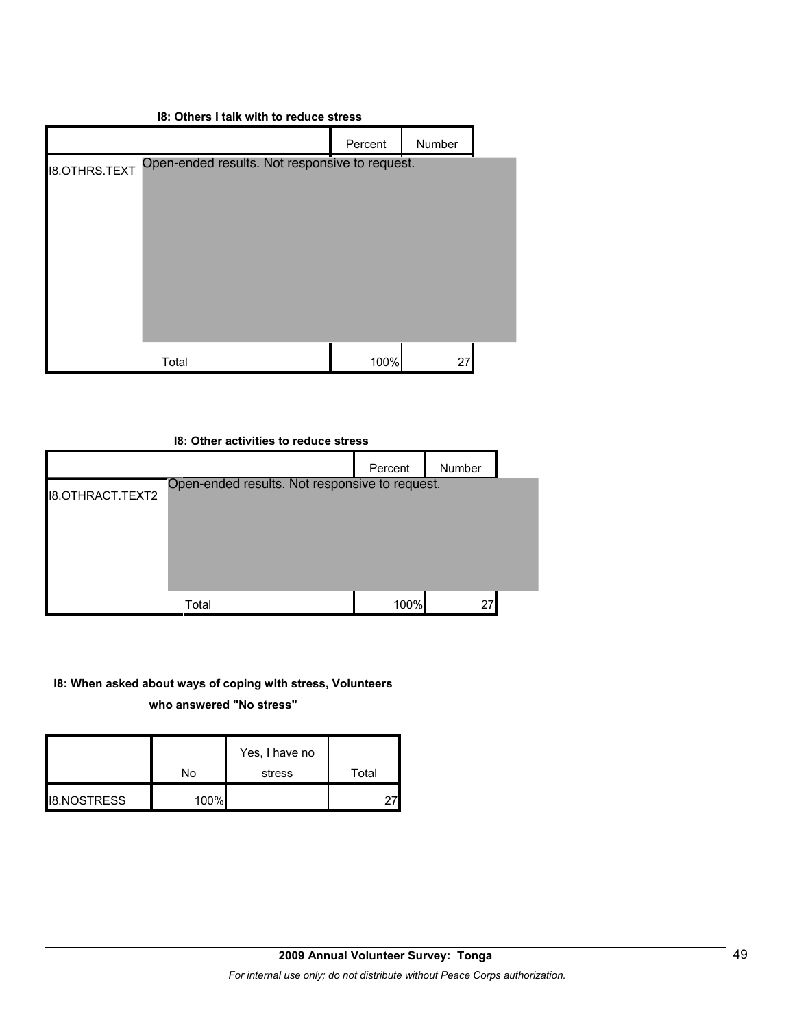**I8: Others I talk with to reduce stress**

| | | Percent | Number |
|---|---|---|---|
| I8.OTHRS.TEXT | Open-ended results. Not responsive to request. | | |
| | Total | 100% | 27 |

**I8: Other activities to reduce stress**

| | | Percent | Number |
|---|---|---|---|
| I8.OTHRACT.TEXT2 | Open-ended results. Not responsive to request. | | |
| | Total | 100% | 27 |

**I8: When asked about ways of coping with stress, Volunteers who answered "No stress"**

| | No | Yes, I have no stress | Total |
|---|---|---|---|
| I8.NOSTRESS | 100% | | 27 |

**2009 Annual Volunteer Survey: Tonga**

*For internal use only; do not distribute without Peace Corps authorization.*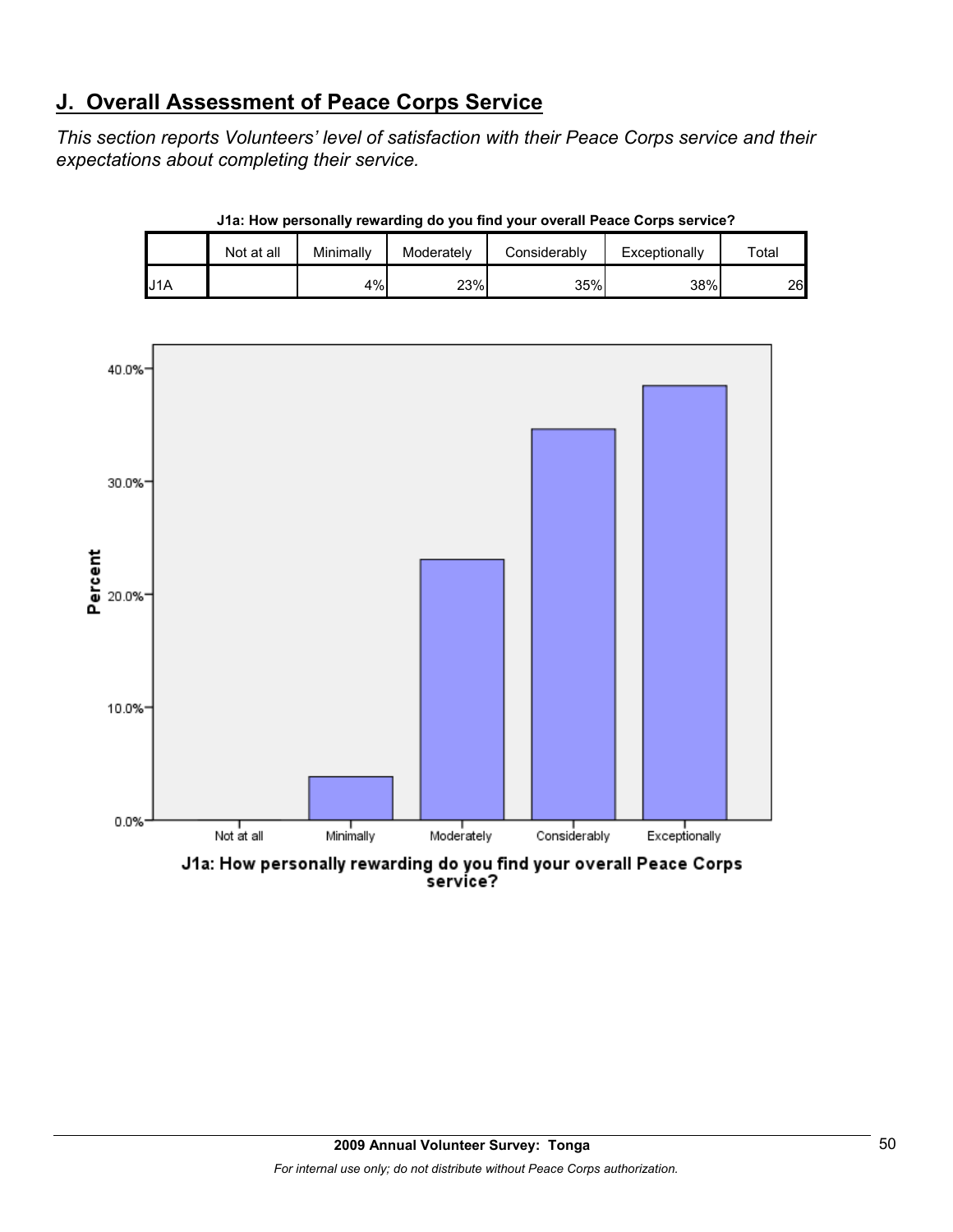## J. Overall Assessment of Peace Corps Service

*This section reports Volunteers' level of satisfaction with their Peace Corps service and their expectations about completing their service.*

**J1a: How personally rewarding do you find your overall Peace Corps service?**

| | Not at all | Minimally | Moderately | Considerably | Exceptionally | Total |
|---|---|---|---|---|---|---|
| J1A | | 4% | 23% | 35% | 38% | 26 |

**2009 Annual Volunteer Survey: Tonga**

*For internal use only; do not distribute without Peace Corps authorization.*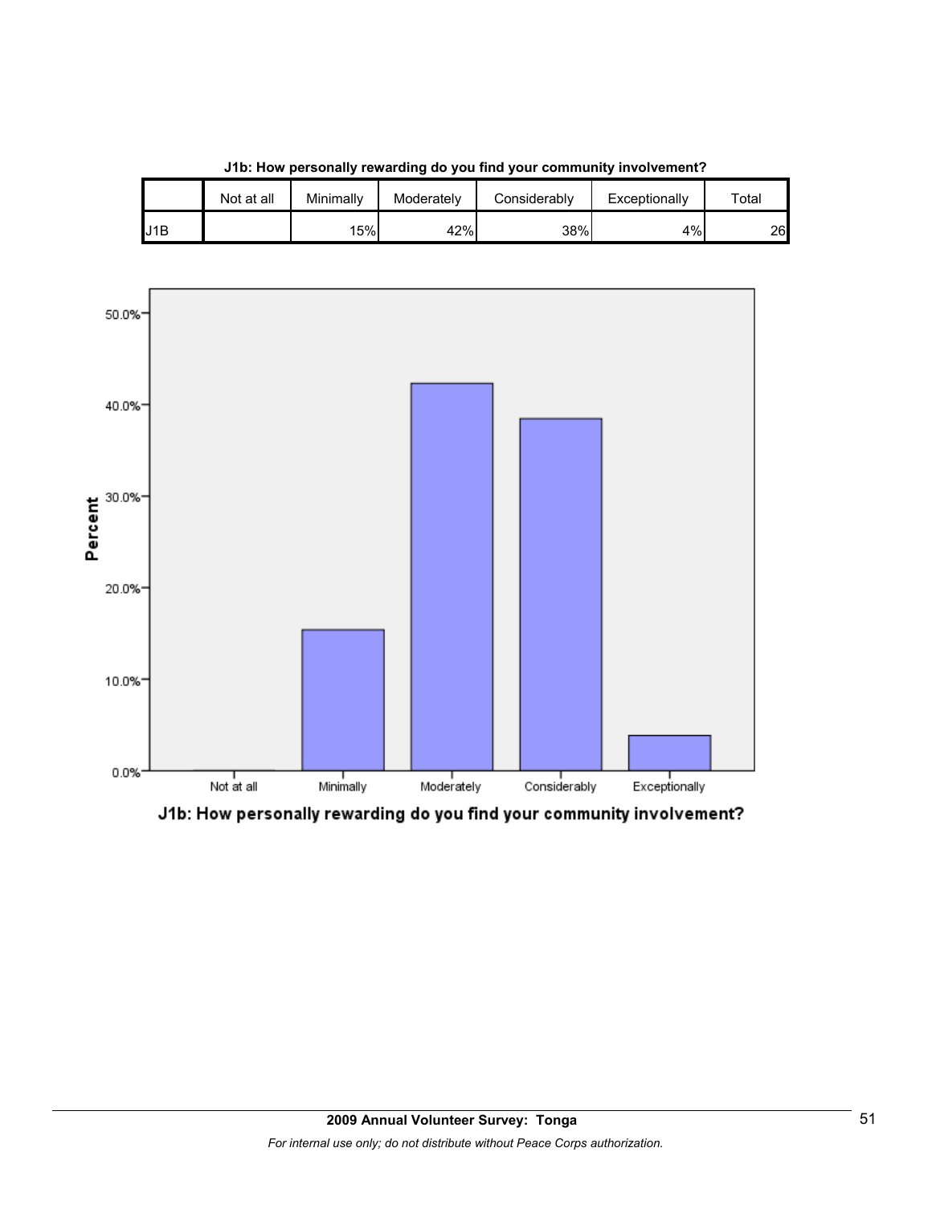**J1b: How personally rewarding do you find your community involvement?**

| | Not at all | Minimally | Moderately | Considerably | Exceptionally | Total |
|---|---|---|---|---|---|---|
| J1B | | 15% | 42% | 38% | 4% | 26 |

J1b: How personally rewarding do you find your community involvement?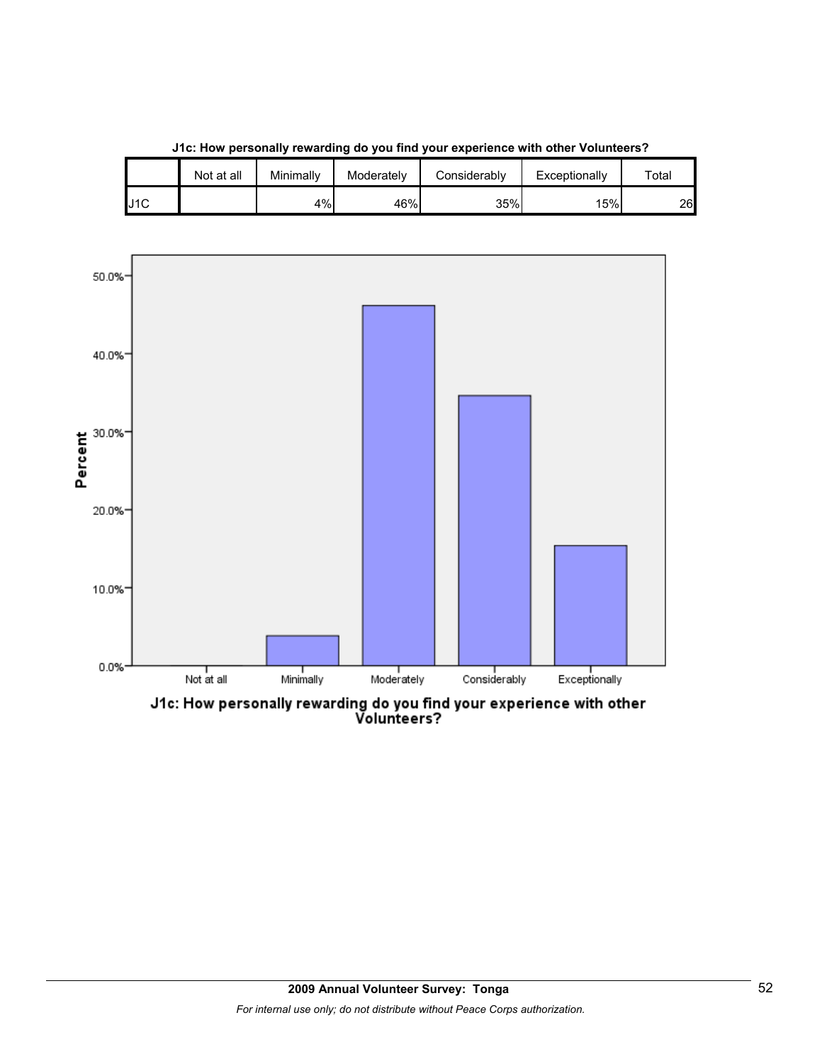**J1c: How personally rewarding do you find your experience with other Volunteers?**

| | Not at all | Minimally | Moderately | Considerably | Exceptionally | Total |
|---|---|---|---|---|---|---|
| J1C | | 4% | 46% | 35% | 15% | 26 |

Percent

50.0%
40.0%
30.0%
20.0%
10.0%
0.0%

Not at all | Minimally | Moderately | Considerably | Exceptionally

J1c: How personally rewarding do you find your experience with other Volunteers?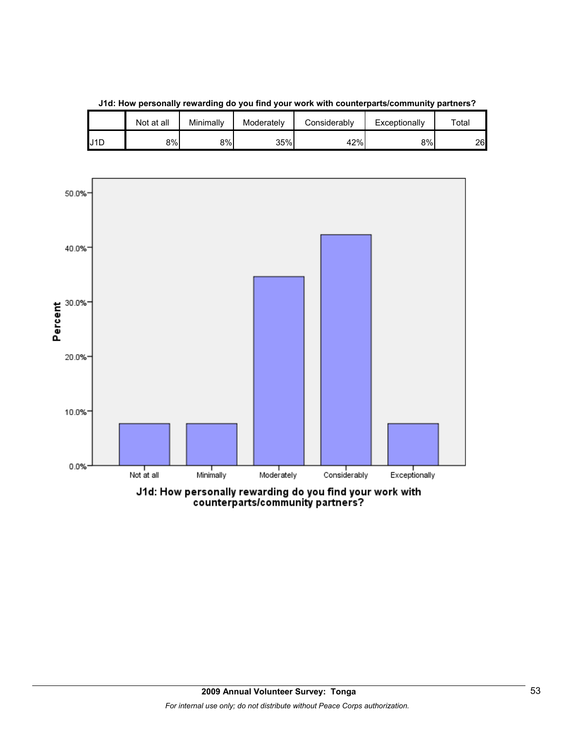**J1d: How personally rewarding do you find your work with counterparts/community partners?**

| | Not at all | Minimally | Moderately | Considerably | Exceptionally | Total |
|---|---|---|---|---|---|---|
| J1D | 8% | 8% | 35% | 42% | 8% | 26 |

J1d: How personally rewarding do you find your work with counterparts/community partners?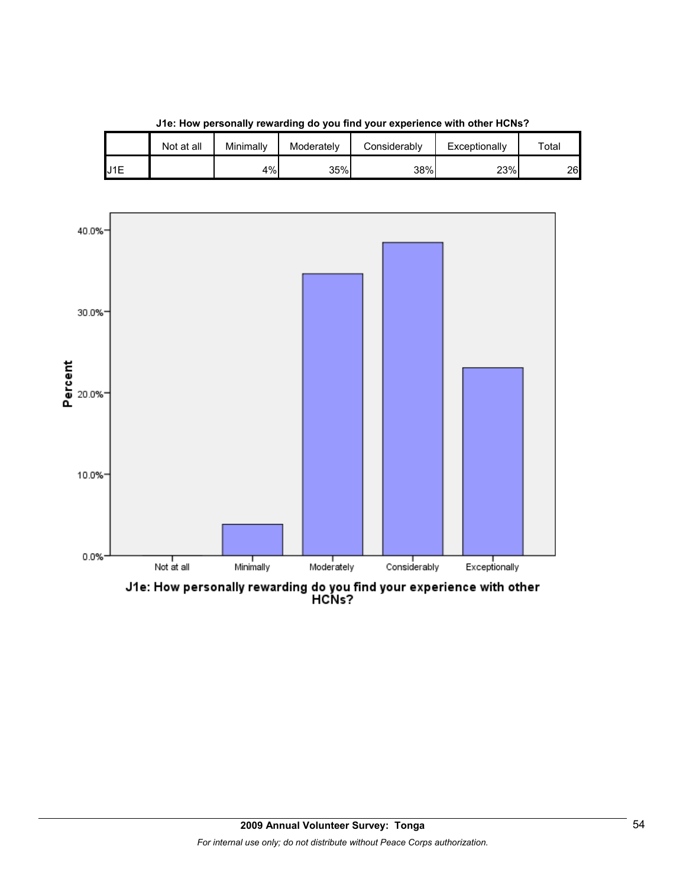**J1e: How personally rewarding do you find your experience with other HCNs?**

| | Not at all | Minimally | Moderately | Considerably | Exceptionally | Total |
|---|---|---|---|---|---|---|
| J1E | | 4% | 35% | 38% | 23% | 26 |

40.0%
30.0%
20.0%
10.0%
0.0%

Percent

Not at all | Minimally | Moderately | Considerably | Exceptionally

J1e: How personally rewarding do you find your experience with other HCNs?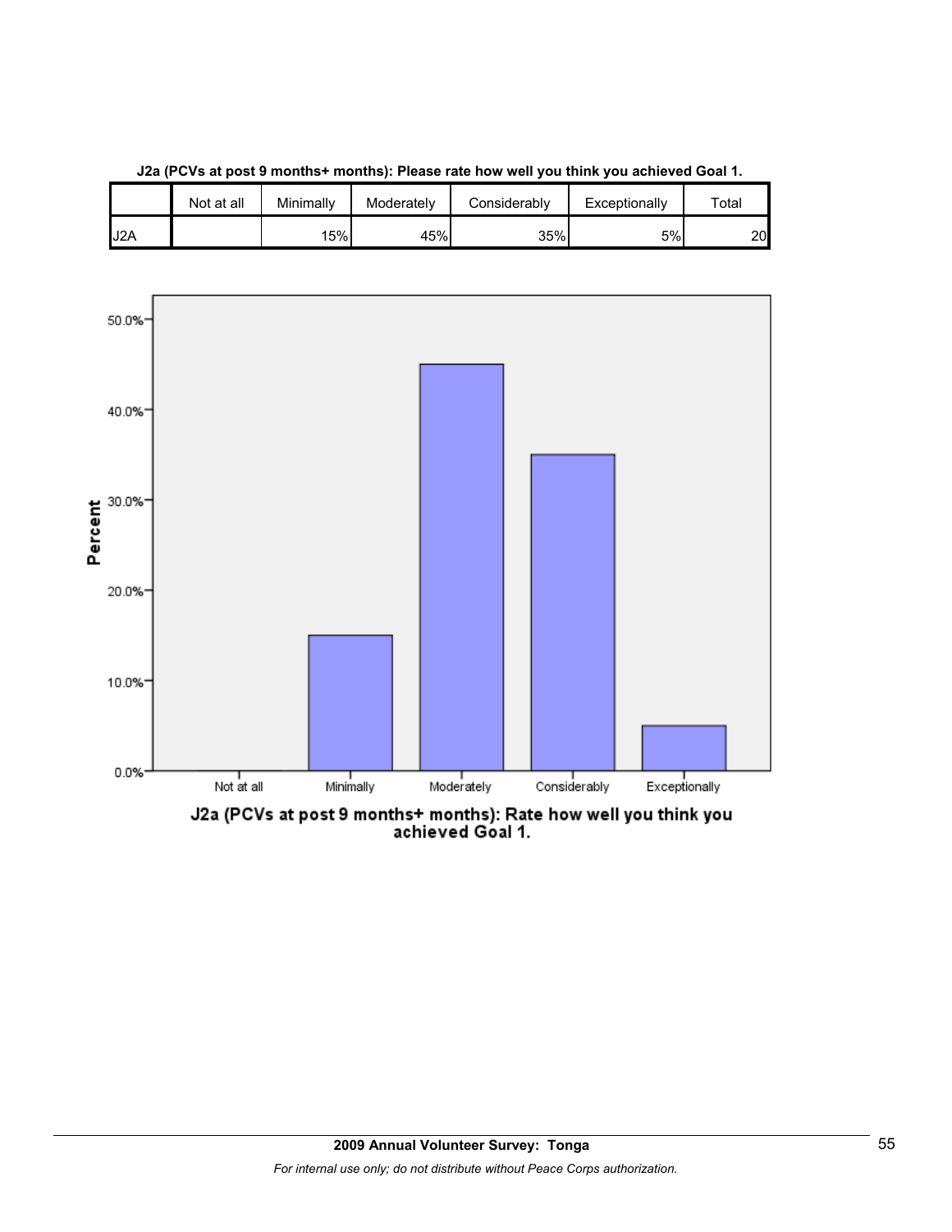**J2a (PCVs at post 9 months+ months): Please rate how well you think you achieved Goal 1.**

| | Not at all | Minimally | Moderately | Considerably | Exceptionally | Total |
|---|---|---|---|---|---|---|
| J2A | | 15% | 45% | 35% | 5% | 20 |

J2a (PCVs at post 9 months+ months): Rate how well you think you achieved Goal 1.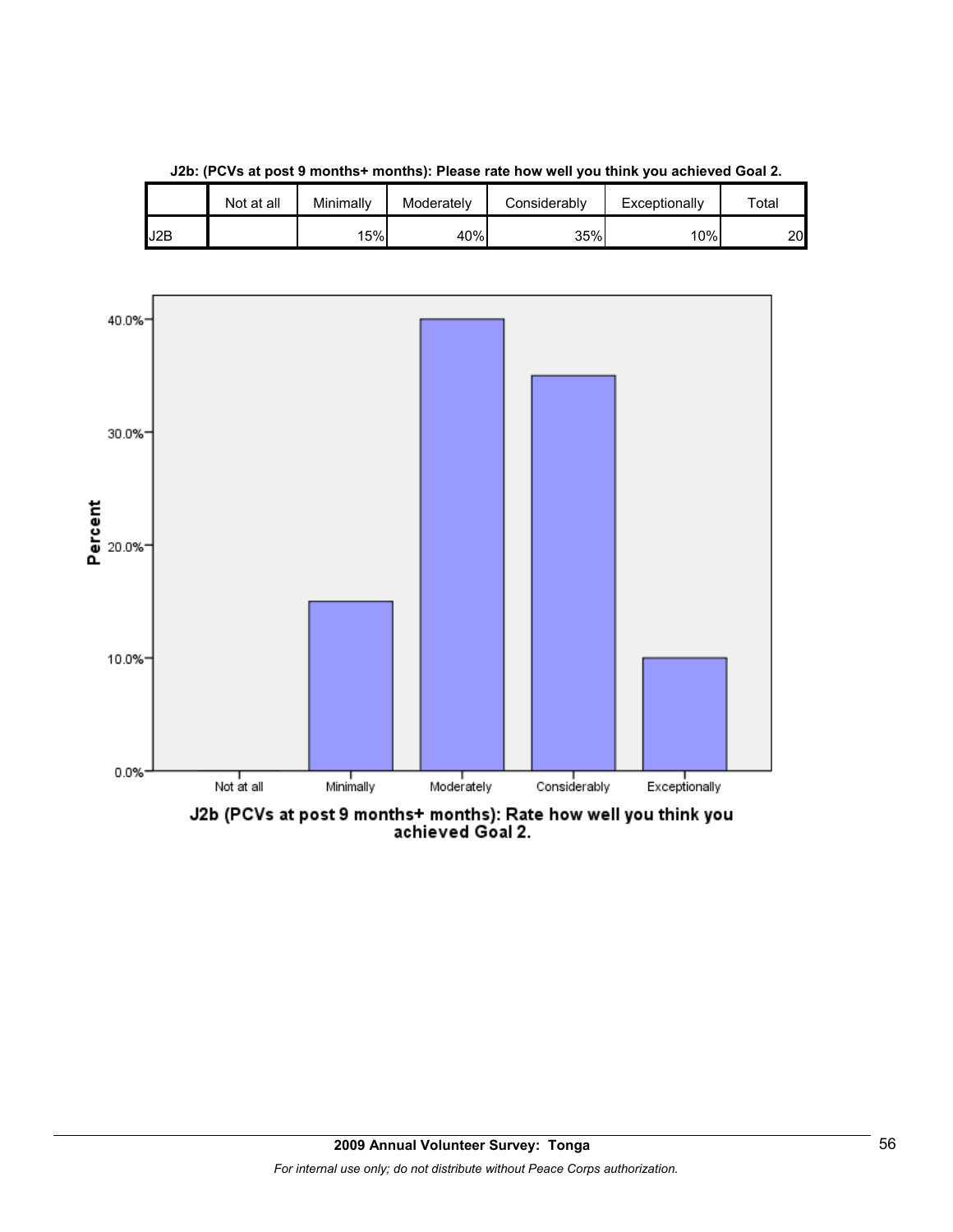**J2b: (PCVs at post 9 months+ months): Please rate how well you think you achieved Goal 2.**

| | Not at all | Minimally | Moderately | Considerably | Exceptionally | Total |
|---|---|---|---|---|---|---|
| J2B | | 15% | 40% | 35% | 10% | 20 |

J2b (PCVs at post 9 months+ months): Rate how well you think you achieved Goal 2.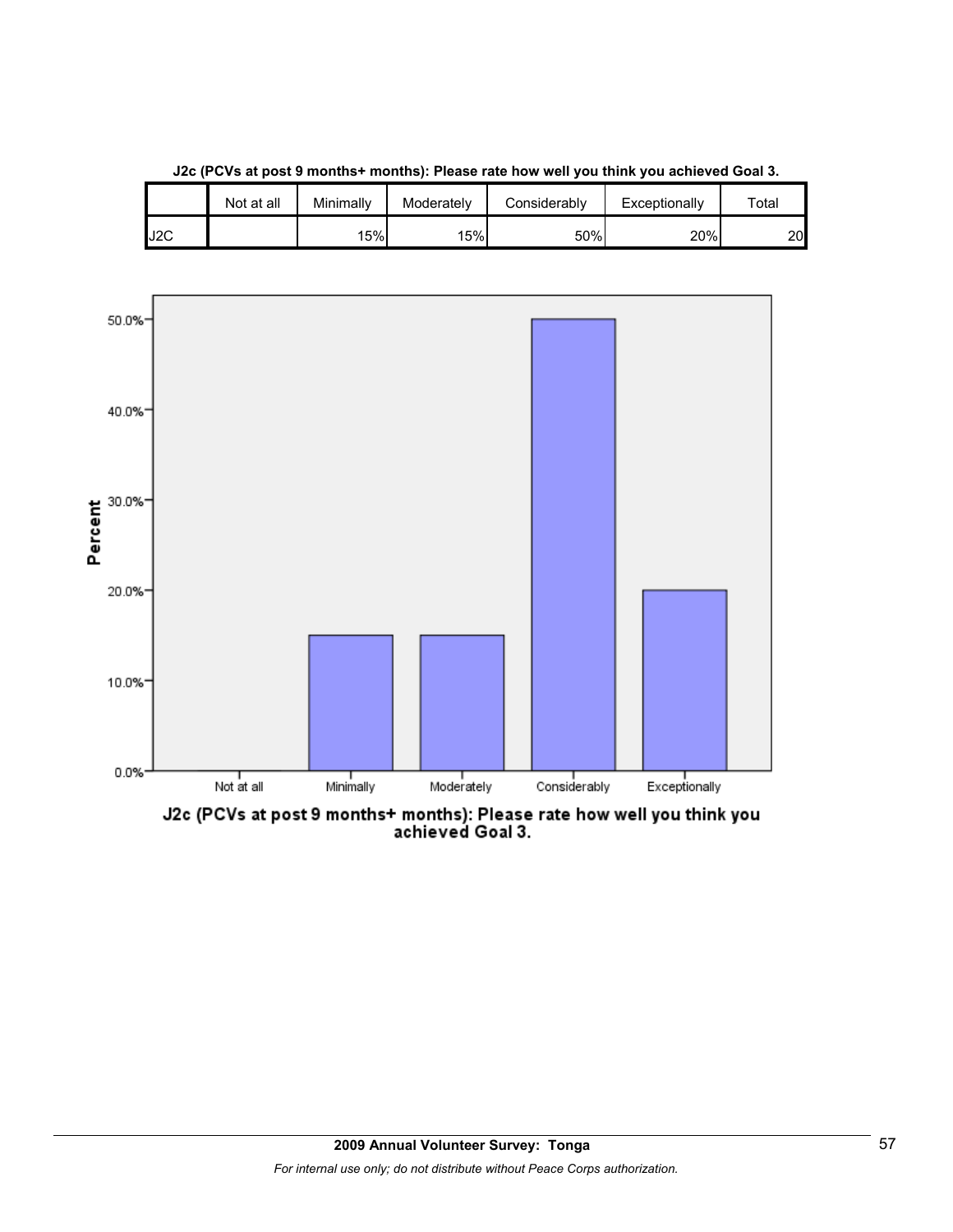**J2c (PCVs at post 9 months+ months): Please rate how well you think you achieved Goal 3.**

| | Not at all | Minimally | Moderately | Considerably | Exceptionally | Total |
|---|---|---|---|---|---|---|
| J2C | | 15% | 15% | 50% | 20% | 20 |

J2c (PCVs at post 9 months+ months): Please rate how well you think you achieved Goal 3.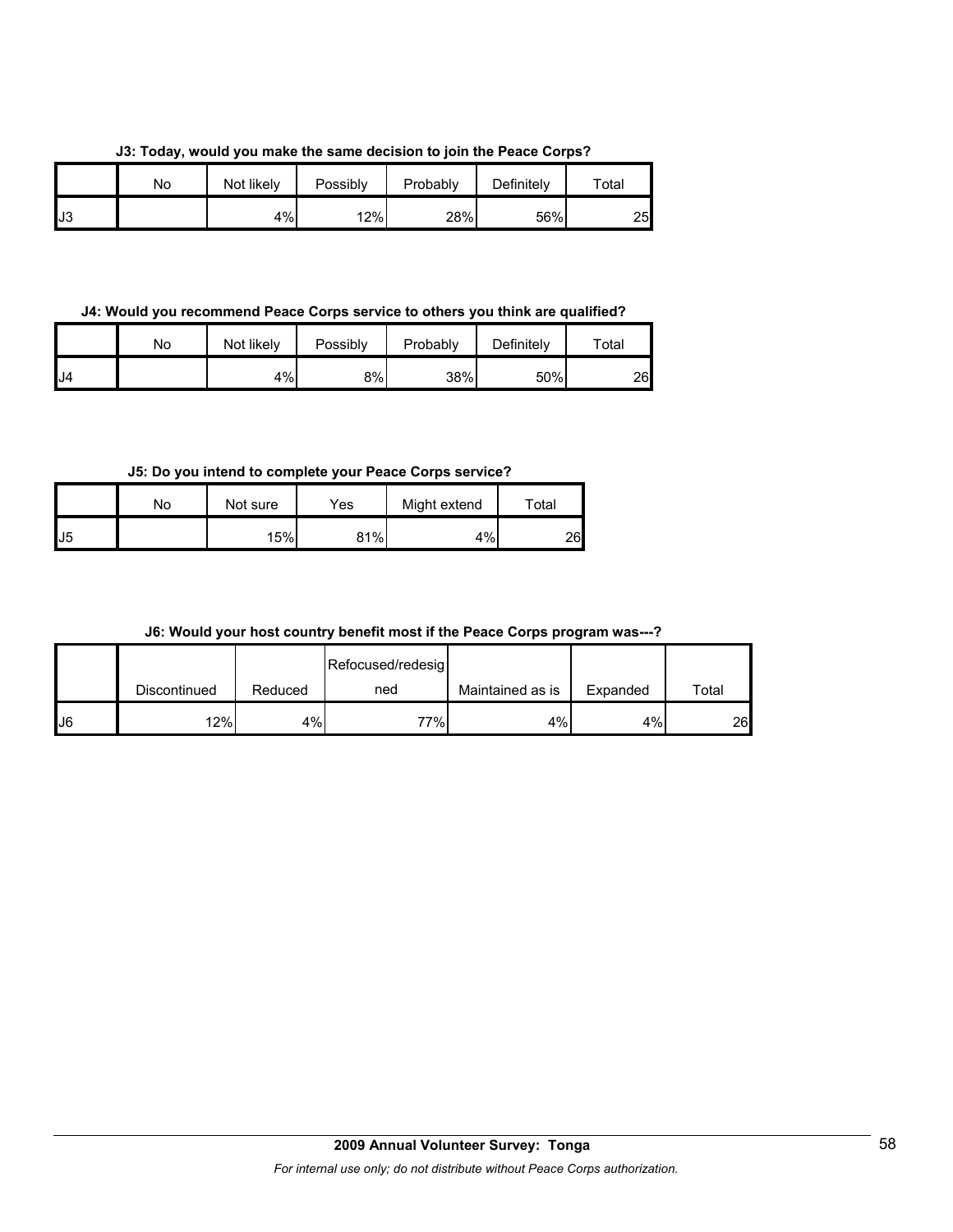**J3: Today, would you make the same decision to join the Peace Corps?**

| | No | Not likely | Possibly | Probably | Definitely | Total |
|---|---|---|---|---|---|---|
| J3 | | 4% | 12% | 28% | 56% | 25 |

**J4: Would you recommend Peace Corps service to others you think are qualified?**

| | No | Not likely | Possibly | Probably | Definitely | Total |
|---|---|---|---|---|---|---|
| J4 | | 4% | 8% | 38% | 50% | 26 |

**J5: Do you intend to complete your Peace Corps service?**

| | No | Not sure | Yes | Might extend | Total |
|---|---|---|---|---|---|
| J5 | | 15% | 81% | 4% | 26 |

**J6: Would your host country benefit most if the Peace Corps program was---?**

| | Discontinued | Reduced | Refocused/redesigned | Maintained as is | Expanded | Total |
|---|---|---|---|---|---|---|
| J6 | 12% | 4% | 77% | 4% | 4% | 26 |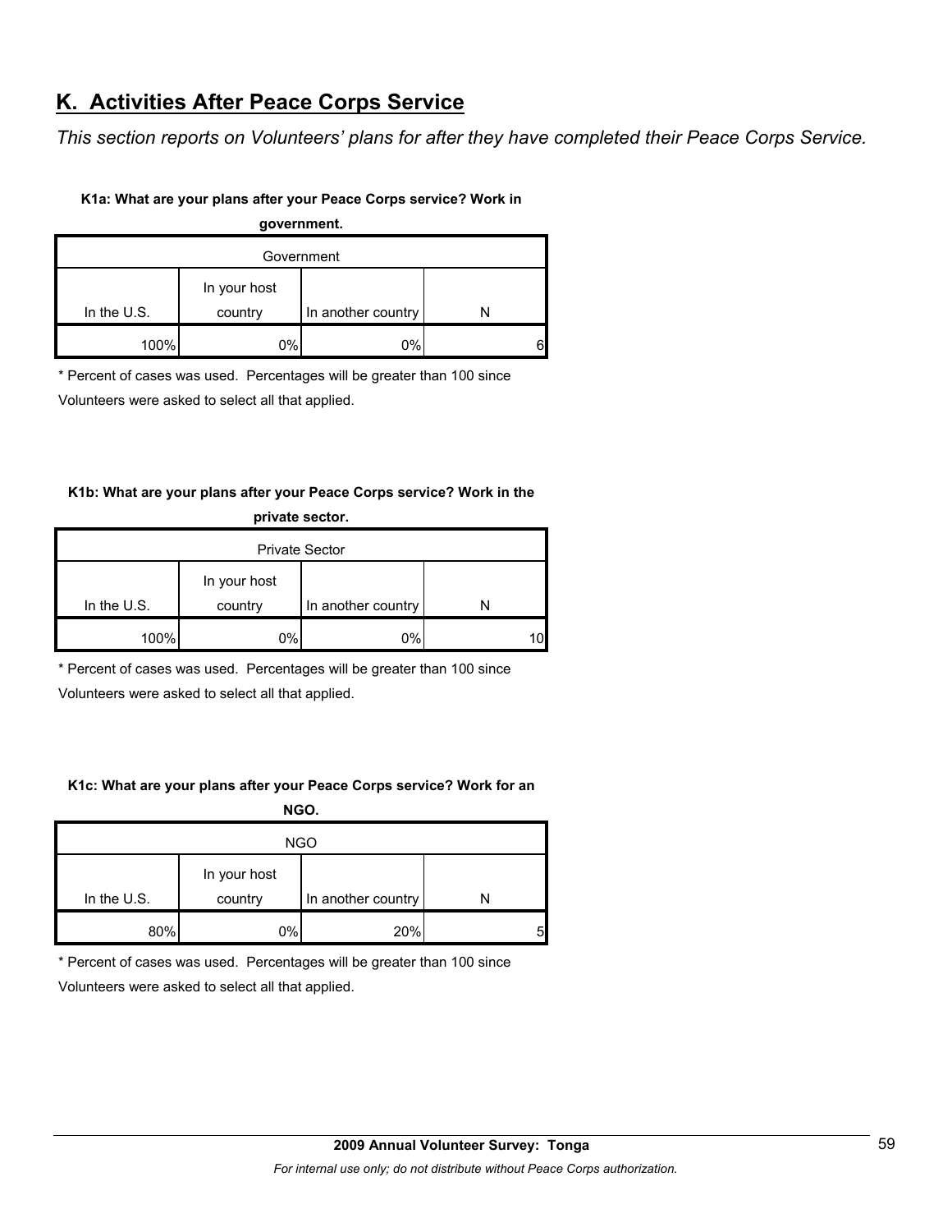## K. Activities After Peace Corps Service

*This section reports on Volunteers' plans for after they have completed their Peace Corps Service.*

**K1a: What are your plans after your Peace Corps service? Work in government.**

| Government | | | |
|---|---|---|---|
| In the U.S. | In your host country | In another country | N |
| 100% | 0% | 0% | 6 |

\* Percent of cases was used. Percentages will be greater than 100 since Volunteers were asked to select all that applied.

**K1b: What are your plans after your Peace Corps service? Work in the private sector.**

| Private Sector | | | |
|---|---|---|---|
| In the U.S. | In your host country | In another country | N |
| 100% | 0% | 0% | 10 |

\* Percent of cases was used. Percentages will be greater than 100 since Volunteers were asked to select all that applied.

**K1c: What are your plans after your Peace Corps service? Work for an NGO.**

| NGO | | | |
|---|---|---|---|
| In the U.S. | In your host country | In another country | N |
| 80% | 0% | 20% | 5 |

\* Percent of cases was used. Percentages will be greater than 100 since Volunteers were asked to select all that applied.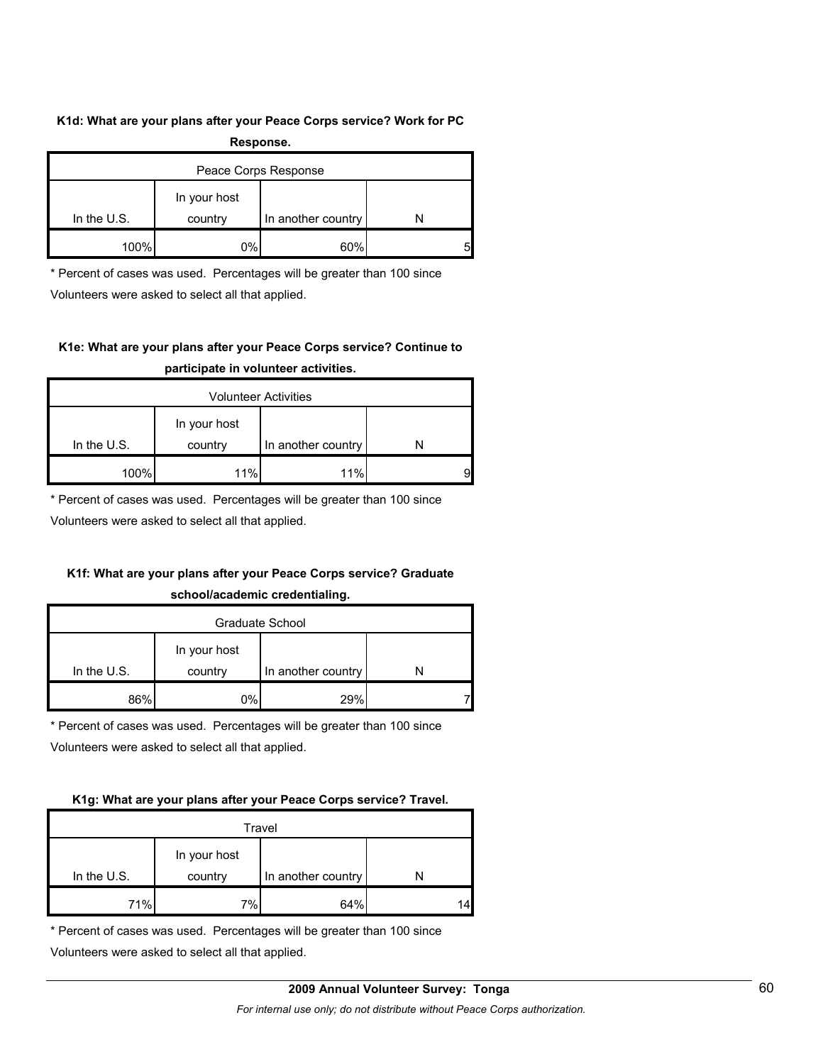**K1d: What are your plans after your Peace Corps service? Work for PC Response.**

| Peace Corps Response | | | |
|---|---|---|---|
| In the U.S. | In your host country | In another country | N |
| 100% | 0% | 60% | 5 |

\* Percent of cases was used. Percentages will be greater than 100 since Volunteers were asked to select all that applied.

**K1e: What are your plans after your Peace Corps service? Continue to participate in volunteer activities.**

| Volunteer Activities | | | |
|---|---|---|---|
| In the U.S. | In your host country | In another country | N |
| 100% | 11% | 11% | 9 |

\* Percent of cases was used. Percentages will be greater than 100 since Volunteers were asked to select all that applied.

**K1f: What are your plans after your Peace Corps service? Graduate school/academic credentialing.**

| Graduate School | | | |
|---|---|---|---|
| In the U.S. | In your host country | In another country | N |
| 86% | 0% | 29% | 7 |

\* Percent of cases was used. Percentages will be greater than 100 since Volunteers were asked to select all that applied.

**K1g: What are your plans after your Peace Corps service? Travel.**

| Travel | | | |
|---|---|---|---|
| In the U.S. | In your host country | In another country | N |
| 71% | 7% | 64% | 14 |

\* Percent of cases was used. Percentages will be greater than 100 since Volunteers were asked to select all that applied.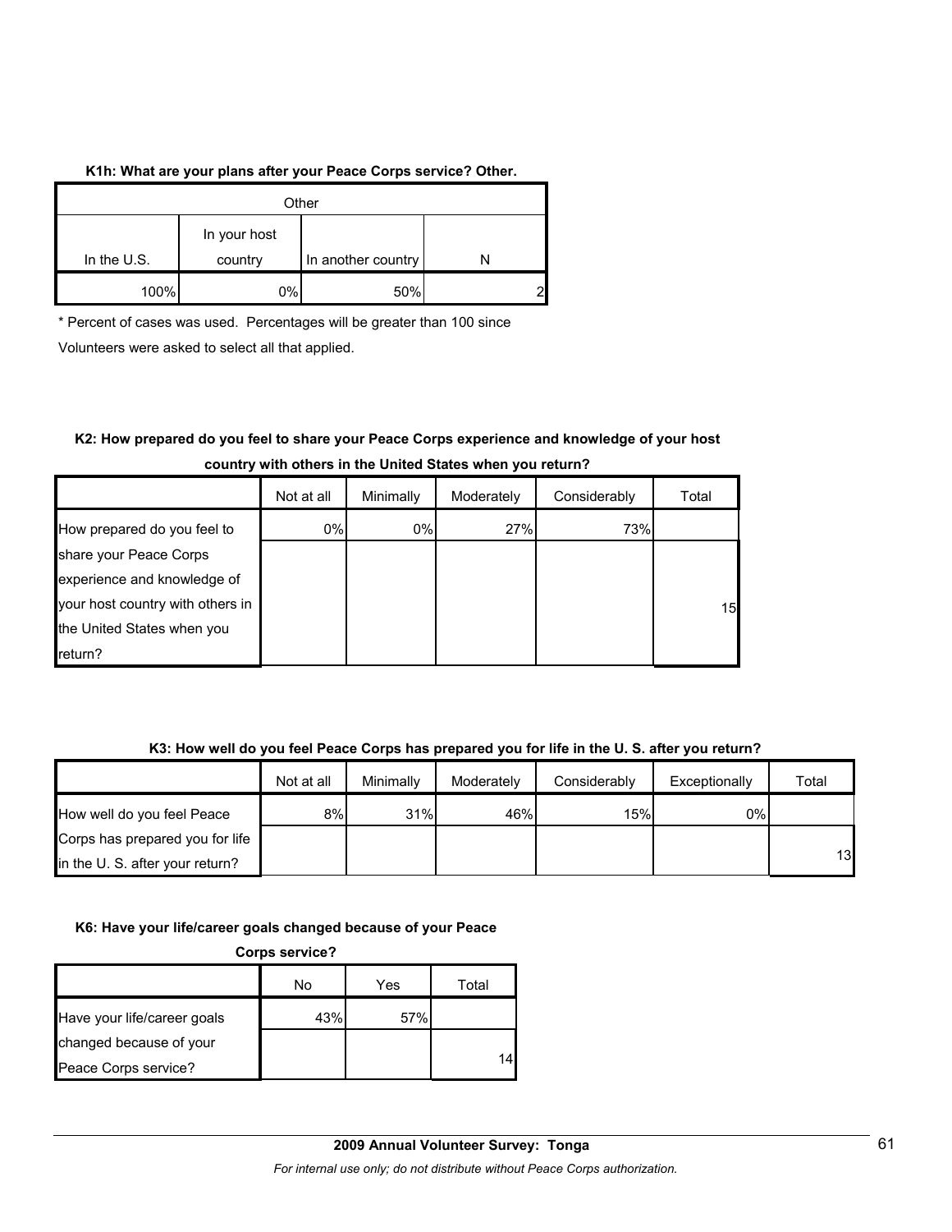**K1h: What are your plans after your Peace Corps service? Other.**

| Other | | | |
|---|---|---|---|
| In the U.S. | In your host country | In another country | N |
| 100% | 0% | 50% | 2 |

\* Percent of cases was used. Percentages will be greater than 100 since Volunteers were asked to select all that applied.

**K2: How prepared do you feel to share your Peace Corps experience and knowledge of your host country with others in the United States when you return?**

| | Not at all | Minimally | Moderately | Considerably | Total |
|---|---|---|---|---|---|
| How prepared do you feel to share your Peace Corps experience and knowledge of your host country with others in the United States when you return? | 0% | 0% | 27% | 73% | 15 |

**K3: How well do you feel Peace Corps has prepared you for life in the U. S. after you return?**

| | Not at all | Minimally | Moderately | Considerably | Exceptionally | Total |
|---|---|---|---|---|---|---|
| How well do you feel Peace Corps has prepared you for life in the U. S. after your return? | 8% | 31% | 46% | 15% | 0% | 13 |

**K6: Have your life/career goals changed because of your Peace Corps service?**

| | No | Yes | Total |
|---|---|---|---|
| Have your life/career goals changed because of your Peace Corps service? | 43% | 57% | 14 |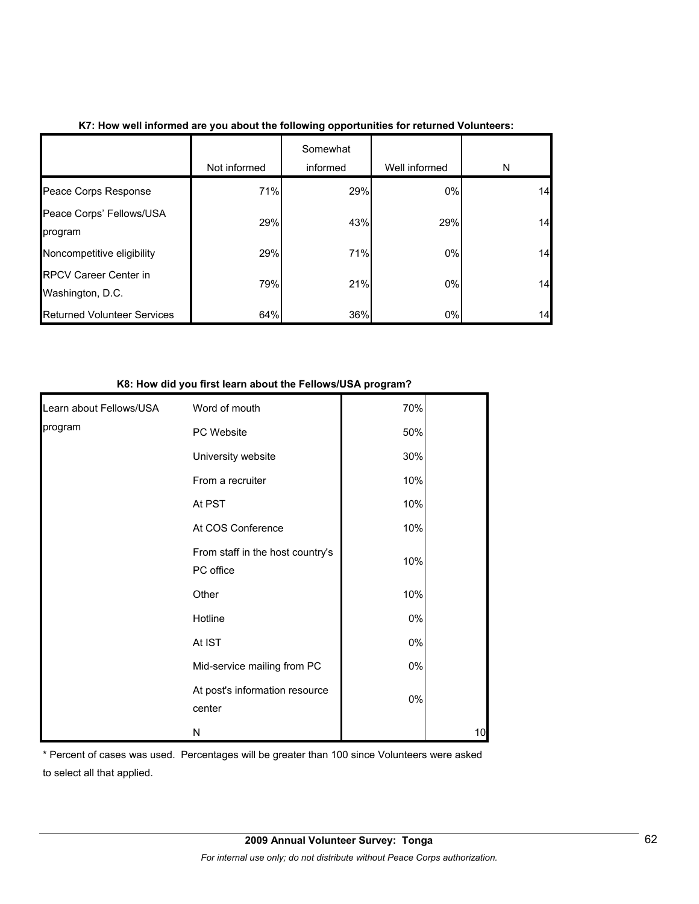**K7: How well informed are you about the following opportunities for returned Volunteers:**

| | Not informed | Somewhat informed | Well informed | N |
|---|---|---|---|---|
| Peace Corps Response | 71% | 29% | 0% | 14 |
| Peace Corps' Fellows/USA program | 29% | 43% | 29% | 14 |
| Noncompetitive eligibility | 29% | 71% | 0% | 14 |
| RPCV Career Center in Washington, D.C. | 79% | 21% | 0% | 14 |
| Returned Volunteer Services | 64% | 36% | 0% | 14 |

**K8: How did you first learn about the Fellows/USA program?**

| | | | |
|---|---|---|---|
| Learn about Fellows/USA program | Word of mouth | 70% | |
| | PC Website | 50% | |
| | University website | 30% | |
| | From a recruiter | 10% | |
| | At PST | 10% | |
| | At COS Conference | 10% | |
| | From staff in the host country's PC office | 10% | |
| | Other | 10% | |
| | Hotline | 0% | |
| | At IST | 0% | |
| | Mid-service mailing from PC | 0% | |
| | At post's information resource center | 0% | |
| | N | | 10 |

* Percent of cases was used. Percentages will be greater than 100 since Volunteers were asked to select all that applied.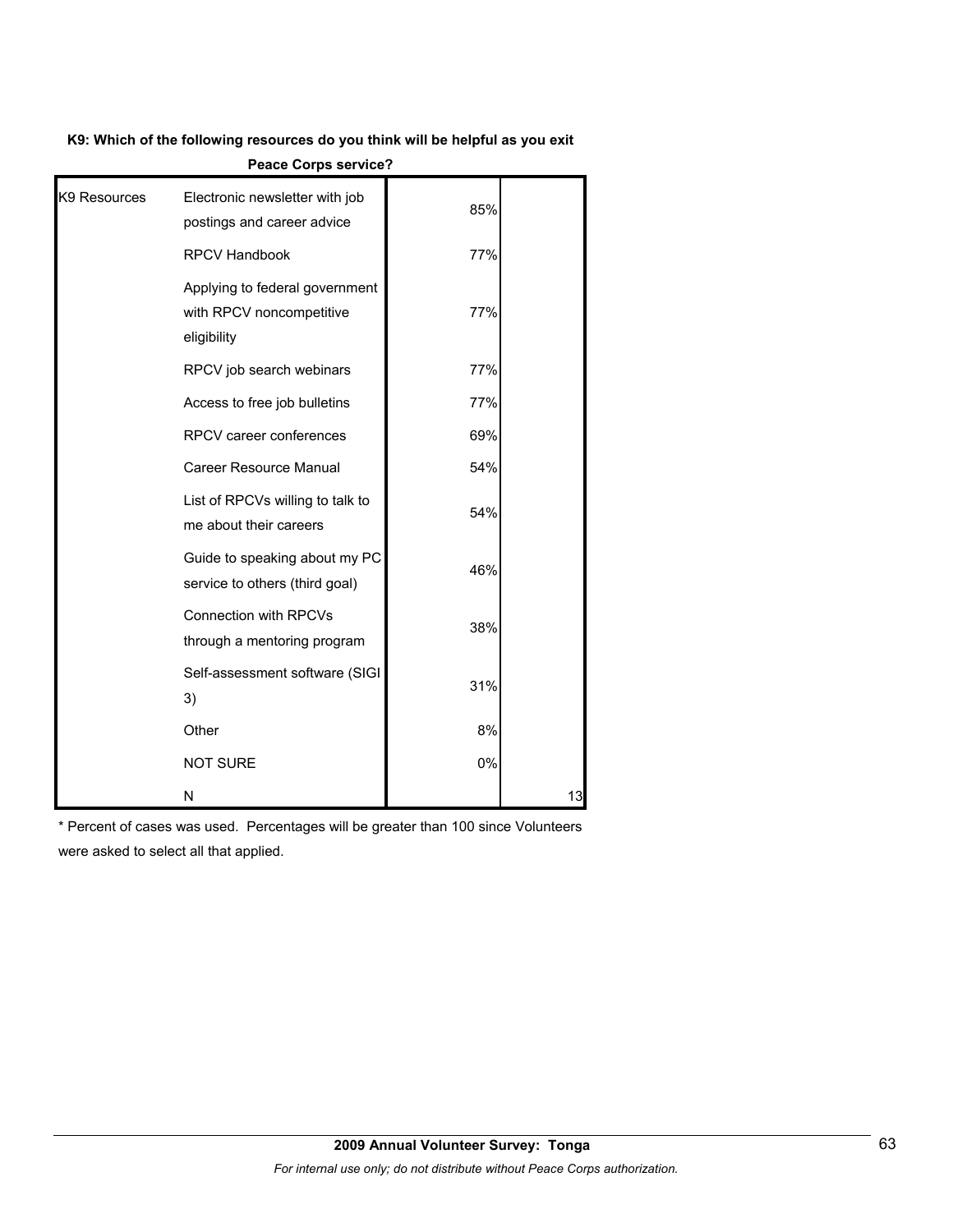**K9: Which of the following resources do you think will be helpful as you exit Peace Corps service?**

| K9 Resources | | | |
|---|---|---|---|
| | Electronic newsletter with job postings and career advice | 85% | |
| | RPCV Handbook | 77% | |
| | Applying to federal government with RPCV noncompetitive eligibility | 77% | |
| | RPCV job search webinars | 77% | |
| | Access to free job bulletins | 77% | |
| | RPCV career conferences | 69% | |
| | Career Resource Manual | 54% | |
| | List of RPCVs willing to talk to me about their careers | 54% | |
| | Guide to speaking about my PC service to others (third goal) | 46% | |
| | Connection with RPCVs through a mentoring program | 38% | |
| | Self-assessment software (SIGI 3) | 31% | |
| | Other | 8% | |
| | NOT SURE | 0% | |
| | N | | 13 |

* Percent of cases was used. Percentages will be greater than 100 since Volunteers were asked to select all that applied.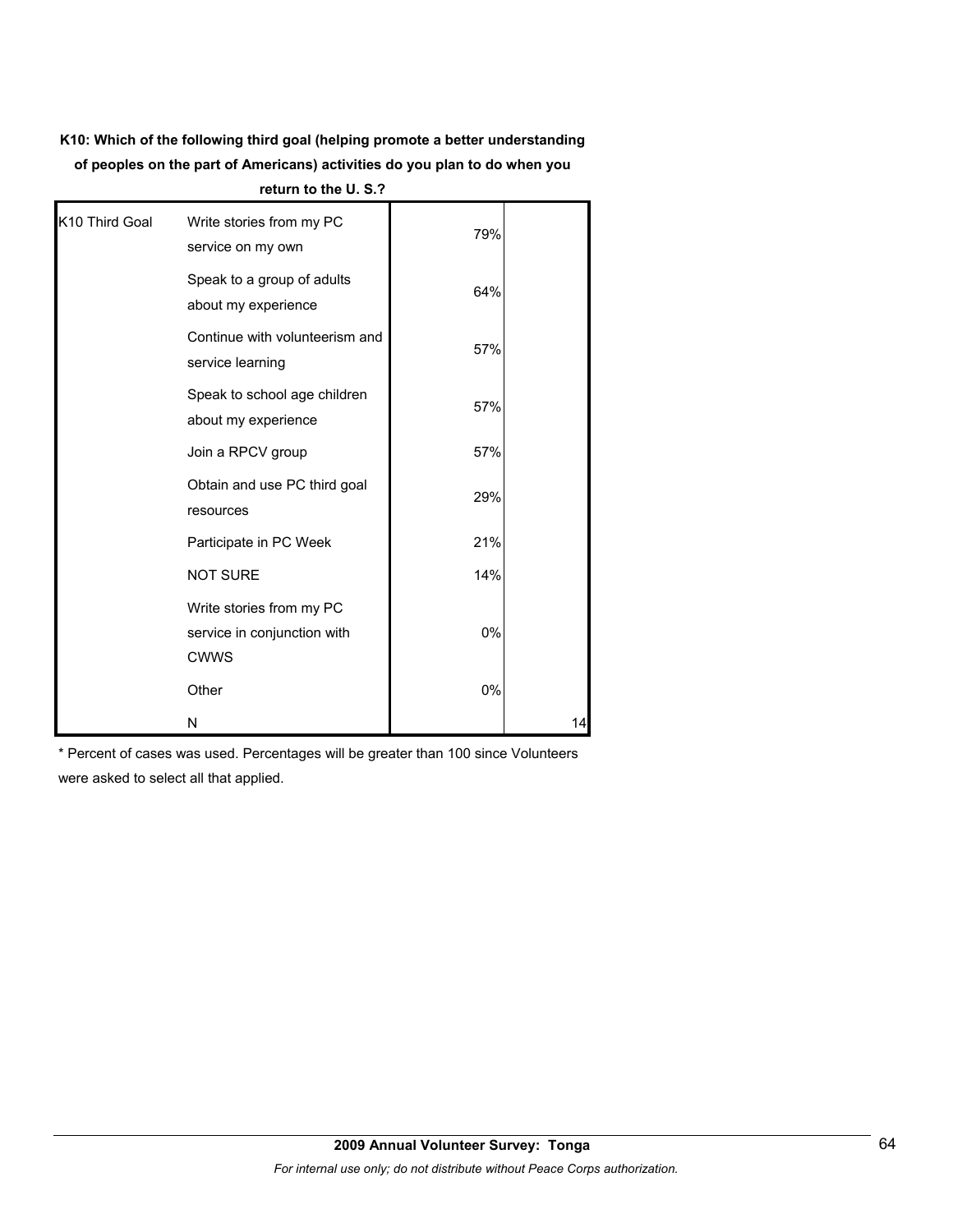**K10: Which of the following third goal (helping promote a better understanding of peoples on the part of Americans) activities do you plan to do when you return to the U. S.?**

| | | | |
|---|---|---|---|
| K10 Third Goal | Write stories from my PC service on my own | 79% | |
| | Speak to a group of adults about my experience | 64% | |
| | Continue with volunteerism and service learning | 57% | |
| | Speak to school age children about my experience | 57% | |
| | Join a RPCV group | 57% | |
| | Obtain and use PC third goal resources | 29% | |
| | Participate in PC Week | 21% | |
| | NOT SURE | 14% | |
| | Write stories from my PC service in conjunction with CWWS | 0% | |
| | Other | 0% | |
| | N | | 14 |

* Percent of cases was used. Percentages will be greater than 100 since Volunteers were asked to select all that applied.

**2009 Annual Volunteer Survey: Tonga**

*For internal use only; do not distribute without Peace Corps authorization.*